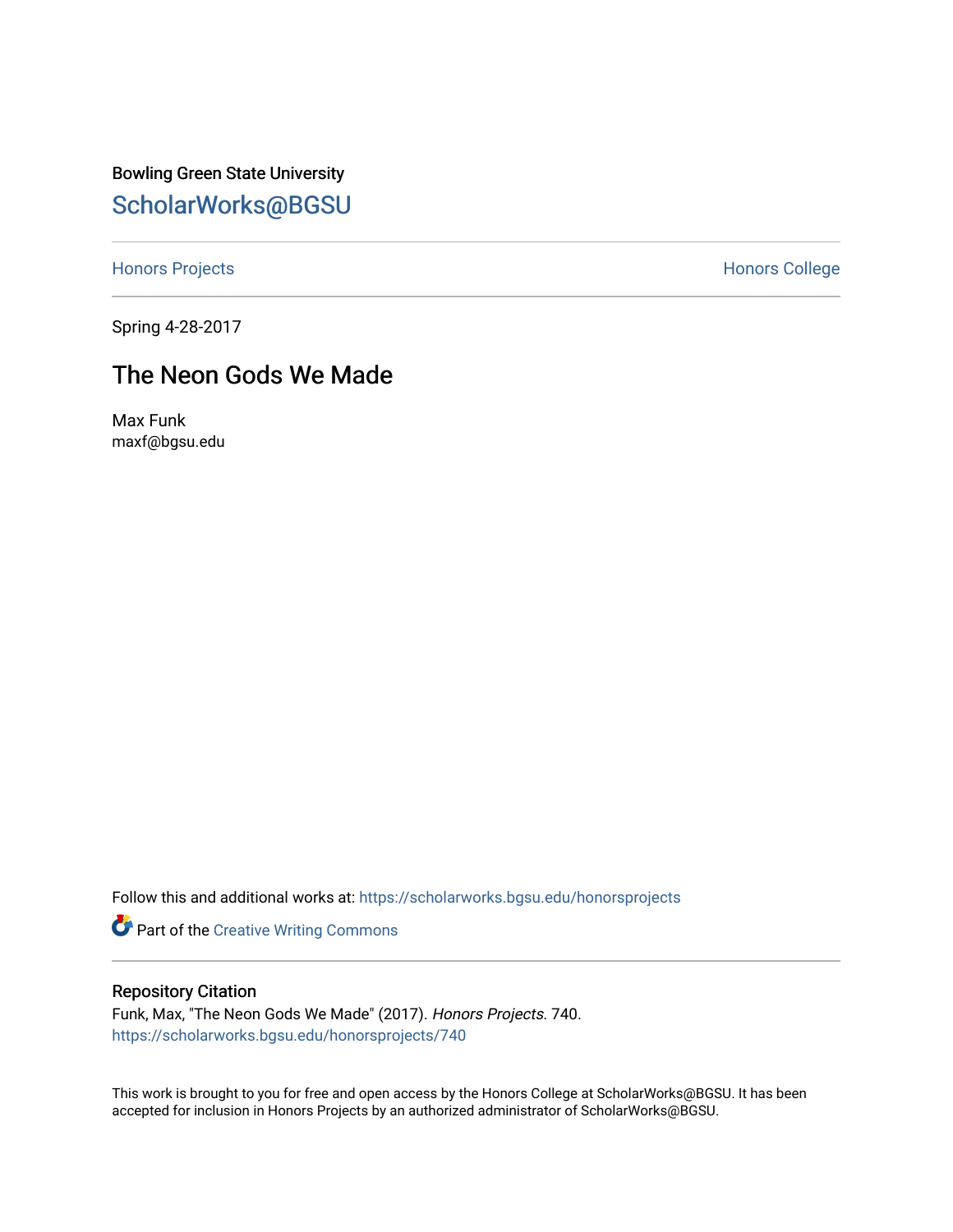Bowling Green State University

# ScholarWorks@BGSU

Honors Projects

Honors College

Spring 4-28-2017

## The Neon Gods We Made

Max Funk
maxf@bgsu.edu

Follow this and additional works at: https://scholarworks.bgsu.edu/honorsprojects

Part of the Creative Writing Commons

### Repository Citation

Funk, Max, "The Neon Gods We Made" (2017). *Honors Projects*. 740.
https://scholarworks.bgsu.edu/honorsprojects/740

This work is brought to you for free and open access by the Honors College at ScholarWorks@BGSU. It has been accepted for inclusion in Honors Projects by an authorized administrator of ScholarWorks@BGSU.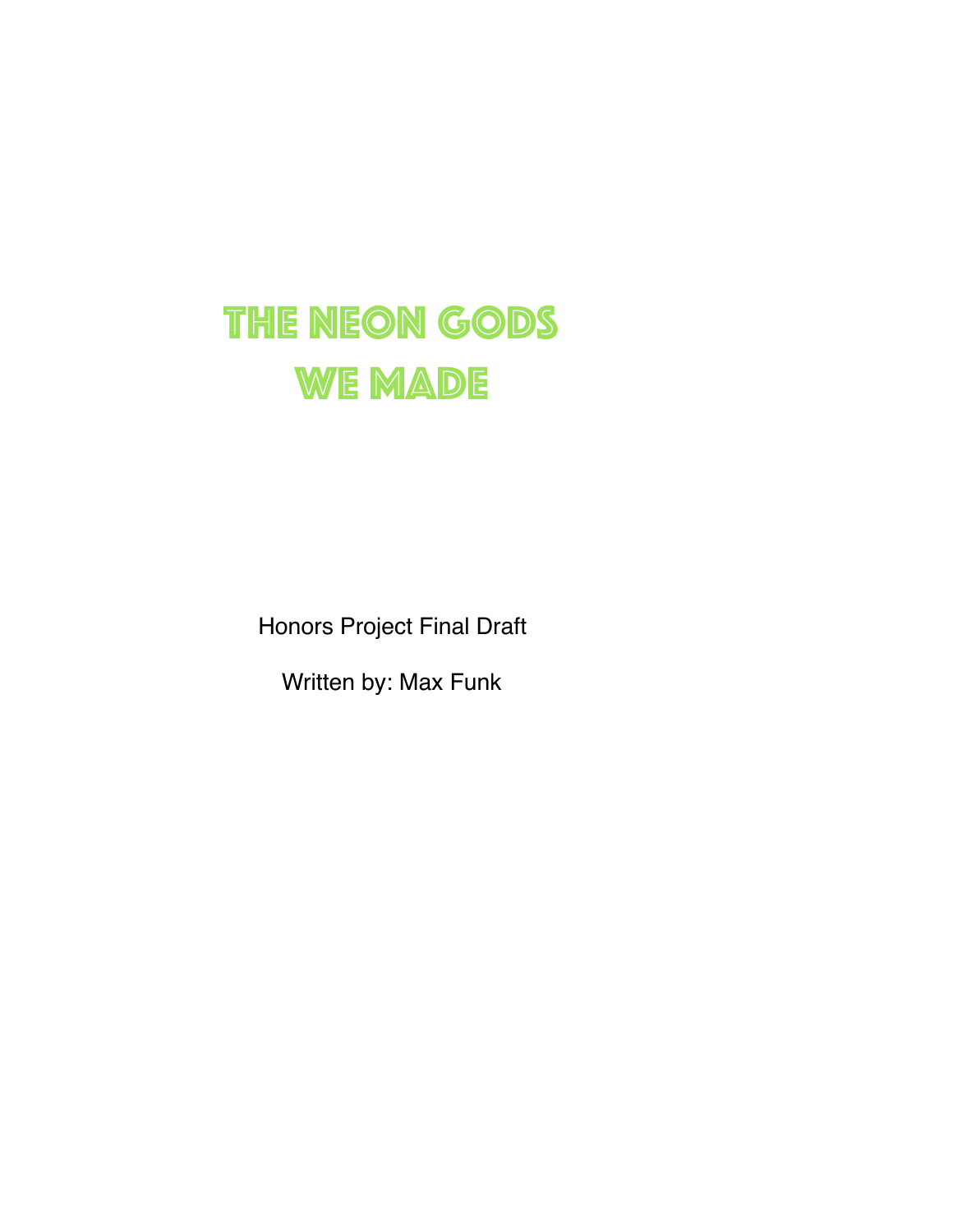# THE NEON GODS WE MADE

Honors Project Final Draft

Written by: Max Funk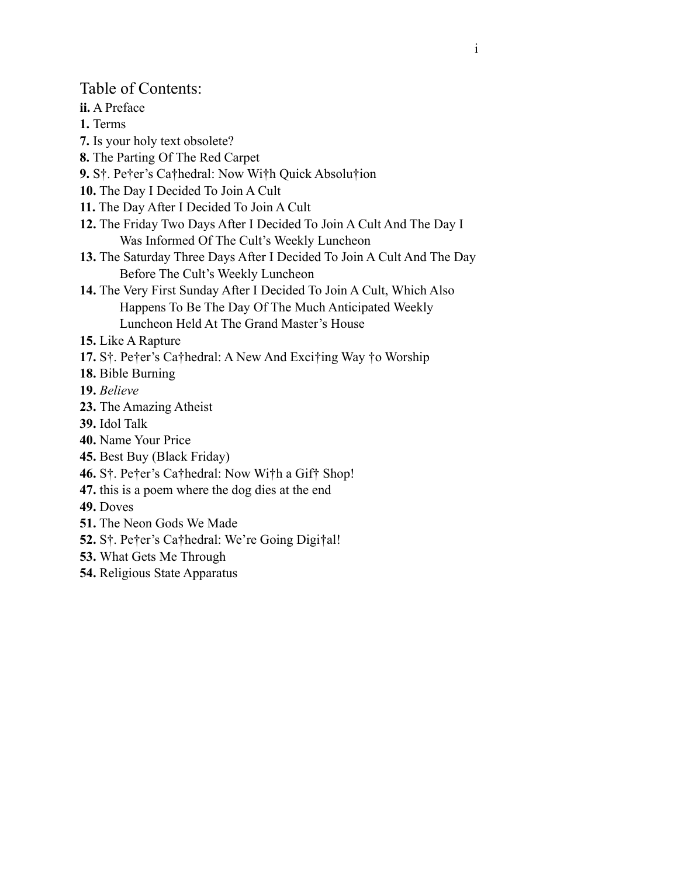# Table of Contents:

**ii.** A Preface
**1.** Terms
**7.** Is your holy text obsolete?
**8.** The Parting Of The Red Carpet
**9.** S†. Pe†er's Ca†hedral: Now Wi†h Quick Absolu†ion
**10.** The Day I Decided To Join A Cult
**11.** The Day After I Decided To Join A Cult
**12.** The Friday Two Days After I Decided To Join A Cult And The Day I Was Informed Of The Cult's Weekly Luncheon
**13.** The Saturday Three Days After I Decided To Join A Cult And The Day Before The Cult's Weekly Luncheon
**14.** The Very First Sunday After I Decided To Join A Cult, Which Also Happens To Be The Day Of The Much Anticipated Weekly Luncheon Held At The Grand Master's House
**15.** Like A Rapture
**17.** S†. Pe†er's Ca†hedral: A New And Exci†ing Way †o Worship
**18.** Bible Burning
**19.** *Believe*
**23.** The Amazing Atheist
**39.** Idol Talk
**40.** Name Your Price
**45.** Best Buy (Black Friday)
**46.** S†. Pe†er's Ca†hedral: Now Wi†h a Gif† Shop!
**47.** this is a poem where the dog dies at the end
**49.** Doves
**51.** The Neon Gods We Made
**52.** S†. Pe†er's Ca†hedral: We're Going Digi†al!
**53.** What Gets Me Through
**54.** Religious State Apparatus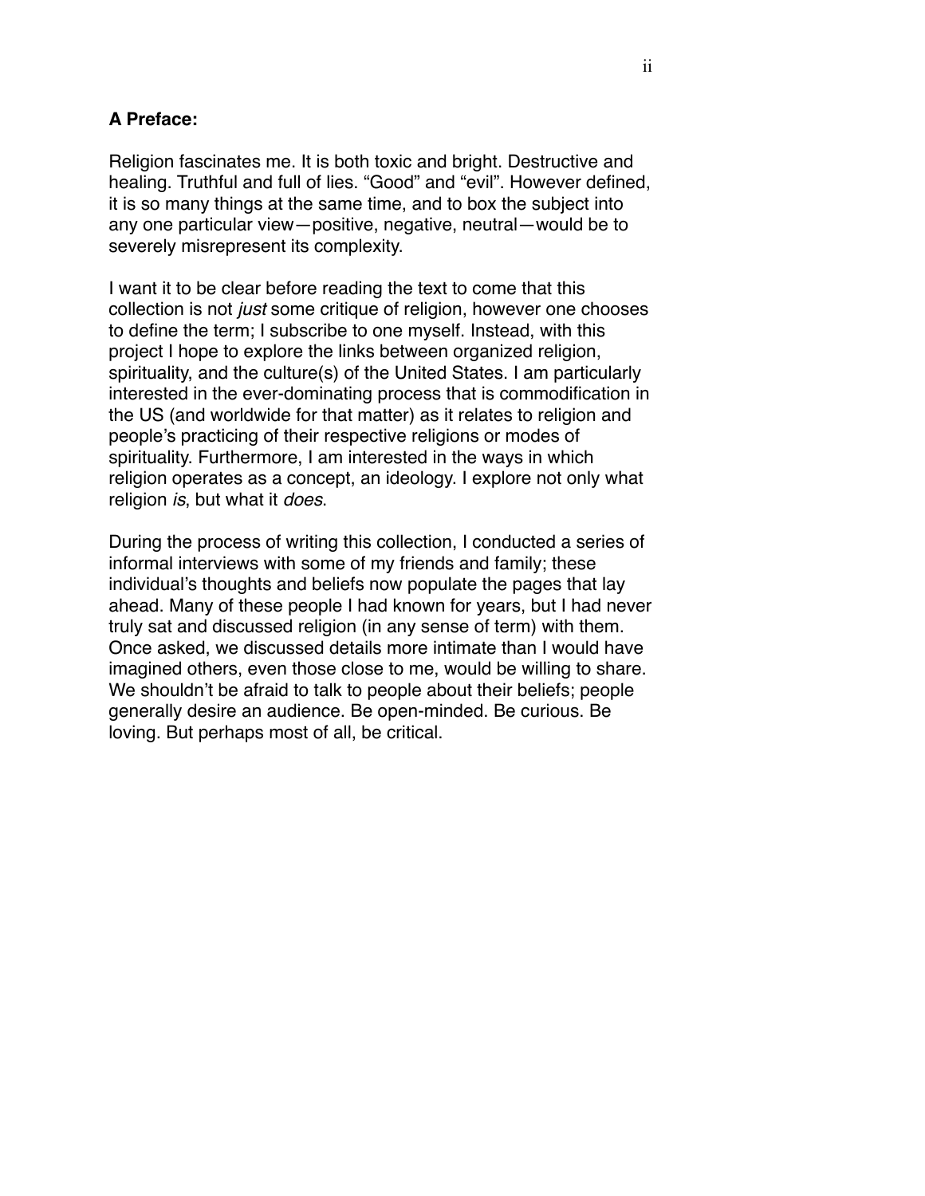**A Preface:**

Religion fascinates me. It is both toxic and bright. Destructive and healing. Truthful and full of lies. “Good” and “evil”. However defined, it is so many things at the same time, and to box the subject into any one particular view—positive, negative, neutral—would be to severely misrepresent its complexity.

I want it to be clear before reading the text to come that this collection is not *just* some critique of religion, however one chooses to define the term; I subscribe to one myself. Instead, with this project I hope to explore the links between organized religion, spirituality, and the culture(s) of the United States. I am particularly interested in the ever-dominating process that is commodification in the US (and worldwide for that matter) as it relates to religion and people’s practicing of their respective religions or modes of spirituality. Furthermore, I am interested in the ways in which religion operates as a concept, an ideology. I explore not only what religion *is*, but what it *does*.

During the process of writing this collection, I conducted a series of informal interviews with some of my friends and family; these individual’s thoughts and beliefs now populate the pages that lay ahead. Many of these people I had known for years, but I had never truly sat and discussed religion (in any sense of term) with them. Once asked, we discussed details more intimate than I would have imagined others, even those close to me, would be willing to share. We shouldn’t be afraid to talk to people about their beliefs; people generally desire an audience. Be open-minded. Be curious. Be loving. But perhaps most of all, be critical.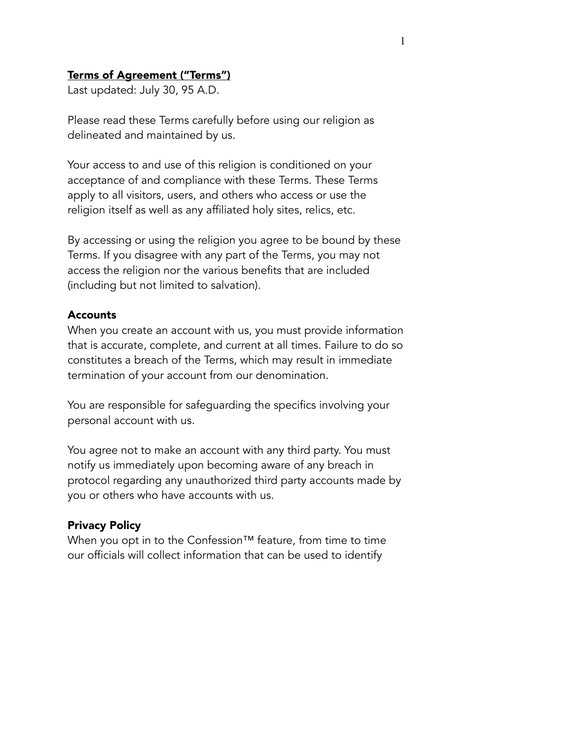## Terms of Agreement ("Terms")

Last updated: July 30, 95 A.D.

Please read these Terms carefully before using our religion as delineated and maintained by us.

Your access to and use of this religion is conditioned on your acceptance of and compliance with these Terms. These Terms apply to all visitors, users, and others who access or use the religion itself as well as any affiliated holy sites, relics, etc.

By accessing or using the religion you agree to be bound by these Terms. If you disagree with any part of the Terms, you may not access the religion nor the various benefits that are included (including but not limited to salvation).

### Accounts

When you create an account with us, you must provide information that is accurate, complete, and current at all times. Failure to do so constitutes a breach of the Terms, which may result in immediate termination of your account from our denomination.

You are responsible for safeguarding the specifics involving your personal account with us.

You agree not to make an account with any third party. You must notify us immediately upon becoming aware of any breach in protocol regarding any unauthorized third party accounts made by you or others who have accounts with us.

### Privacy Policy

When you opt in to the Confession™ feature, from time to time our officials will collect information that can be used to identify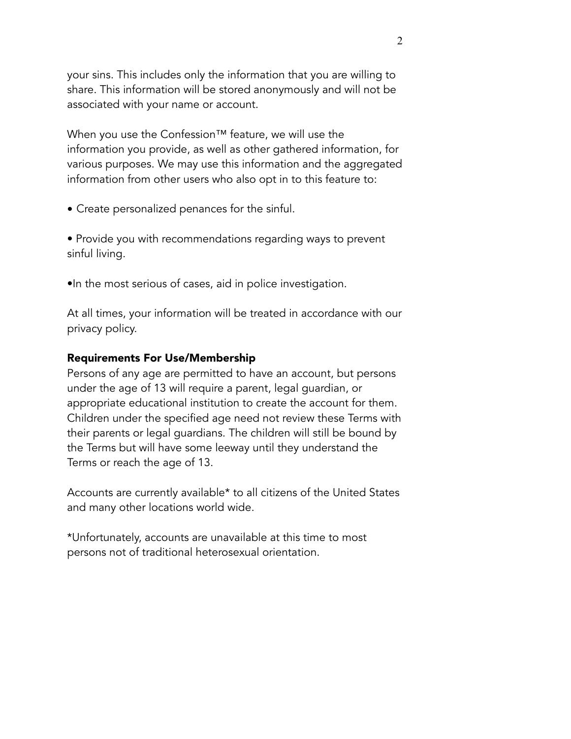your sins. This includes only the information that you are willing to share. This information will be stored anonymously and will not be associated with your name or account.

When you use the Confession™ feature, we will use the information you provide, as well as other gathered information, for various purposes. We may use this information and the aggregated information from other users who also opt in to this feature to:

- Create personalized penances for the sinful.

- Provide you with recommendations regarding ways to prevent sinful living.

- In the most serious of cases, aid in police investigation.

At all times, your information will be treated in accordance with our privacy policy.

**Requirements For Use/Membership**

Persons of any age are permitted to have an account, but persons under the age of 13 will require a parent, legal guardian, or appropriate educational institution to create the account for them. Children under the specified age need not review these Terms with their parents or legal guardians. The children will still be bound by the Terms but will have some leeway until they understand the Terms or reach the age of 13.

Accounts are currently available* to all citizens of the United States and many other locations world wide.

*Unfortunately, accounts are unavailable at this time to most persons not of traditional heterosexual orientation.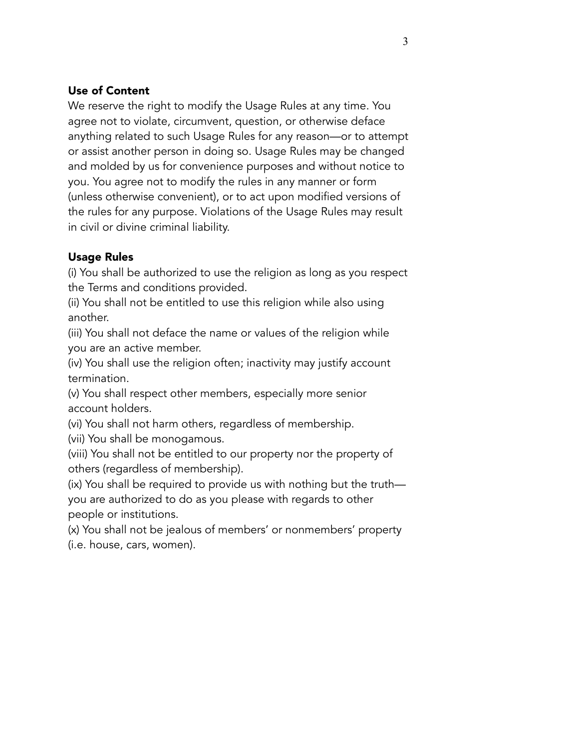## Use of Content

We reserve the right to modify the Usage Rules at any time. You agree not to violate, circumvent, question, or otherwise deface anything related to such Usage Rules for any reason—or to attempt or assist another person in doing so. Usage Rules may be changed and molded by us for convenience purposes and without notice to you. You agree not to modify the rules in any manner or form (unless otherwise convenient), or to act upon modified versions of the rules for any purpose. Violations of the Usage Rules may result in civil or divine criminal liability.

## Usage Rules

(i) You shall be authorized to use the religion as long as you respect the Terms and conditions provided.
(ii) You shall not be entitled to use this religion while also using another.
(iii) You shall not deface the name or values of the religion while you are an active member.
(iv) You shall use the religion often; inactivity may justify account termination.
(v) You shall respect other members, especially more senior account holders.
(vi) You shall not harm others, regardless of membership.
(vii) You shall be monogamous.
(viii) You shall not be entitled to our property nor the property of others (regardless of membership).
(ix) You shall be required to provide us with nothing but the truth—you are authorized to do as you please with regards to other people or institutions.
(x) You shall not be jealous of members' or nonmembers' property (i.e. house, cars, women).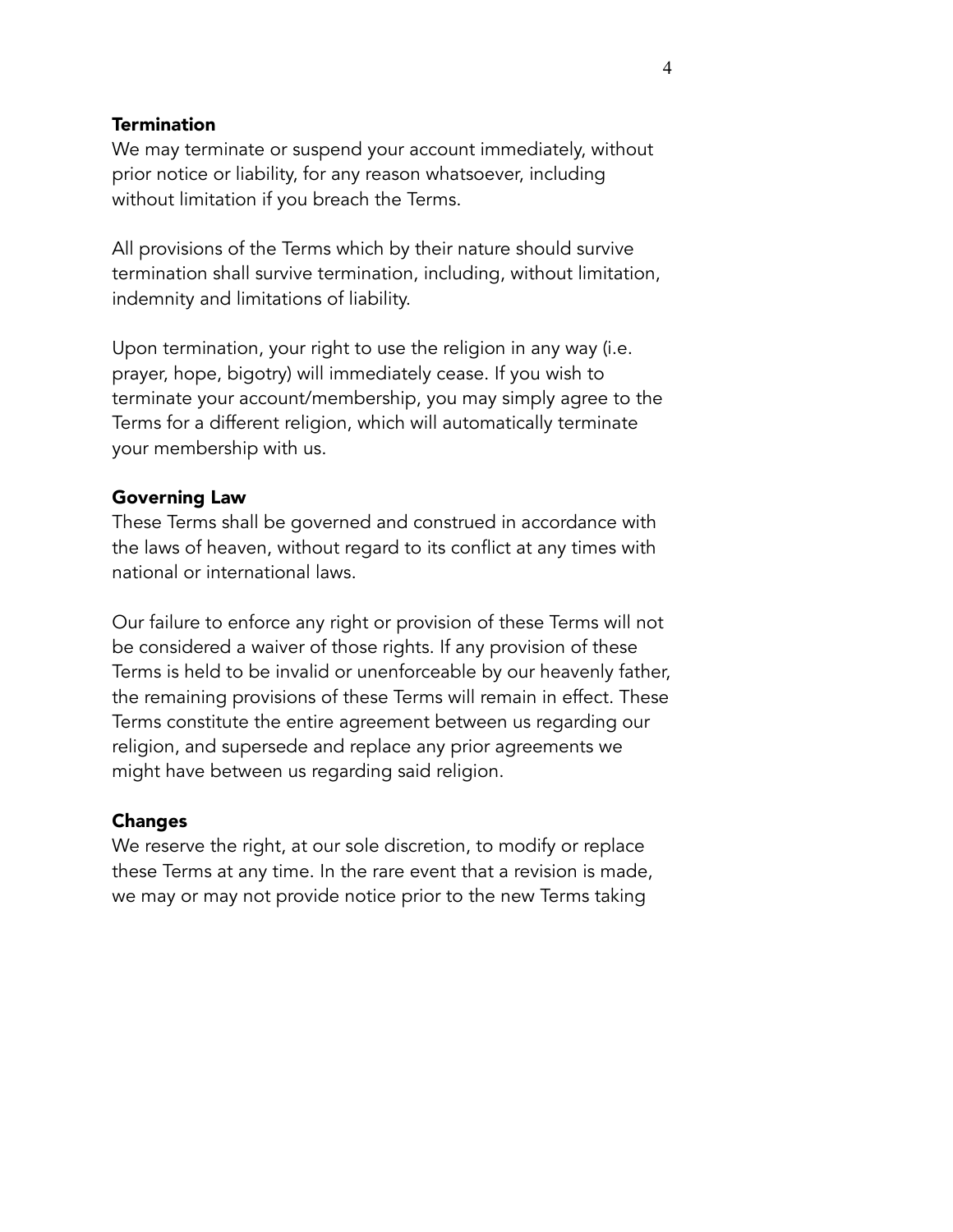### Termination

We may terminate or suspend your account immediately, without prior notice or liability, for any reason whatsoever, including without limitation if you breach the Terms.

All provisions of the Terms which by their nature should survive termination shall survive termination, including, without limitation, indemnity and limitations of liability.

Upon termination, your right to use the religion in any way (i.e. prayer, hope, bigotry) will immediately cease. If you wish to terminate your account/membership, you may simply agree to the Terms for a different religion, which will automatically terminate your membership with us.

### Governing Law

These Terms shall be governed and construed in accordance with the laws of heaven, without regard to its conflict at any times with national or international laws.

Our failure to enforce any right or provision of these Terms will not be considered a waiver of those rights. If any provision of these Terms is held to be invalid or unenforceable by our heavenly father, the remaining provisions of these Terms will remain in effect. These Terms constitute the entire agreement between us regarding our religion, and supersede and replace any prior agreements we might have between us regarding said religion.

### Changes

We reserve the right, at our sole discretion, to modify or replace these Terms at any time. In the rare event that a revision is made, we may or may not provide notice prior to the new Terms taking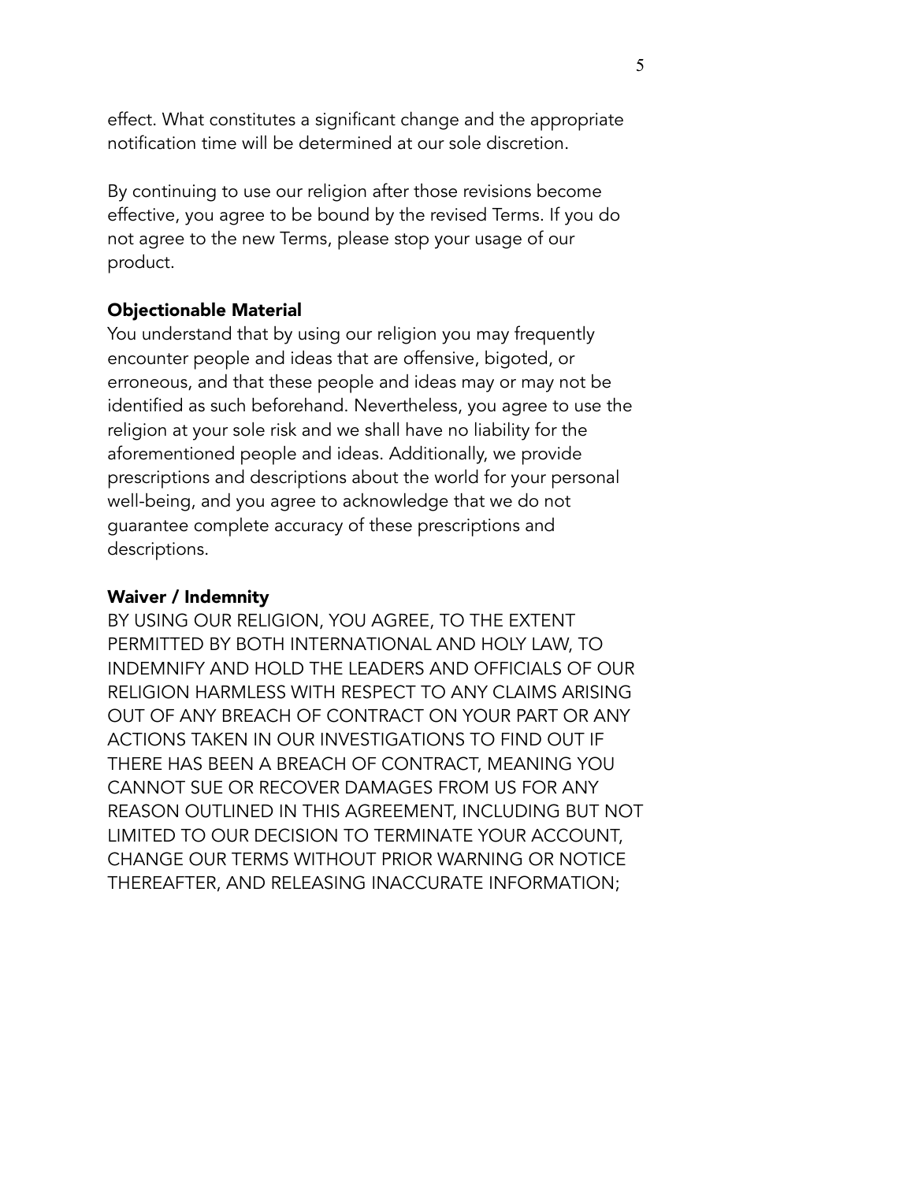effect. What constitutes a significant change and the appropriate notification time will be determined at our sole discretion.

By continuing to use our religion after those revisions become effective, you agree to be bound by the revised Terms. If you do not agree to the new Terms, please stop your usage of our product.

**Objectionable Material**

You understand that by using our religion you may frequently encounter people and ideas that are offensive, bigoted, or erroneous, and that these people and ideas may or may not be identified as such beforehand. Nevertheless, you agree to use the religion at your sole risk and we shall have no liability for the aforementioned people and ideas. Additionally, we provide prescriptions and descriptions about the world for your personal well-being, and you agree to acknowledge that we do not guarantee complete accuracy of these prescriptions and descriptions.

**Waiver / Indemnity**

BY USING OUR RELIGION, YOU AGREE, TO THE EXTENT PERMITTED BY BOTH INTERNATIONAL AND HOLY LAW, TO INDEMNIFY AND HOLD THE LEADERS AND OFFICIALS OF OUR RELIGION HARMLESS WITH RESPECT TO ANY CLAIMS ARISING OUT OF ANY BREACH OF CONTRACT ON YOUR PART OR ANY ACTIONS TAKEN IN OUR INVESTIGATIONS TO FIND OUT IF THERE HAS BEEN A BREACH OF CONTRACT, MEANING YOU CANNOT SUE OR RECOVER DAMAGES FROM US FOR ANY REASON OUTLINED IN THIS AGREEMENT, INCLUDING BUT NOT LIMITED TO OUR DECISION TO TERMINATE YOUR ACCOUNT, CHANGE OUR TERMS WITHOUT PRIOR WARNING OR NOTICE THEREAFTER, AND RELEASING INACCURATE INFORMATION;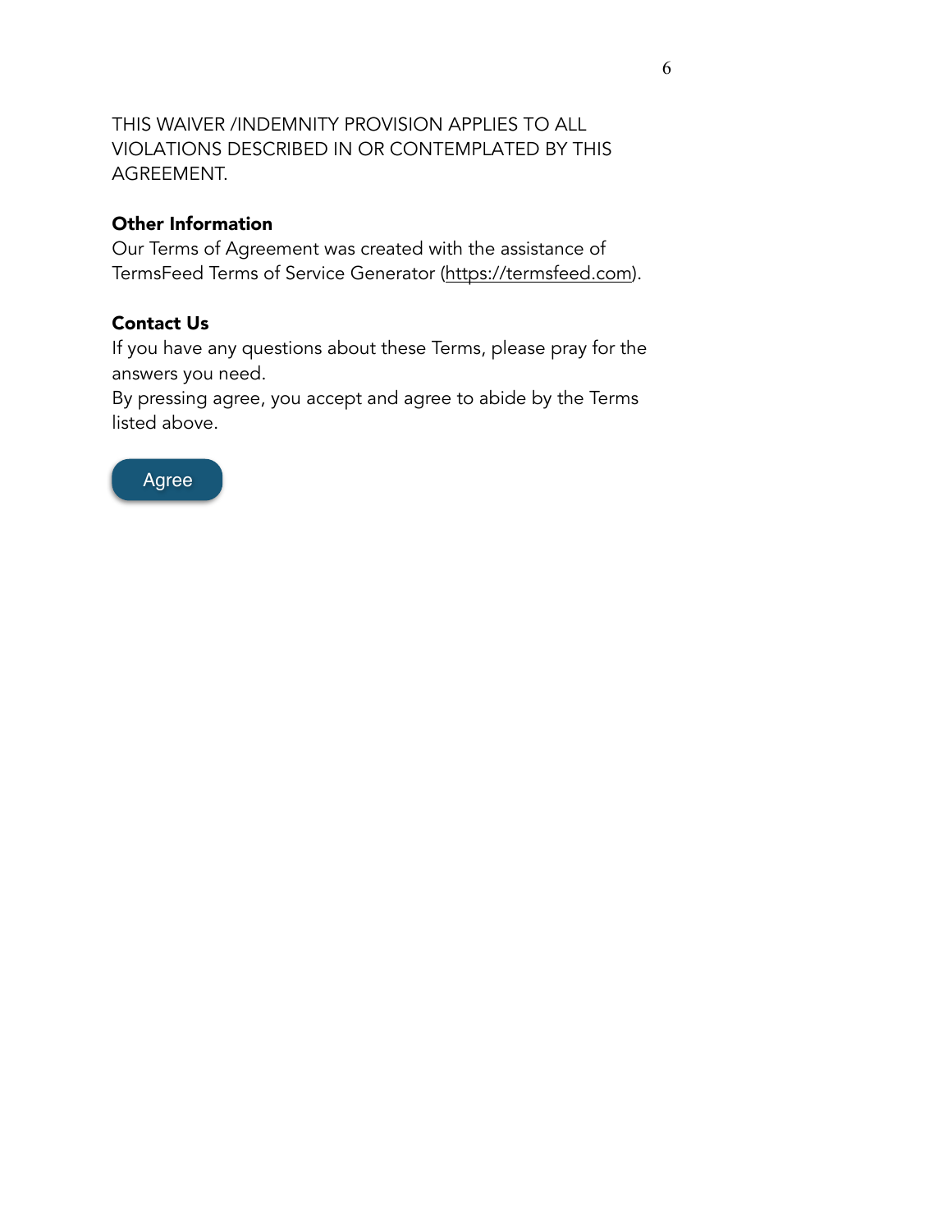THIS WAIVER /INDEMNITY PROVISION APPLIES TO ALL VIOLATIONS DESCRIBED IN OR CONTEMPLATED BY THIS AGREEMENT.

**Other Information**

Our Terms of Agreement was created with the assistance of TermsFeed Terms of Service Generator (https://termsfeed.com).

**Contact Us**

If you have any questions about these Terms, please pray for the answers you need.

By pressing agree, you accept and agree to abide by the Terms listed above.

Agree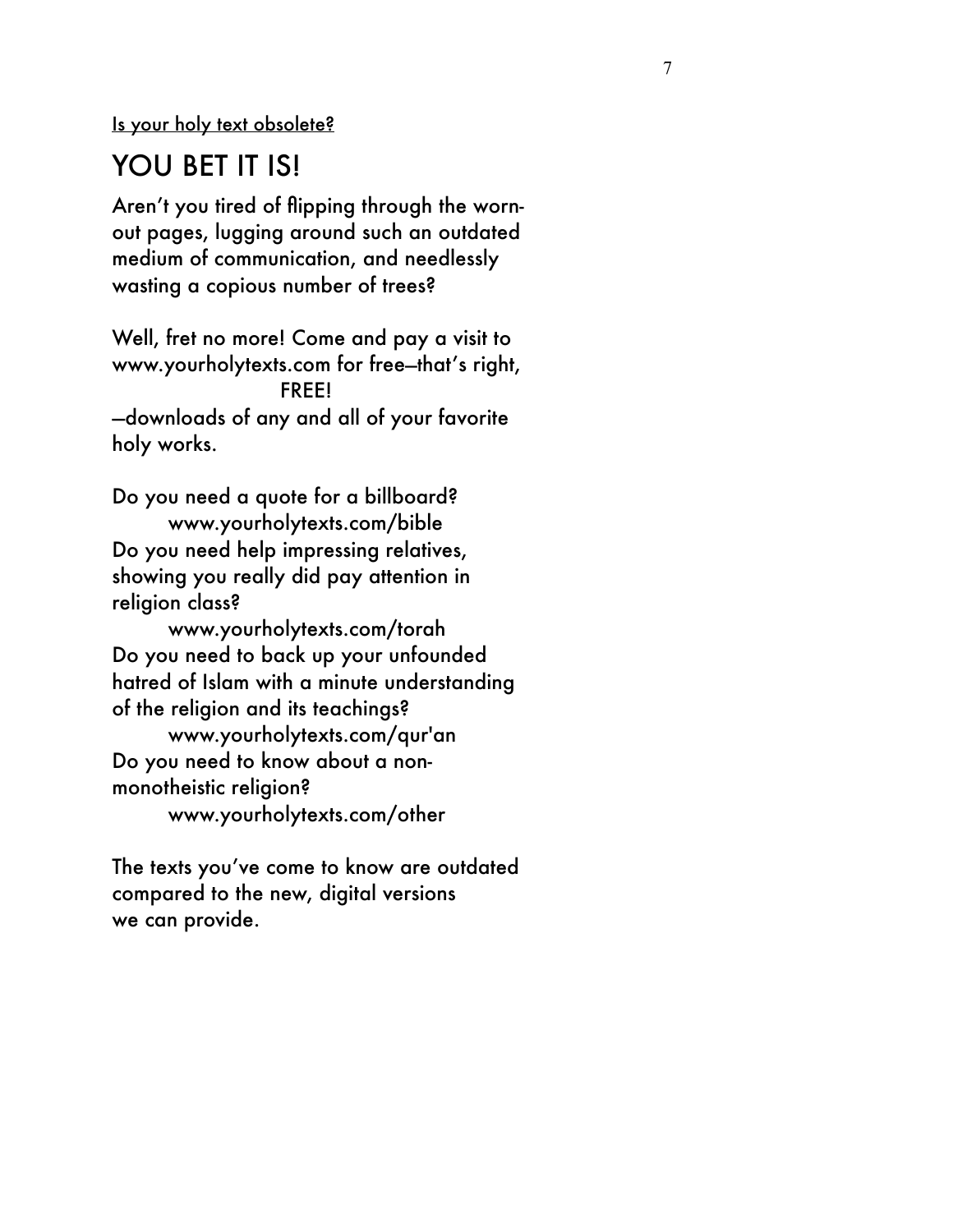<u>Is your holy text obsolete?</u>

## YOU BET IT IS!

Aren't you tired of flipping through the worn-out pages, lugging around such an outdated medium of communication, and needlessly wasting a copious number of trees?

Well, fret no more! Come and pay a visit to www.yourholytexts.com for free—that's right, FREE! —downloads of any and all of your favorite holy works.

Do you need a quote for a billboard?
www.yourholytexts.com/bible
Do you need help impressing relatives, showing you really did pay attention in religion class?
www.yourholytexts.com/torah
Do you need to back up your unfounded hatred of Islam with a minute understanding of the religion and its teachings?
www.yourholytexts.com/qur'an
Do you need to know about a non-monotheistic religion?
www.yourholytexts.com/other

The texts you've come to know are outdated compared to the new, digital versions we can provide.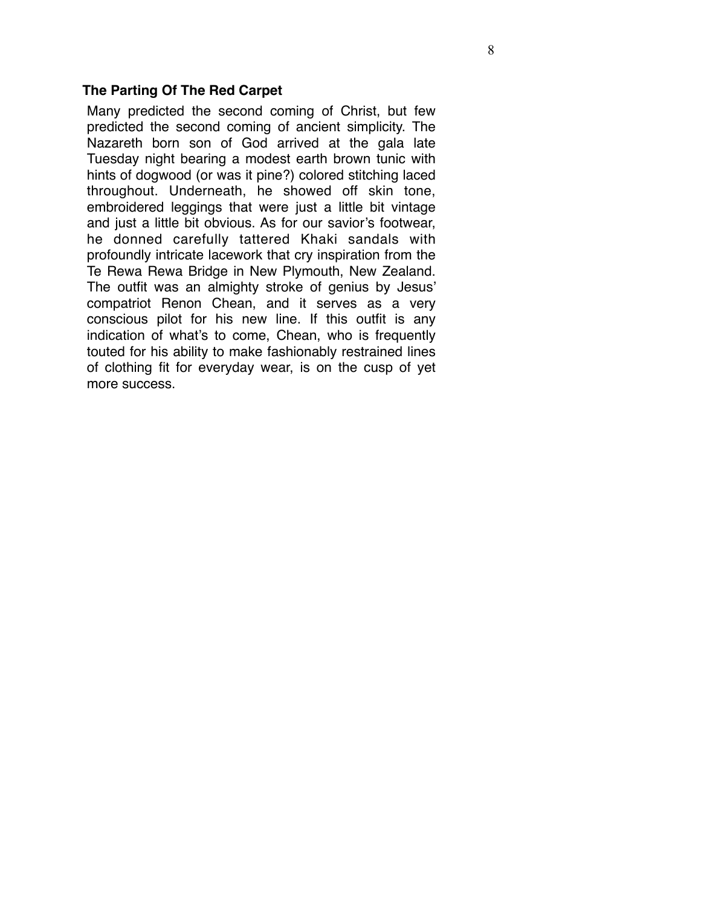### The Parting Of The Red Carpet

Many predicted the second coming of Christ, but few predicted the second coming of ancient simplicity. The Nazareth born son of God arrived at the gala late Tuesday night bearing a modest earth brown tunic with hints of dogwood (or was it pine?) colored stitching laced throughout. Underneath, he showed off skin tone, embroidered leggings that were just a little bit vintage and just a little bit obvious. As for our savior's footwear, he donned carefully tattered Khaki sandals with profoundly intricate lacework that cry inspiration from the Te Rewa Rewa Bridge in New Plymouth, New Zealand. The outfit was an almighty stroke of genius by Jesus' compatriot Renon Chean, and it serves as a very conscious pilot for his new line. If this outfit is any indication of what's to come, Chean, who is frequently touted for his ability to make fashionably restrained lines of clothing fit for everyday wear, is on the cusp of yet more success.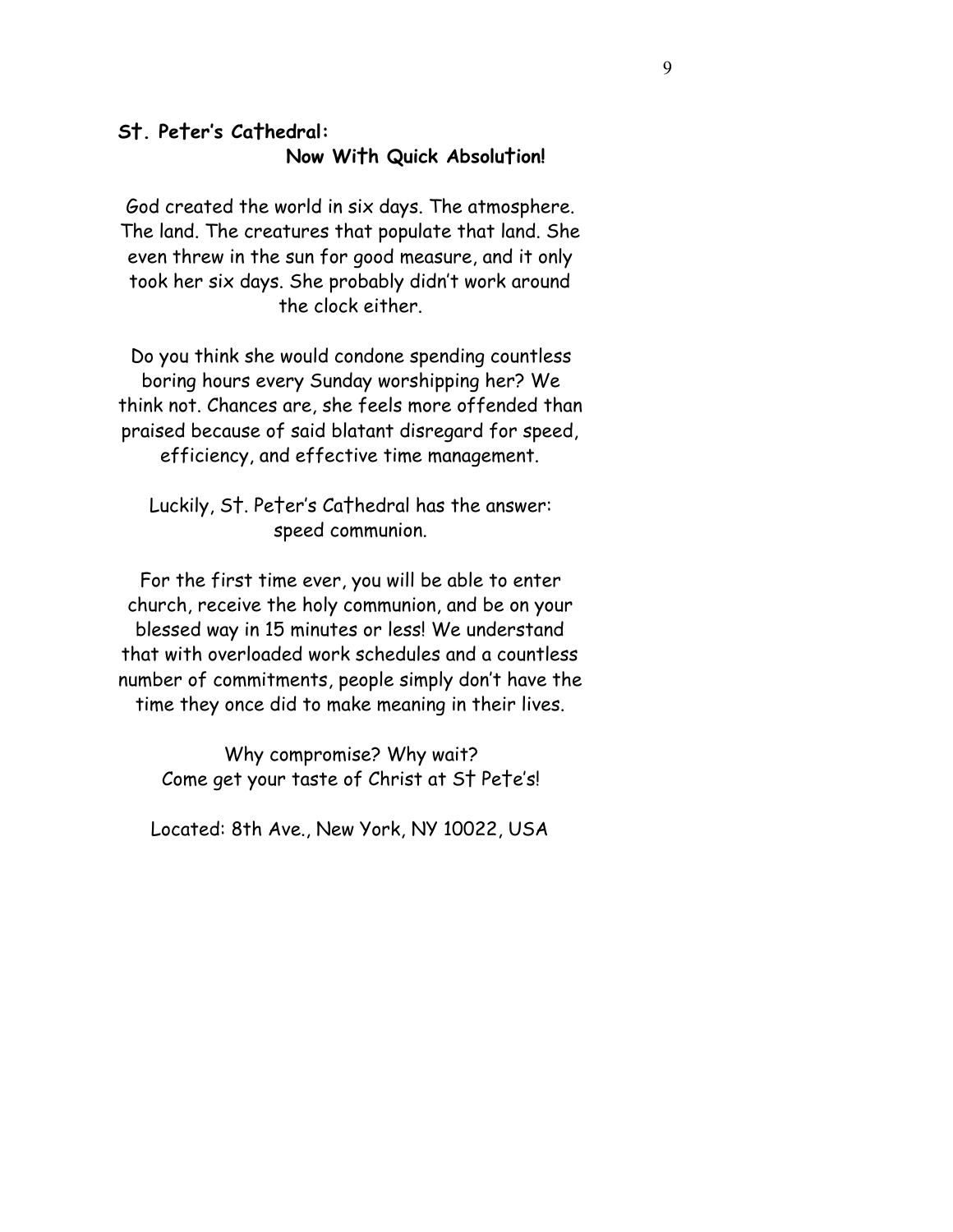**St. Peter's Cathedral:**
**Now With Quick Absolution!**

God created the world in six days. The atmosphere. The land. The creatures that populate that land. She even threw in the sun for good measure, and it only took her six days. She probably didn't work around the clock either.

Do you think she would condone spending countless boring hours every Sunday worshipping her? We think not. Chances are, she feels more offended than praised because of said blatant disregard for speed, efficiency, and effective time management.

Luckily, St. Peter's Cathedral has the answer: speed communion.

For the first time ever, you will be able to enter church, receive the holy communion, and be on your blessed way in 15 minutes or less! We understand that with overloaded work schedules and a countless number of commitments, people simply don't have the time they once did to make meaning in their lives.

Why compromise? Why wait?
Come get your taste of Christ at St Pete's!

Located: 8th Ave., New York, NY 10022, USA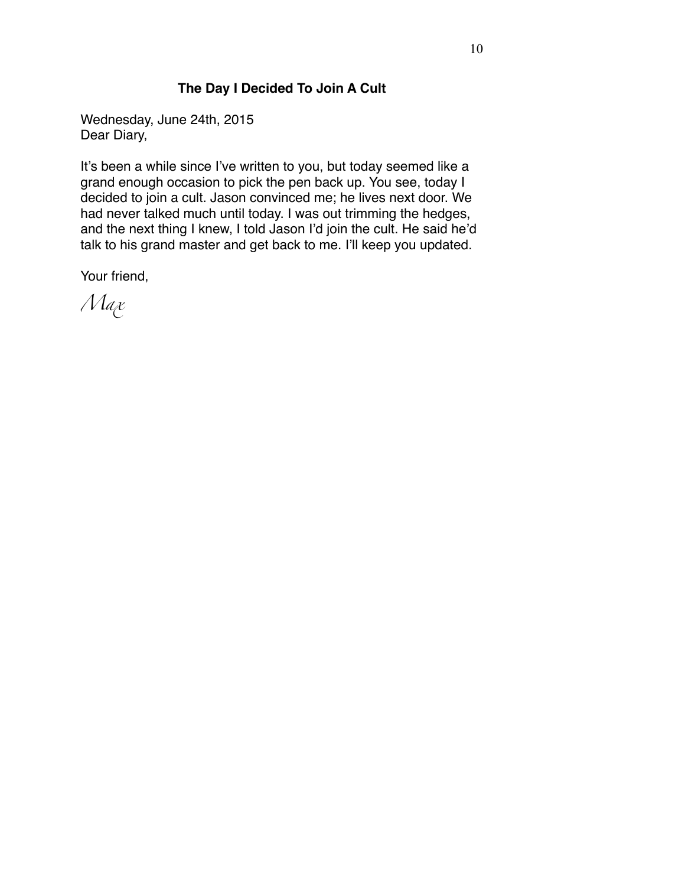## The Day I Decided To Join A Cult

Wednesday, June 24th, 2015
Dear Diary,

It's been a while since I've written to you, but today seemed like a grand enough occasion to pick the pen back up. You see, today I decided to join a cult. Jason convinced me; he lives next door. We had never talked much until today. I was out trimming the hedges, and the next thing I knew, I told Jason I'd join the cult. He said he'd talk to his grand master and get back to me. I'll keep you updated.

Your friend,

*Max*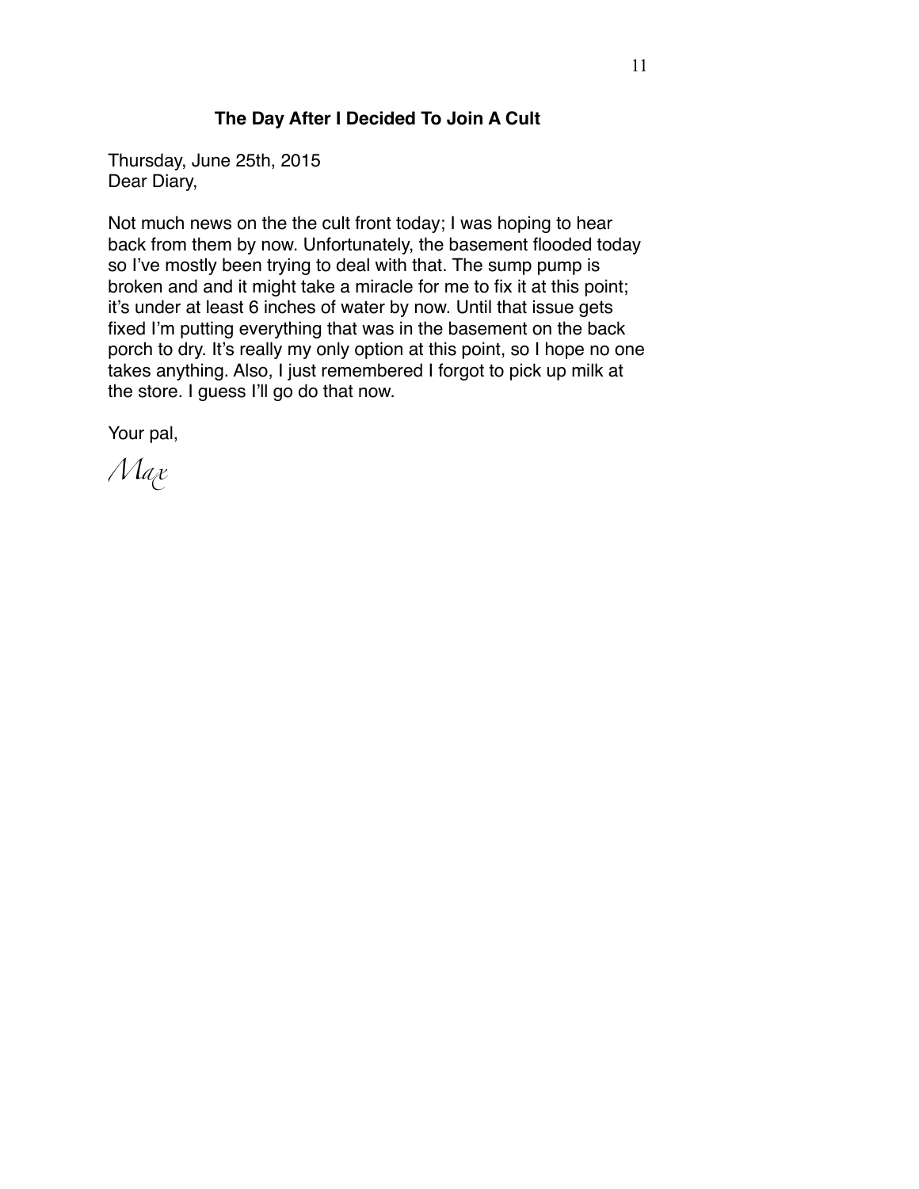## The Day After I Decided To Join A Cult

Thursday, June 25th, 2015
Dear Diary,

Not much news on the the cult front today; I was hoping to hear back from them by now. Unfortunately, the basement flooded today so I've mostly been trying to deal with that. The sump pump is broken and and it might take a miracle for me to fix it at this point; it's under at least 6 inches of water by now. Until that issue gets fixed I'm putting everything that was in the basement on the back porch to dry. It's really my only option at this point, so I hope no one takes anything. Also, I just remembered I forgot to pick up milk at the store. I guess I'll go do that now.

Your pal,

*Max*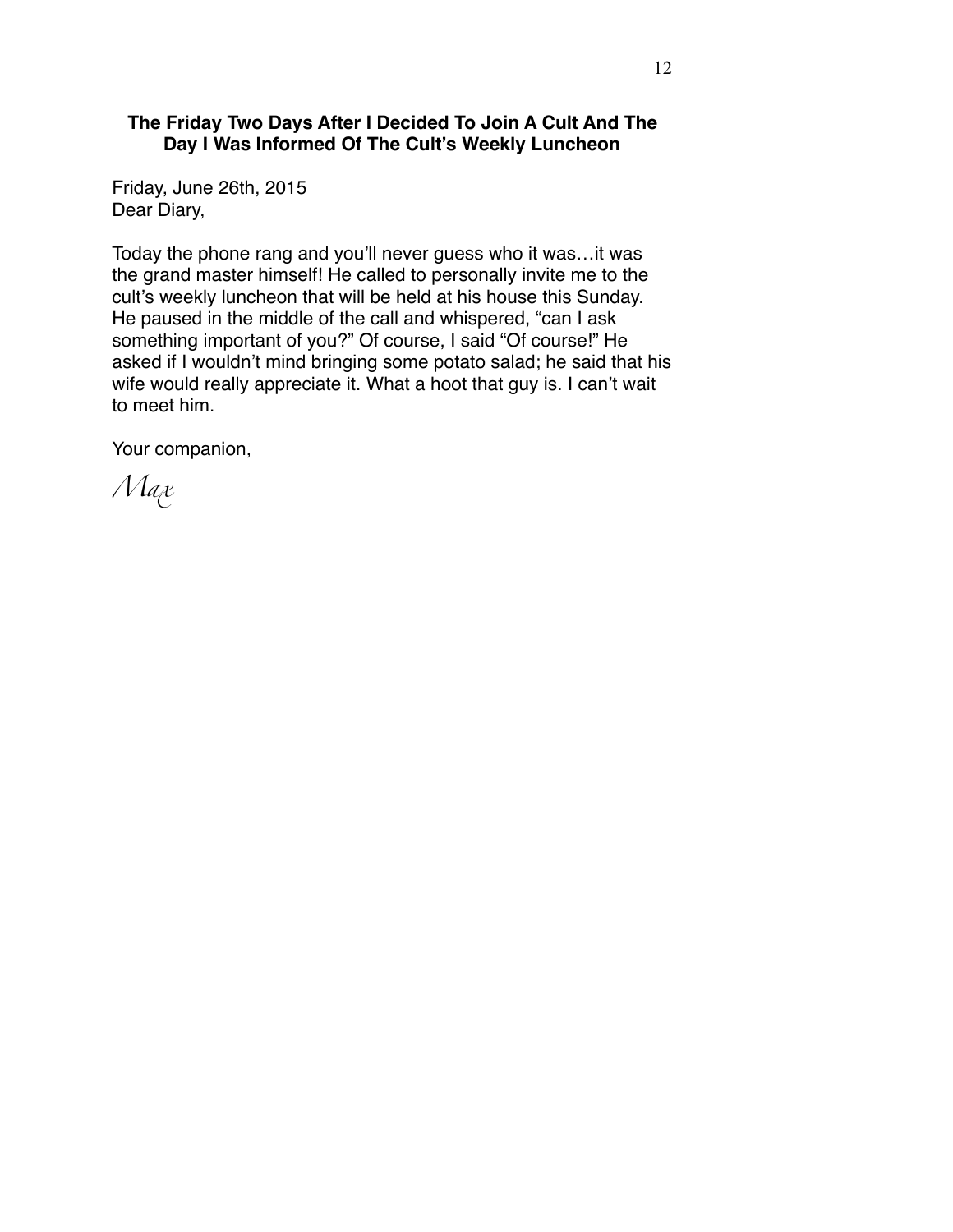## The Friday Two Days After I Decided To Join A Cult And The Day I Was Informed Of The Cult's Weekly Luncheon

Friday, June 26th, 2015
Dear Diary,

Today the phone rang and you'll never guess who it was…it was the grand master himself! He called to personally invite me to the cult's weekly luncheon that will be held at his house this Sunday. He paused in the middle of the call and whispered, "can I ask something important of you?" Of course, I said "Of course!" He asked if I wouldn't mind bringing some potato salad; he said that his wife would really appreciate it. What a hoot that guy is. I can't wait to meet him.

Your companion,

*Max*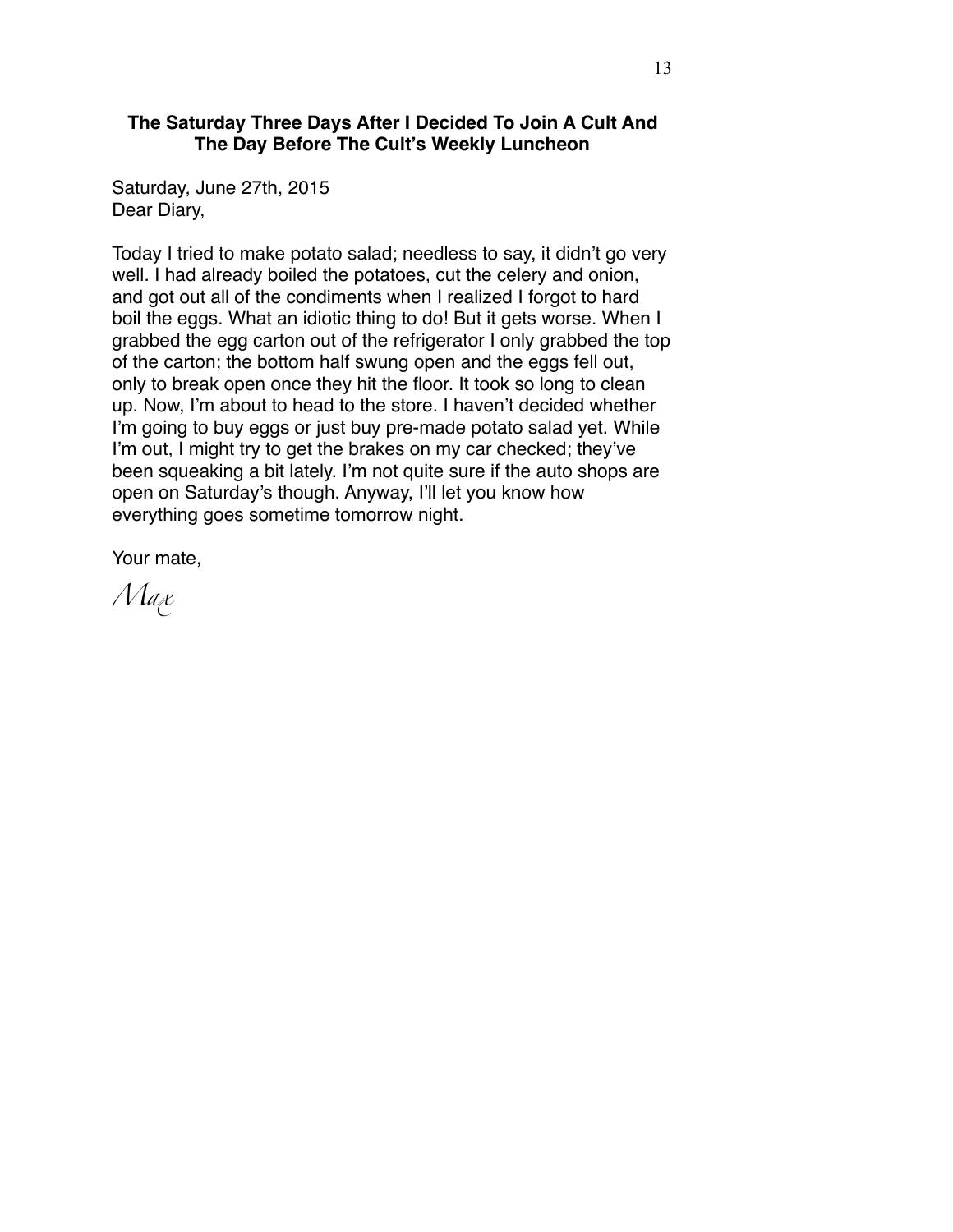## The Saturday Three Days After I Decided To Join A Cult And The Day Before The Cult's Weekly Luncheon

Saturday, June 27th, 2015
Dear Diary,

Today I tried to make potato salad; needless to say, it didn't go very well. I had already boiled the potatoes, cut the celery and onion, and got out all of the condiments when I realized I forgot to hard boil the eggs. What an idiotic thing to do! But it gets worse. When I grabbed the egg carton out of the refrigerator I only grabbed the top of the carton; the bottom half swung open and the eggs fell out, only to break open once they hit the floor. It took so long to clean up. Now, I'm about to head to the store. I haven't decided whether I'm going to buy eggs or just buy pre-made potato salad yet. While I'm out, I might try to get the brakes on my car checked; they've been squeaking a bit lately. I'm not quite sure if the auto shops are open on Saturday's though. Anyway, I'll let you know how everything goes sometime tomorrow night.

Your mate,

*Max*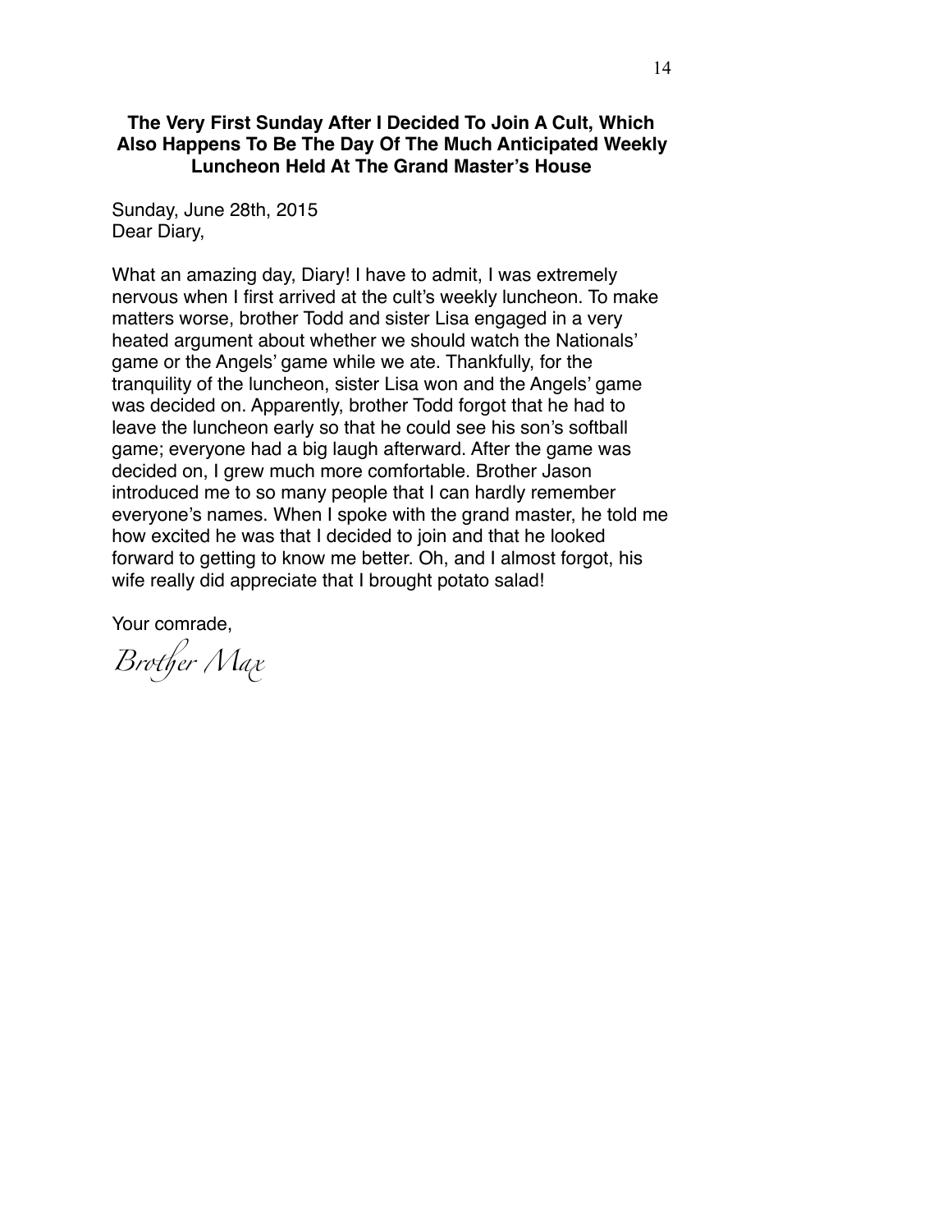## The Very First Sunday After I Decided To Join A Cult, Which Also Happens To Be The Day Of The Much Anticipated Weekly Luncheon Held At The Grand Master's House

Sunday, June 28th, 2015
Dear Diary,

What an amazing day, Diary! I have to admit, I was extremely nervous when I first arrived at the cult's weekly luncheon. To make matters worse, brother Todd and sister Lisa engaged in a very heated argument about whether we should watch the Nationals' game or the Angels' game while we ate. Thankfully, for the tranquility of the luncheon, sister Lisa won and the Angels' game was decided on. Apparently, brother Todd forgot that he had to leave the luncheon early so that he could see his son's softball game; everyone had a big laugh afterward. After the game was decided on, I grew much more comfortable. Brother Jason introduced me to so many people that I can hardly remember everyone's names. When I spoke with the grand master, he told me how excited he was that I decided to join and that he looked forward to getting to know me better. Oh, and I almost forgot, his wife really did appreciate that I brought potato salad!

Your comrade,

*Brother Max*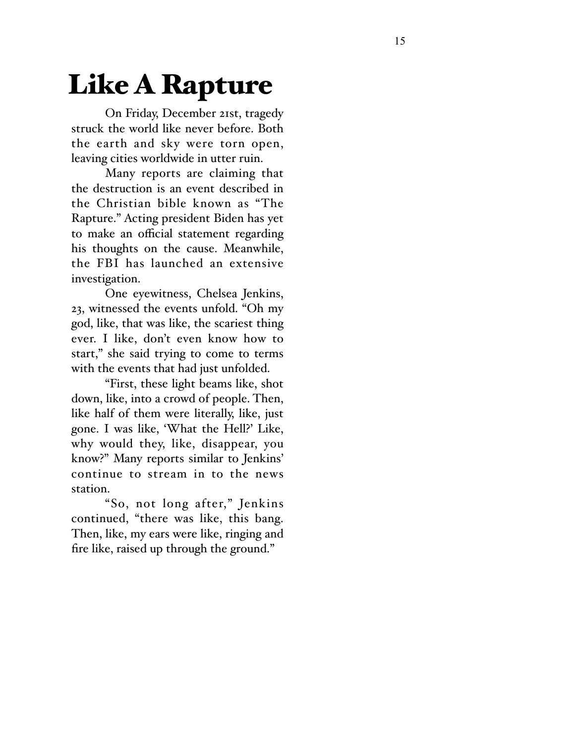# Like A Rapture

On Friday, December 21st, tragedy struck the world like never before. Both the earth and sky were torn open, leaving cities worldwide in utter ruin.

Many reports are claiming that the destruction is an event described in the Christian bible known as "The Rapture." Acting president Biden has yet to make an official statement regarding his thoughts on the cause. Meanwhile, the FBI has launched an extensive investigation.

One eyewitness, Chelsea Jenkins, 23, witnessed the events unfold. "Oh my god, like, that was like, the scariest thing ever. I like, don't even know how to start," she said trying to come to terms with the events that had just unfolded.

"First, these light beams like, shot down, like, into a crowd of people. Then, like half of them were literally, like, just gone. I was like, 'What the Hell?' Like, why would they, like, disappear, you know?" Many reports similar to Jenkins' continue to stream in to the news station.

"So, not long after," Jenkins continued, "there was like, this bang. Then, like, my ears were like, ringing and fire like, raised up through the ground."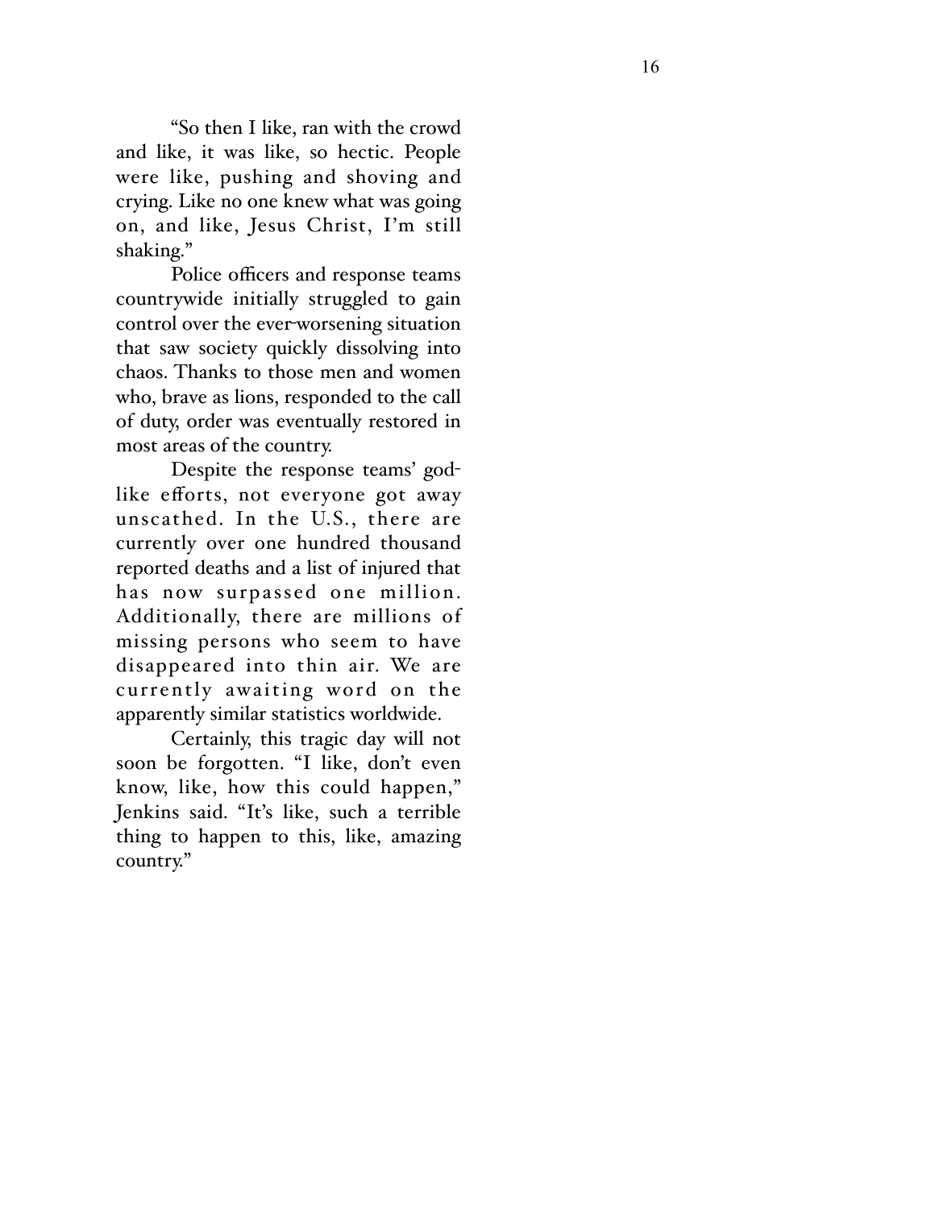"So then I like, ran with the crowd and like, it was like, so hectic. People were like, pushing and shoving and crying. Like no one knew what was going on, and like, Jesus Christ, I'm still shaking."

Police officers and response teams countrywide initially struggled to gain control over the ever-worsening situation that saw society quickly dissolving into chaos. Thanks to those men and women who, brave as lions, responded to the call of duty, order was eventually restored in most areas of the country.

Despite the response teams' god-like efforts, not everyone got away unscathed. In the U.S., there are currently over one hundred thousand reported deaths and a list of injured that has now surpassed one million. Additionally, there are millions of missing persons who seem to have disappeared into thin air. We are currently awaiting word on the apparently similar statistics worldwide.

Certainly, this tragic day will not soon be forgotten. "I like, don't even know, like, how this could happen," Jenkins said. "It's like, such a terrible thing to happen to this, like, amazing country."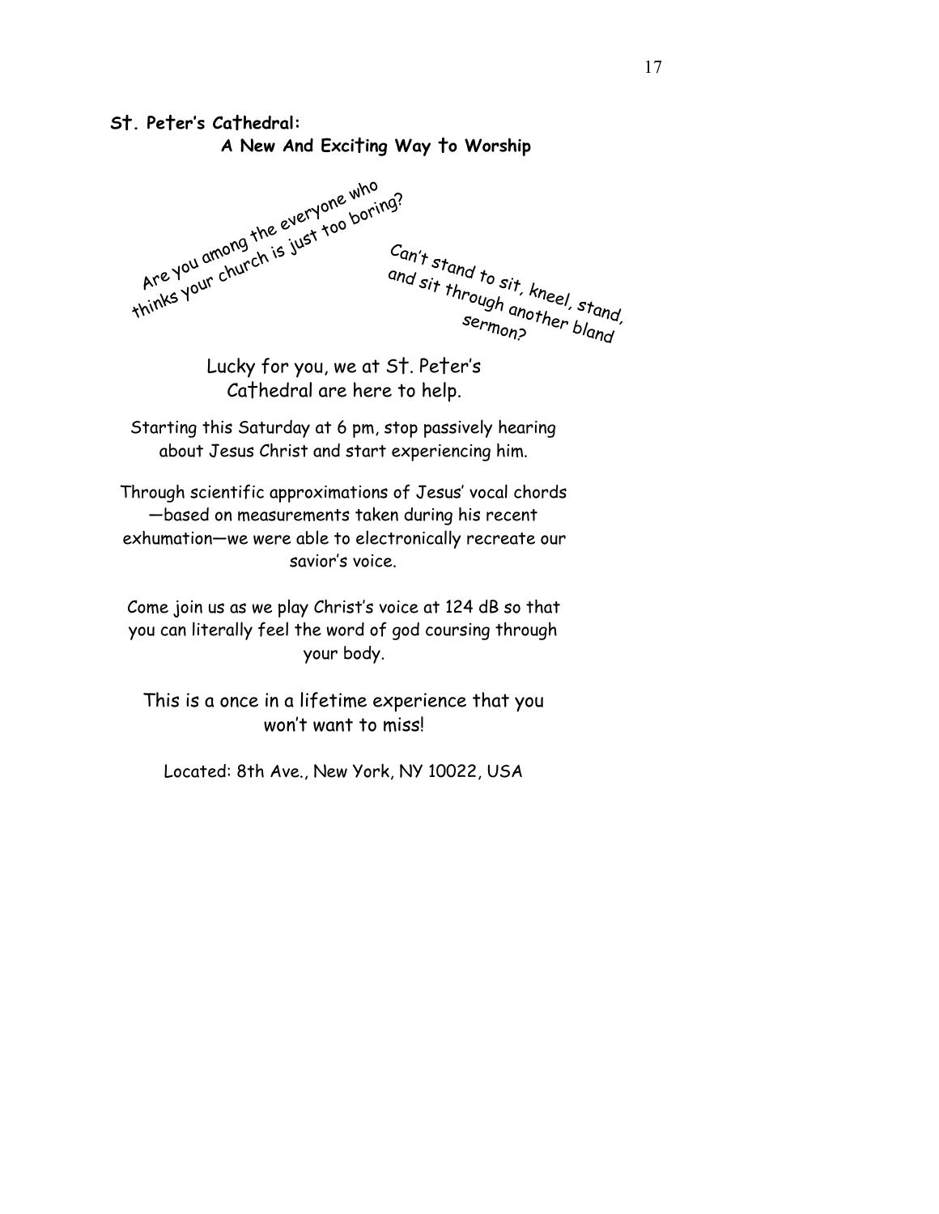**St. Peter's Cathedral:**

**A New And Exciting Way to Worship**

Are you among the everyone who thinks your church is just too boring?

Can't stand to sit, kneel, stand, and sit through another bland sermon?

Lucky for you, we at St. Peter's Cathedral are here to help.

Starting this Saturday at 6 pm, stop passively hearing about Jesus Christ and start experiencing him.

Through scientific approximations of Jesus' vocal chords—based on measurements taken during his recent exhumation—we were able to electronically recreate our savior's voice.

Come join us as we play Christ's voice at 124 dB so that you can literally feel the word of god coursing through your body.

This is a once in a lifetime experience that you won't want to miss!

Located: 8th Ave., New York, NY 10022, USA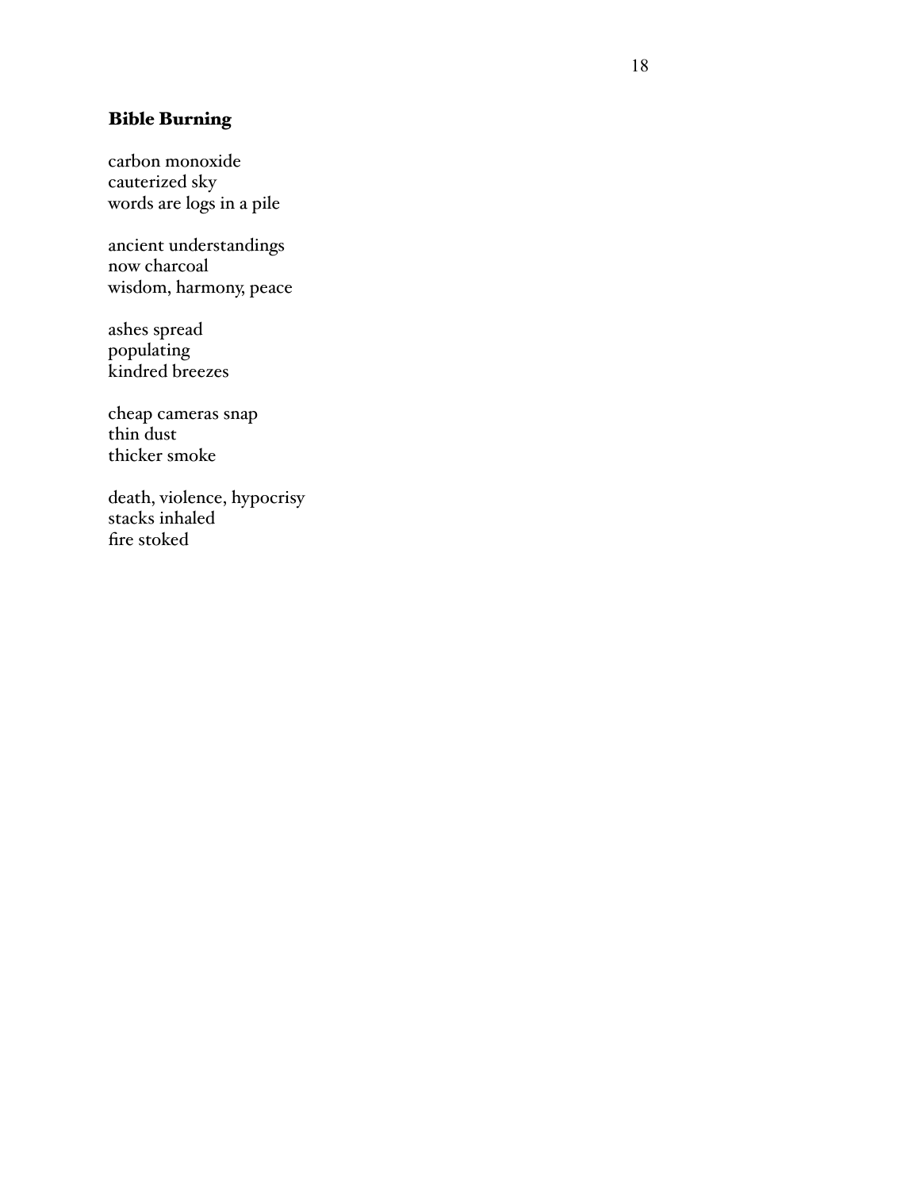### **Bible Burning**

carbon monoxide  
cauterized sky  
words are logs in a pile

ancient understandings  
now charcoal  
wisdom, harmony, peace

ashes spread  
populating  
kindred breezes

cheap cameras snap  
thin dust  
thicker smoke

death, violence, hypocrisy  
stacks inhaled  
fire stoked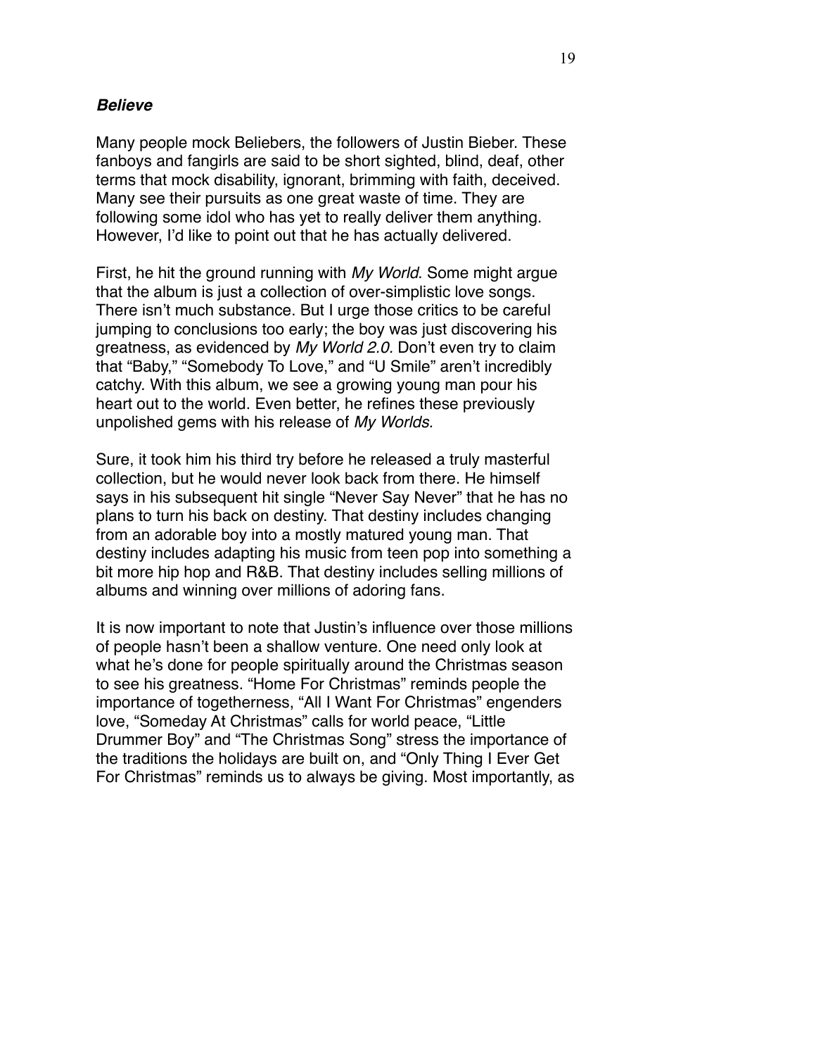### ***Believe***

Many people mock Beliebers, the followers of Justin Bieber. These fanboys and fangirls are said to be short sighted, blind, deaf, other terms that mock disability, ignorant, brimming with faith, deceived. Many see their pursuits as one great waste of time. They are following some idol who has yet to really deliver them anything. However, I'd like to point out that he has actually delivered.

First, he hit the ground running with *My World*. Some might argue that the album is just a collection of over-simplistic love songs. There isn't much substance. But I urge those critics to be careful jumping to conclusions too early; the boy was just discovering his greatness, as evidenced by *My World 2.0.* Don't even try to claim that "Baby," "Somebody To Love," and "U Smile" aren't incredibly catchy. With this album, we see a growing young man pour his heart out to the world. Even better, he refines these previously unpolished gems with his release of *My Worlds.*

Sure, it took him his third try before he released a truly masterful collection, but he would never look back from there. He himself says in his subsequent hit single "Never Say Never" that he has no plans to turn his back on destiny. That destiny includes changing from an adorable boy into a mostly matured young man. That destiny includes adapting his music from teen pop into something a bit more hip hop and R&B. That destiny includes selling millions of albums and winning over millions of adoring fans.

It is now important to note that Justin's influence over those millions of people hasn't been a shallow venture. One need only look at what he's done for people spiritually around the Christmas season to see his greatness. "Home For Christmas" reminds people the importance of togetherness, "All I Want For Christmas" engenders love, "Someday At Christmas" calls for world peace, "Little Drummer Boy" and "The Christmas Song" stress the importance of the traditions the holidays are built on, and "Only Thing I Ever Get For Christmas" reminds us to always be giving. Most importantly, as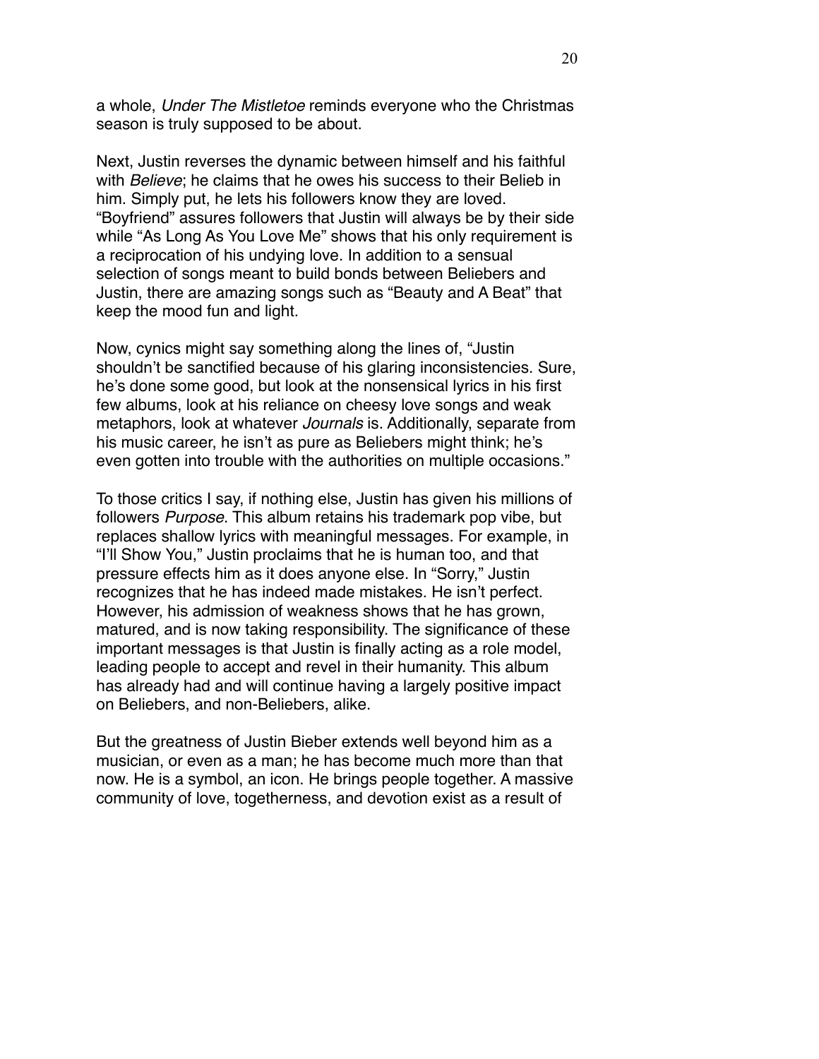a whole, *Under The Mistletoe* reminds everyone who the Christmas season is truly supposed to be about.

Next, Justin reverses the dynamic between himself and his faithful with *Believe*; he claims that he owes his success to their Belieb in him. Simply put, he lets his followers know they are loved. "Boyfriend" assures followers that Justin will always be by their side while "As Long As You Love Me" shows that his only requirement is a reciprocation of his undying love. In addition to a sensual selection of songs meant to build bonds between Beliebers and Justin, there are amazing songs such as "Beauty and A Beat" that keep the mood fun and light.

Now, cynics might say something along the lines of, "Justin shouldn't be sanctified because of his glaring inconsistencies. Sure, he's done some good, but look at the nonsensical lyrics in his first few albums, look at his reliance on cheesy love songs and weak metaphors, look at whatever *Journals* is. Additionally, separate from his music career, he isn't as pure as Beliebers might think; he's even gotten into trouble with the authorities on multiple occasions."

To those critics I say, if nothing else, Justin has given his millions of followers *Purpose*. This album retains his trademark pop vibe, but replaces shallow lyrics with meaningful messages. For example, in "I'll Show You," Justin proclaims that he is human too, and that pressure effects him as it does anyone else. In "Sorry," Justin recognizes that he has indeed made mistakes. He isn't perfect. However, his admission of weakness shows that he has grown, matured, and is now taking responsibility. The significance of these important messages is that Justin is finally acting as a role model, leading people to accept and revel in their humanity. This album has already had and will continue having a largely positive impact on Beliebers, and non-Beliebers, alike.

But the greatness of Justin Bieber extends well beyond him as a musician, or even as a man; he has become much more than that now. He is a symbol, an icon. He brings people together. A massive community of love, togetherness, and devotion exist as a result of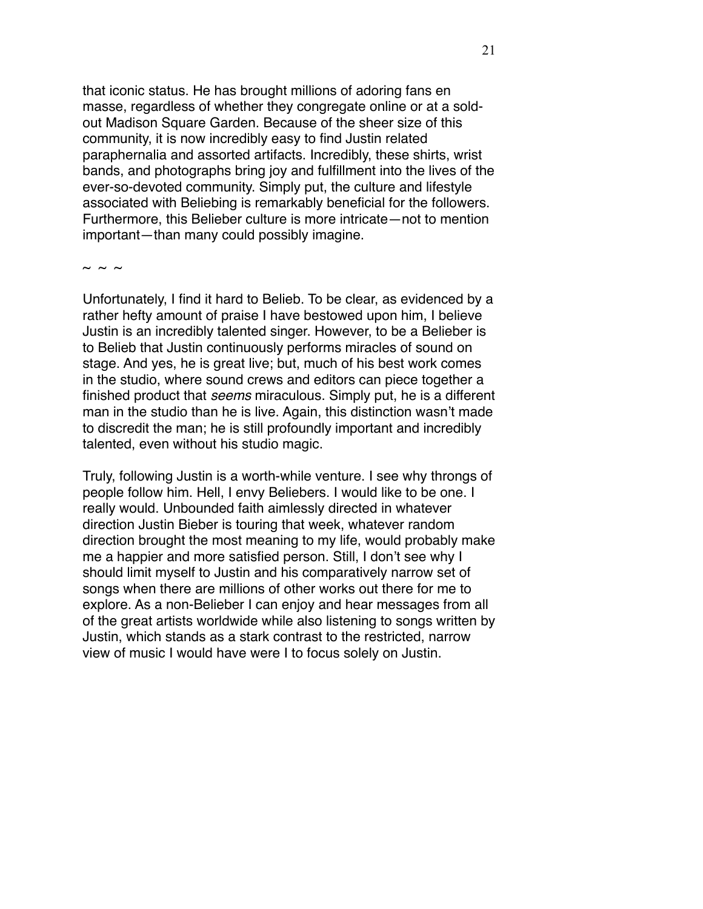that iconic status. He has brought millions of adoring fans en masse, regardless of whether they congregate online or at a sold-out Madison Square Garden. Because of the sheer size of this community, it is now incredibly easy to find Justin related paraphernalia and assorted artifacts. Incredibly, these shirts, wrist bands, and photographs bring joy and fulfillment into the lives of the ever-so-devoted community. Simply put, the culture and lifestyle associated with Beliebing is remarkably beneficial for the followers. Furthermore, this Belieber culture is more intricate—not to mention important—than many could possibly imagine.

~ ~ ~

Unfortunately, I find it hard to Belieb. To be clear, as evidenced by a rather hefty amount of praise I have bestowed upon him, I believe Justin is an incredibly talented singer. However, to be a Belieber is to Belieb that Justin continuously performs miracles of sound on stage. And yes, he is great live; but, much of his best work comes in the studio, where sound crews and editors can piece together a finished product that *seems* miraculous. Simply put, he is a different man in the studio than he is live. Again, this distinction wasn't made to discredit the man; he is still profoundly important and incredibly talented, even without his studio magic.

Truly, following Justin is a worth-while venture. I see why throngs of people follow him. Hell, I envy Beliebers. I would like to be one. I really would. Unbounded faith aimlessly directed in whatever direction Justin Bieber is touring that week, whatever random direction brought the most meaning to my life, would probably make me a happier and more satisfied person. Still, I don't see why I should limit myself to Justin and his comparatively narrow set of songs when there are millions of other works out there for me to explore. As a non-Belieber I can enjoy and hear messages from all of the great artists worldwide while also listening to songs written by Justin, which stands as a stark contrast to the restricted, narrow view of music I would have were I to focus solely on Justin.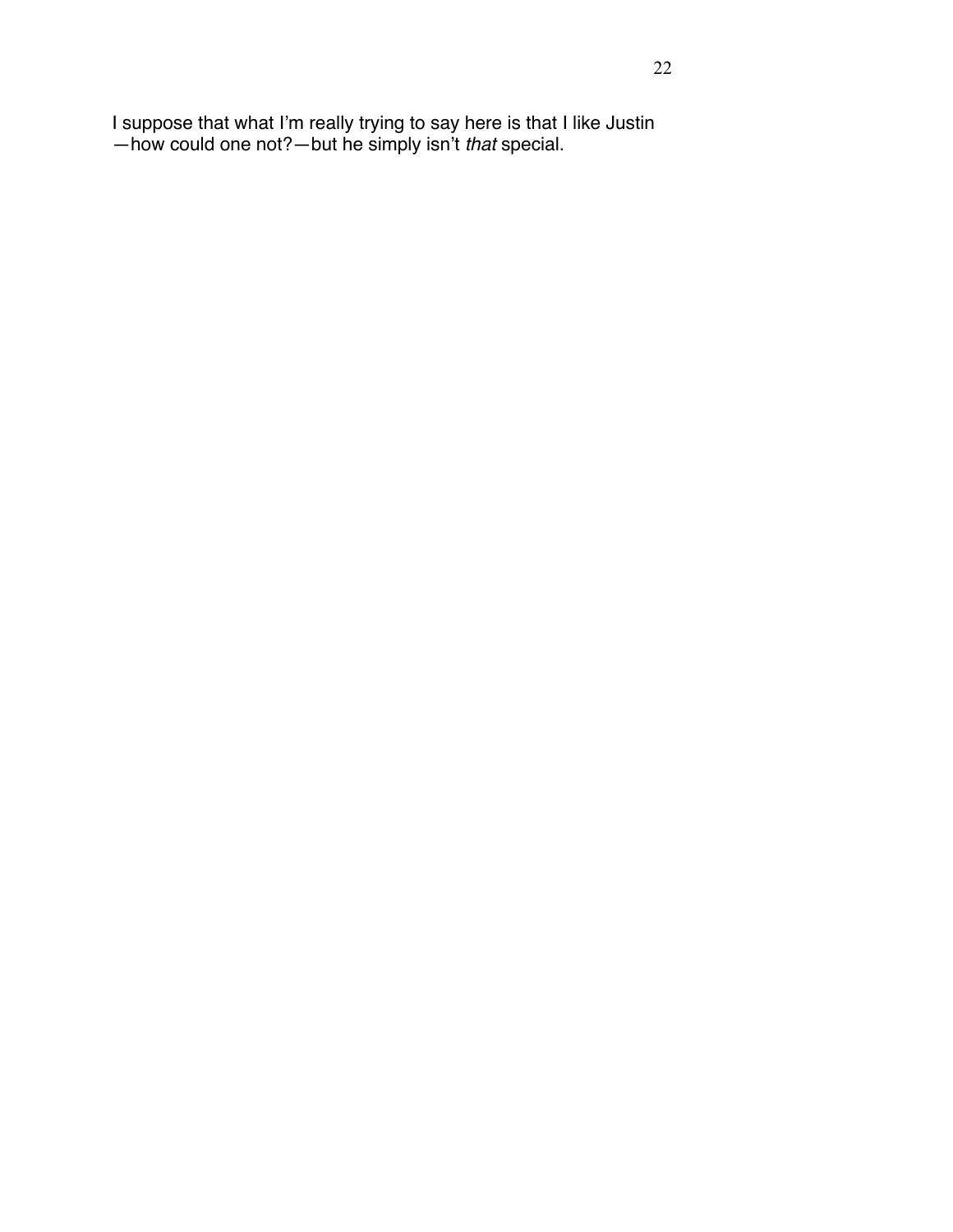I suppose that what I'm really trying to say here is that I like Justin—how could one not?—but he simply isn't *that* special.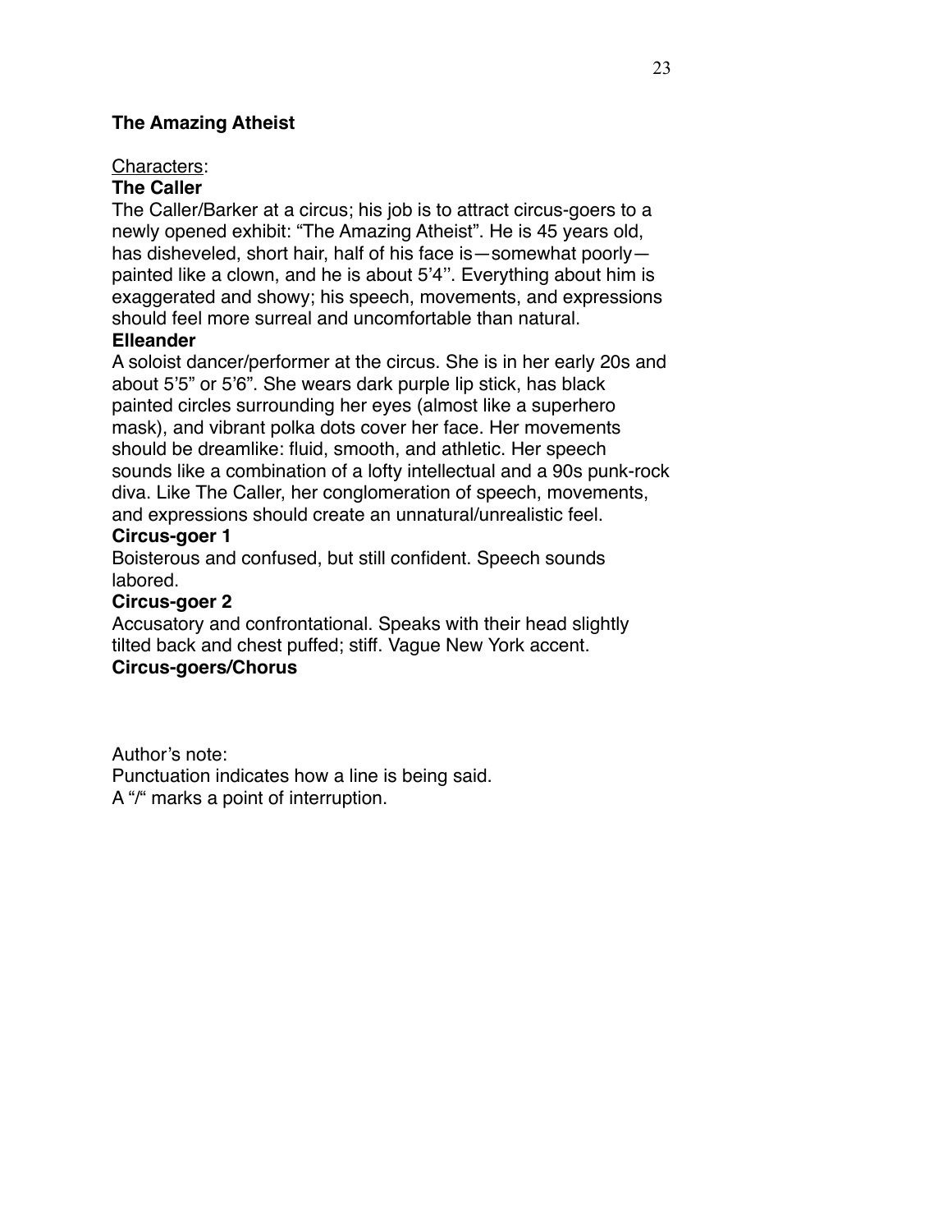**The Amazing Atheist**

<u>Characters</u>:

**The Caller**

The Caller/Barker at a circus; his job is to attract circus-goers to a newly opened exhibit: "The Amazing Atheist". He is 45 years old, has disheveled, short hair, half of his face is—somewhat poorly—painted like a clown, and he is about 5'4''. Everything about him is exaggerated and showy; his speech, movements, and expressions should feel more surreal and uncomfortable than natural.

**Elleander**

A soloist dancer/performer at the circus. She is in her early 20s and about 5'5" or 5'6". She wears dark purple lip stick, has black painted circles surrounding her eyes (almost like a superhero mask), and vibrant polka dots cover her face. Her movements should be dreamlike: fluid, smooth, and athletic. Her speech sounds like a combination of a lofty intellectual and a 90s punk-rock diva. Like The Caller, her conglomeration of speech, movements, and expressions should create an unnatural/unrealistic feel.

**Circus-goer 1**

Boisterous and confused, but still confident. Speech sounds labored.

**Circus-goer 2**

Accusatory and confrontational. Speaks with their head slightly tilted back and chest puffed; stiff. Vague New York accent.

**Circus-goers/Chorus**

Author's note:
Punctuation indicates how a line is being said.
A "/" marks a point of interruption.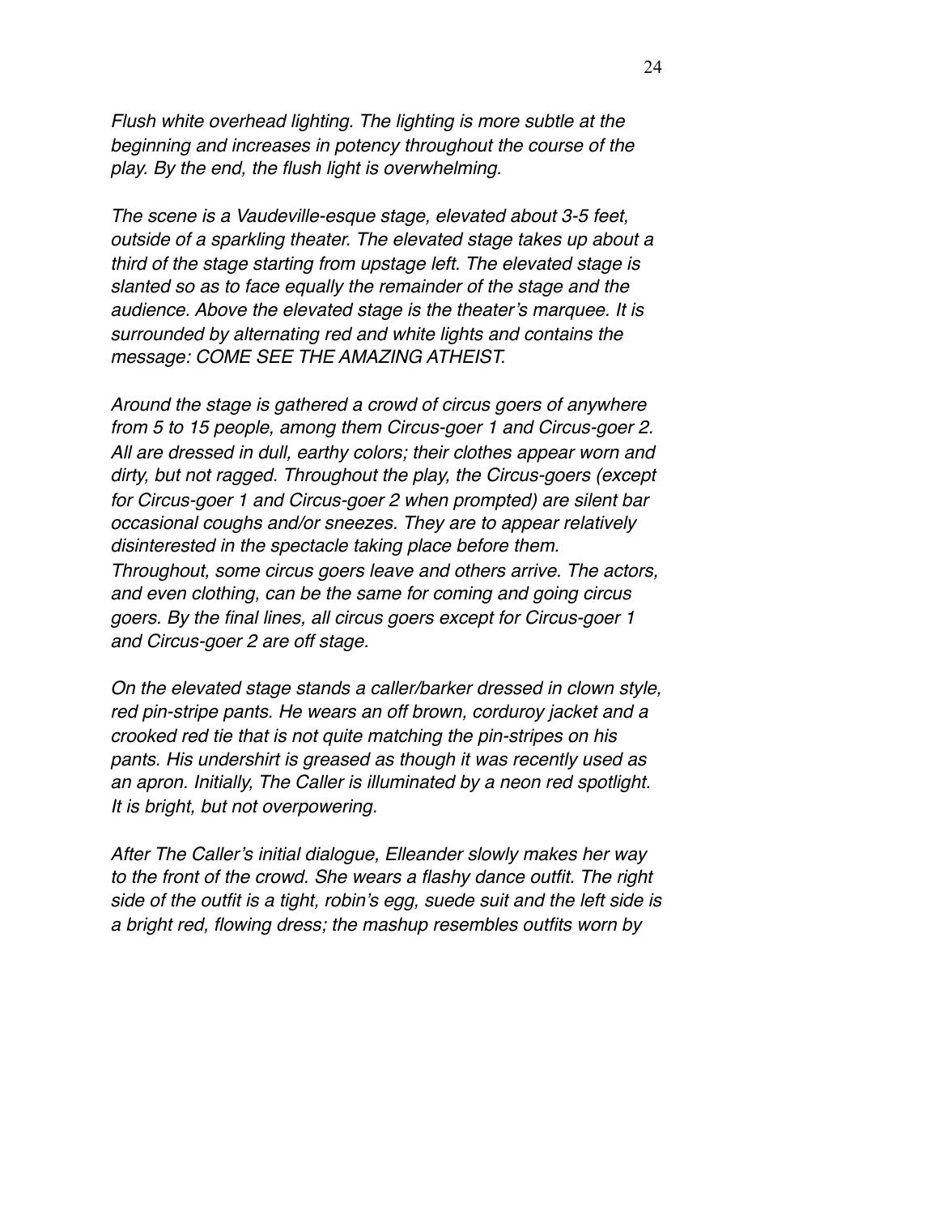*Flush white overhead lighting. The lighting is more subtle at the beginning and increases in potency throughout the course of the play. By the end, the flush light is overwhelming.*

*The scene is a Vaudeville-esque stage, elevated about 3-5 feet, outside of a sparkling theater. The elevated stage takes up about a third of the stage starting from upstage left. The elevated stage is slanted so as to face equally the remainder of the stage and the audience. Above the elevated stage is the theater's marquee. It is surrounded by alternating red and white lights and contains the message: COME SEE THE AMAZING ATHEIST.*

*Around the stage is gathered a crowd of circus goers of anywhere from 5 to 15 people, among them Circus-goer 1 and Circus-goer 2. All are dressed in dull, earthy colors; their clothes appear worn and dirty, but not ragged. Throughout the play, the Circus-goers (except for Circus-goer 1 and Circus-goer 2 when prompted) are silent bar occasional coughs and/or sneezes. They are to appear relatively disinterested in the spectacle taking place before them. Throughout, some circus goers leave and others arrive. The actors, and even clothing, can be the same for coming and going circus goers. By the final lines, all circus goers except for Circus-goer 1 and Circus-goer 2 are off stage.*

*On the elevated stage stands a caller/barker dressed in clown style, red pin-stripe pants. He wears an off brown, corduroy jacket and a crooked red tie that is not quite matching the pin-stripes on his pants. His undershirt is greased as though it was recently used as an apron. Initially, The Caller is illuminated by a neon red spotlight. It is bright, but not overpowering.*

*After The Caller's initial dialogue, Elleander slowly makes her way to the front of the crowd. She wears a flashy dance outfit. The right side of the outfit is a tight, robin's egg, suede suit and the left side is a bright red, flowing dress; the mashup resembles outfits worn by*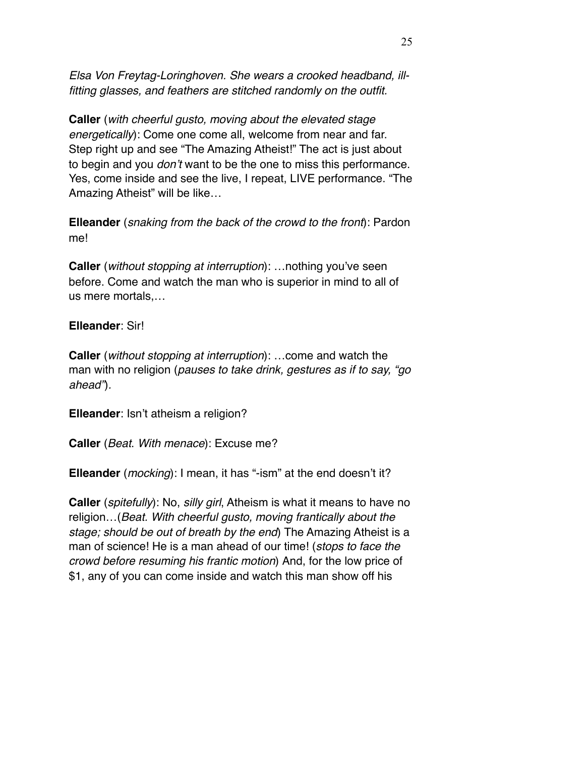*Elsa Von Freytag-Loringhoven. She wears a crooked headband, ill-fitting glasses, and feathers are stitched randomly on the outfit.*

**Caller** (*with cheerful gusto, moving about the elevated stage energetically*): Come one come all, welcome from near and far. Step right up and see "The Amazing Atheist!" The act is just about to begin and you *don't* want to be the one to miss this performance. Yes, come inside and see the live, I repeat, LIVE performance. "The Amazing Atheist" will be like…

**Elleander** (*snaking from the back of the crowd to the front*): Pardon me!

**Caller** (*without stopping at interruption*): …nothing you've seen before. Come and watch the man who is superior in mind to all of us mere mortals,…

**Elleander**: Sir!

**Caller** (*without stopping at interruption*): …come and watch the man with no religion (*pauses to take drink, gestures as if to say, "go ahead"*).

**Elleander**: Isn't atheism a religion?

**Caller** (*Beat. With menace*): Excuse me?

**Elleander** (*mocking*): I mean, it has "-ism" at the end doesn't it?

**Caller** (*spitefully*): No, *silly girl*, Atheism is what it means to have no religion…(*Beat. With cheerful gusto, moving frantically about the stage; should be out of breath by the end*) The Amazing Atheist is a man of science! He is a man ahead of our time! (*stops to face the crowd before resuming his frantic motion*) And, for the low price of $1, any of you can come inside and watch this man show off his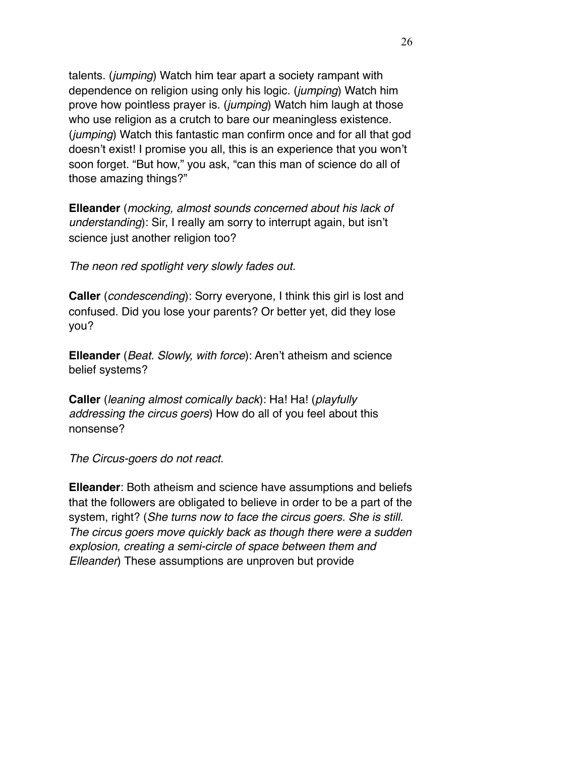talents. (*jumping*) Watch him tear apart a society rampant with dependence on religion using only his logic. (*jumping*) Watch him prove how pointless prayer is. (*jumping*) Watch him laugh at those who use religion as a crutch to bare our meaningless existence. (*jumping*) Watch this fantastic man confirm once and for all that god doesn't exist! I promise you all, this is an experience that you won't soon forget. "But how," you ask, "can this man of science do all of those amazing things?"

**Elleander** (*mocking, almost sounds concerned about his lack of understanding*): Sir, I really am sorry to interrupt again, but isn't science just another religion too?

*The neon red spotlight very slowly fades out.*

**Caller** (*condescending*): Sorry everyone, I think this girl is lost and confused. Did you lose your parents? Or better yet, did they lose you?

**Elleander** (*Beat. Slowly, with force*): Aren't atheism and science belief systems?

**Caller** (*leaning almost comically back*): Ha! Ha! (*playfully addressing the circus goers*) How do all of you feel about this nonsense?

*The Circus-goers do not react*.

**Elleander**: Both atheism and science have assumptions and beliefs that the followers are obligated to believe in order to be a part of the system, right? (*She turns now to face the circus goers. She is still. The circus goers move quickly back as though there were a sudden explosion, creating a semi-circle of space between them and Elleander*) These assumptions are unproven but provide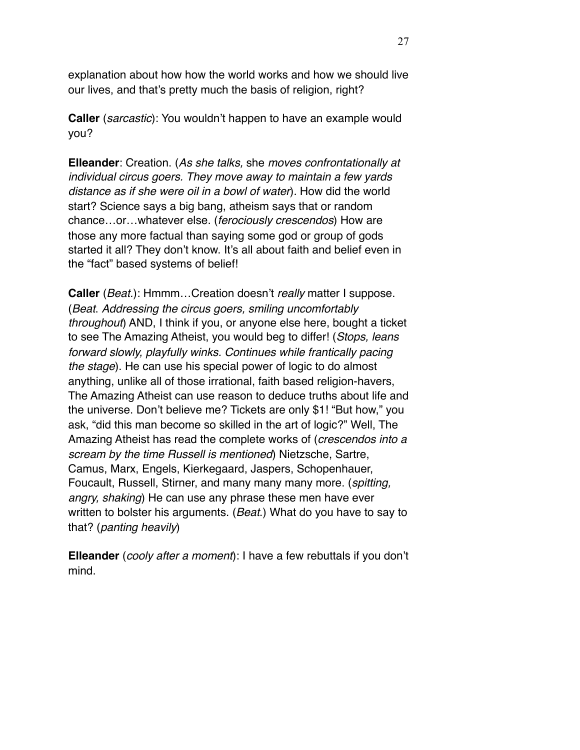explanation about how how the world works and how we should live our lives, and that's pretty much the basis of religion, right?

**Caller** (*sarcastic*): You wouldn't happen to have an example would you?

**Elleander**: Creation. (*As she talks,* she *moves confrontationally at individual circus goers. They move away to maintain a few yards distance as if she were oil in a bowl of water*)*.* How did the world start? Science says a big bang, atheism says that or random chance…or…whatever else. (*ferociously crescendos*) How are those any more factual than saying some god or group of gods started it all? They don't know. It's all about faith and belief even in the "fact" based systems of belief!

**Caller** (*Beat.*): Hmmm…Creation doesn't *really* matter I suppose. (*Beat. Addressing the circus goers, smiling uncomfortably throughout*) AND, I think if you, or anyone else here, bought a ticket to see The Amazing Atheist, you would beg to differ! (*Stops, leans forward slowly, playfully winks. Continues while frantically pacing the stage*). He can use his special power of logic to do almost anything, unlike all of those irrational, faith based religion-havers, The Amazing Atheist can use reason to deduce truths about life and the universe. Don't believe me? Tickets are only $1! "But how," you ask, "did this man become so skilled in the art of logic?" Well, The Amazing Atheist has read the complete works of (*crescendos into a scream by the time Russell is mentioned*) Nietzsche, Sartre, Camus, Marx, Engels, Kierkegaard, Jaspers, Schopenhauer, Foucault, Russell, Stirner, and many many many more. (*spitting, angry, shaking*) He can use any phrase these men have ever written to bolster his arguments. (*Beat.*) What do you have to say to that? (*panting heavily*)

**Elleander** (*cooly after a moment*): I have a few rebuttals if you don't mind.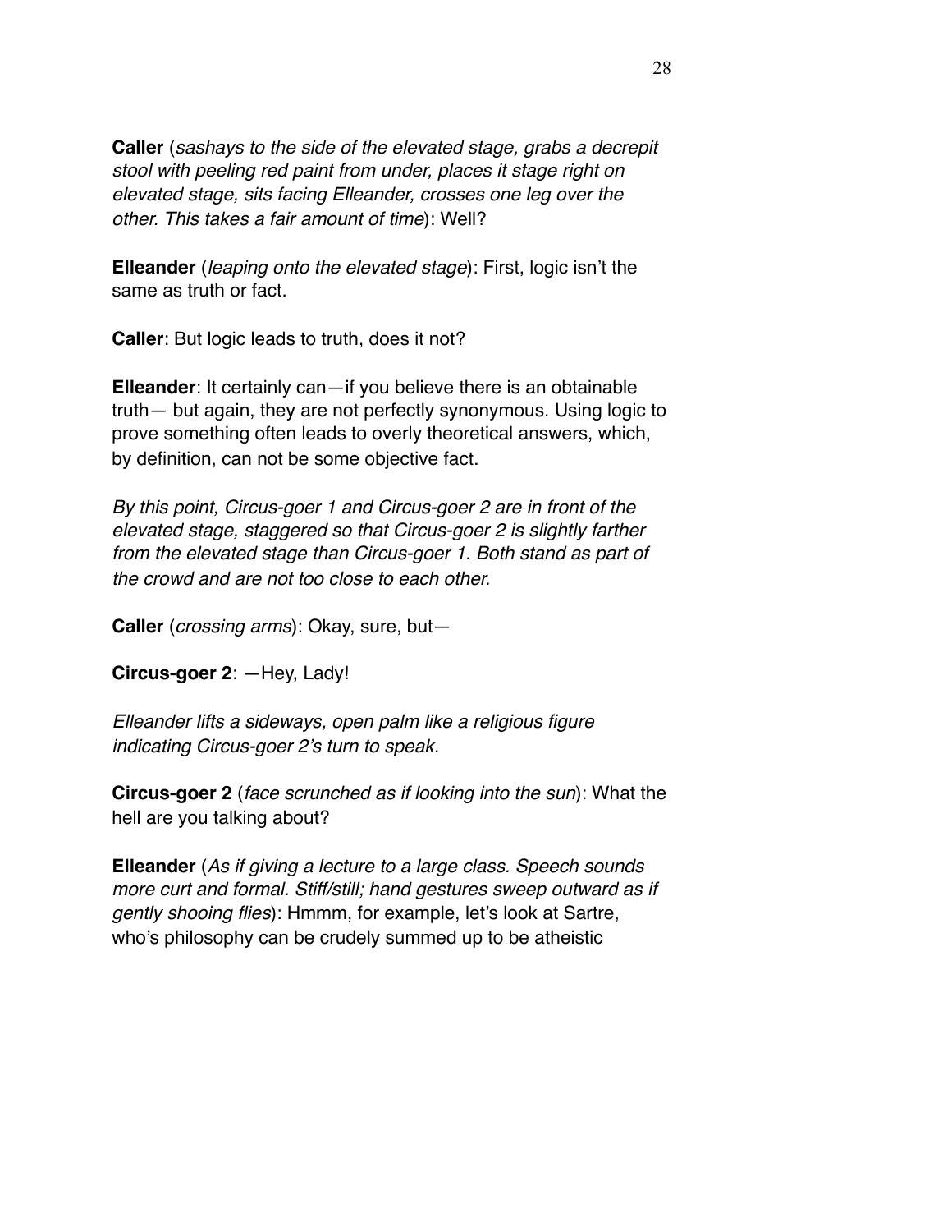**Caller** (*sashays to the side of the elevated stage, grabs a decrepit stool with peeling red paint from under, places it stage right on elevated stage, sits facing Elleander, crosses one leg over the other. This takes a fair amount of time*): Well?

**Elleander** (*leaping onto the elevated stage*): First, logic isn't the same as truth or fact.

**Caller**: But logic leads to truth, does it not?

**Elleander**: It certainly can—if you believe there is an obtainable truth— but again, they are not perfectly synonymous. Using logic to prove something often leads to overly theoretical answers, which, by definition, can not be some objective fact.

*By this point, Circus-goer 1 and Circus-goer 2 are in front of the elevated stage, staggered so that Circus-goer 2 is slightly farther from the elevated stage than Circus-goer 1. Both stand as part of the crowd and are not too close to each other.*

**Caller** (*crossing arms*): Okay, sure, but—

**Circus-goer 2**: —Hey, Lady!

*Elleander lifts a sideways, open palm like a religious figure indicating Circus-goer 2's turn to speak.*

**Circus-goer 2** (*face scrunched as if looking into the sun*): What the hell are you talking about?

**Elleander** (*As if giving a lecture to a large class. Speech sounds more curt and formal. Stiff/still; hand gestures sweep outward as if gently shooing flies*): Hmmm, for example, let's look at Sartre, who's philosophy can be crudely summed up to be atheistic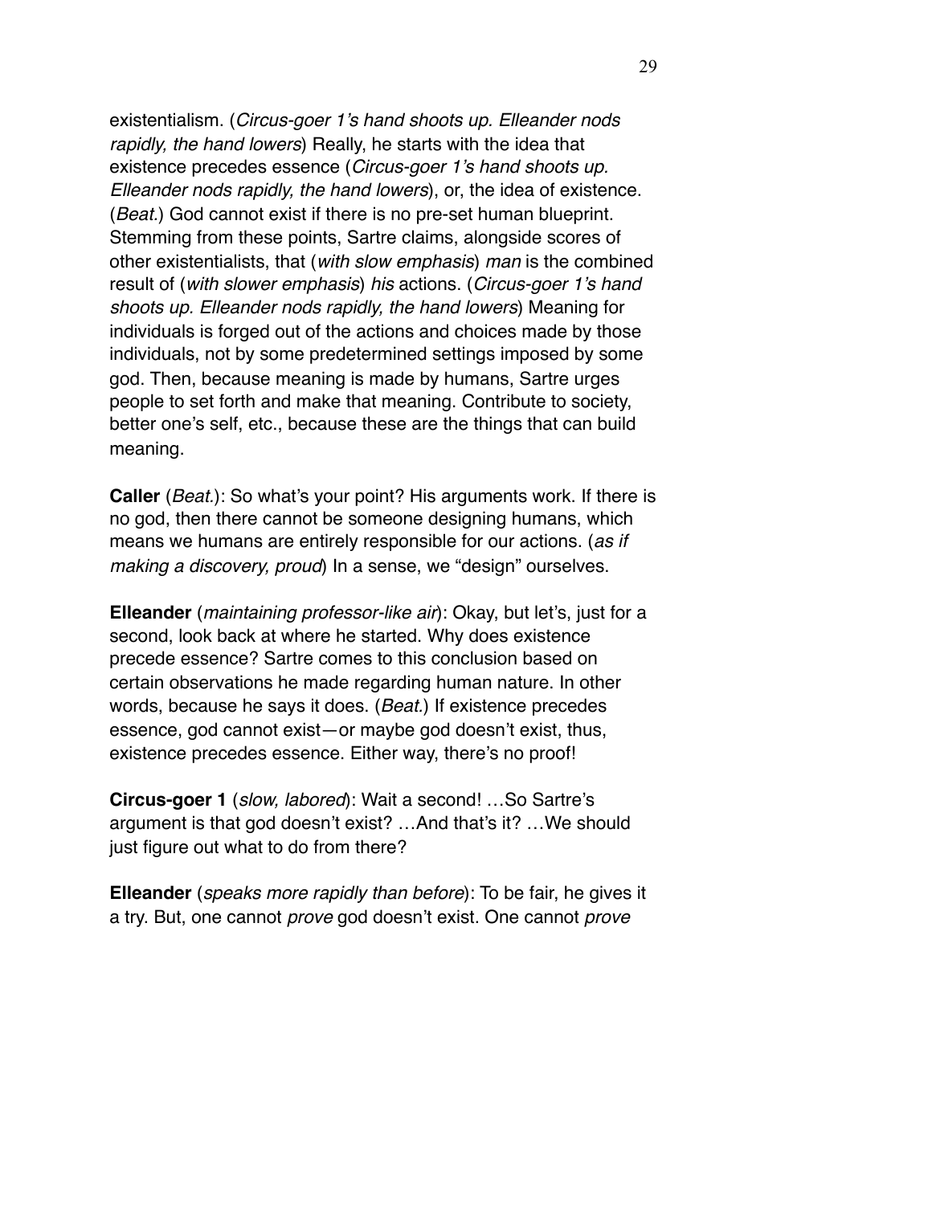existentialism. (*Circus-goer 1's hand shoots up. Elleander nods rapidly, the hand lowers*) Really, he starts with the idea that existence precedes essence (*Circus-goer 1's hand shoots up. Elleander nods rapidly, the hand lowers*), or, the idea of existence. (*Beat.*) God cannot exist if there is no pre-set human blueprint. Stemming from these points, Sartre claims, alongside scores of other existentialists, that (*with slow emphasis*) *man* is the combined result of (*with slower emphasis*) *his* actions. (*Circus-goer 1's hand shoots up. Elleander nods rapidly, the hand lowers*) Meaning for individuals is forged out of the actions and choices made by those individuals, not by some predetermined settings imposed by some god. Then, because meaning is made by humans, Sartre urges people to set forth and make that meaning. Contribute to society, better one's self, etc., because these are the things that can build meaning.

**Caller** (*Beat.*): So what's your point? His arguments work. If there is no god, then there cannot be someone designing humans, which means we humans are entirely responsible for our actions. (*as if making a discovery, proud*) In a sense, we "design" ourselves.

**Elleander** (*maintaining professor-like air*): Okay, but let's, just for a second, look back at where he started. Why does existence precede essence? Sartre comes to this conclusion based on certain observations he made regarding human nature. In other words, because he says it does. (*Beat.*) If existence precedes essence, god cannot exist—or maybe god doesn't exist, thus, existence precedes essence. Either way, there's no proof!

**Circus-goer 1** (*slow, labored*): Wait a second! …So Sartre's argument is that god doesn't exist? …And that's it? …We should just figure out what to do from there?

**Elleander** (*speaks more rapidly than before*): To be fair, he gives it a try. But, one cannot *prove* god doesn't exist. One cannot *prove*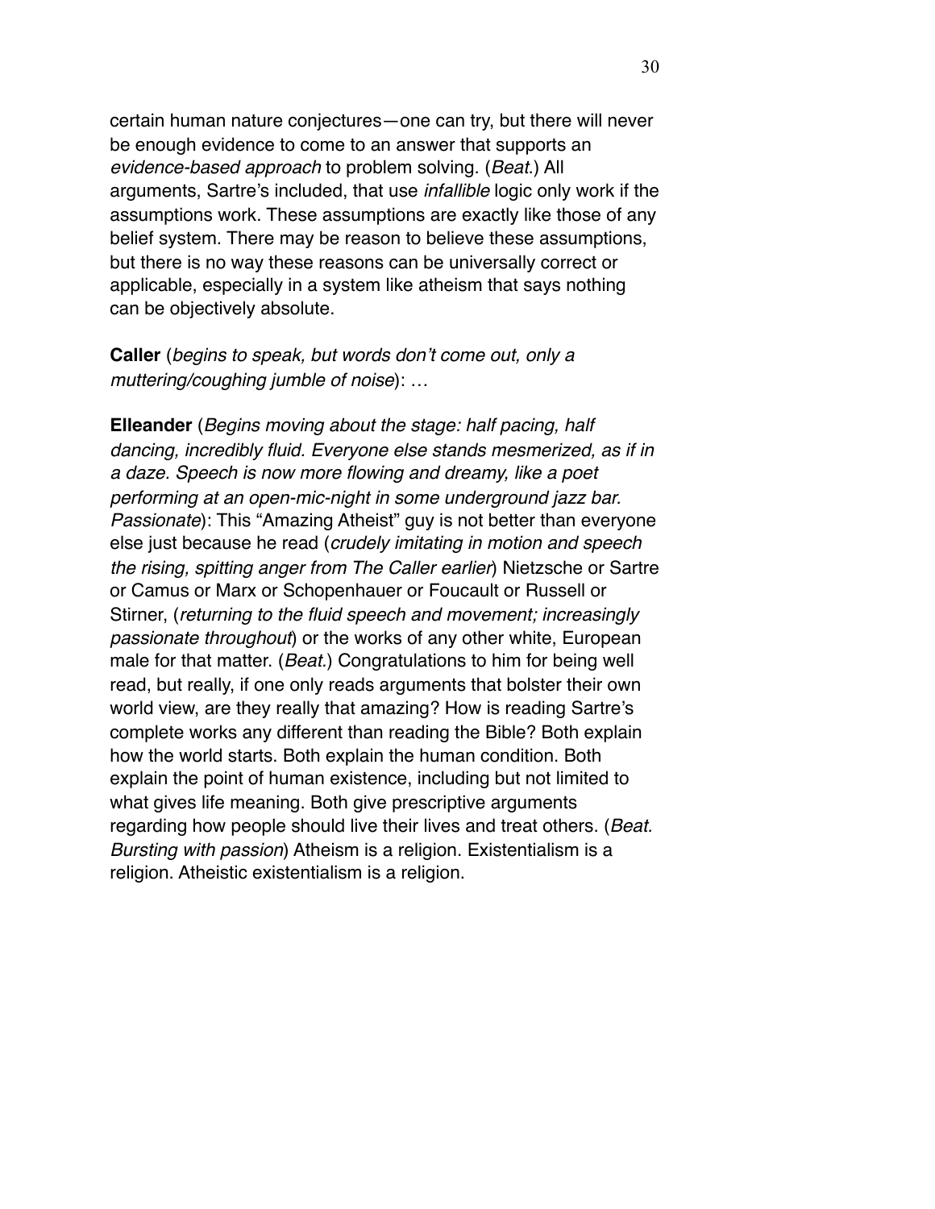certain human nature conjectures—one can try, but there will never be enough evidence to come to an answer that supports an *evidence-based approach* to problem solving. (*Beat.*) All arguments, Sartre's included, that use *infallible* logic only work if the assumptions work. These assumptions are exactly like those of any belief system. There may be reason to believe these assumptions, but there is no way these reasons can be universally correct or applicable, especially in a system like atheism that says nothing can be objectively absolute.

**Caller** (*begins to speak, but words don't come out, only a muttering/coughing jumble of noise*): …

**Elleander** (*Begins moving about the stage: half pacing, half dancing, incredibly fluid. Everyone else stands mesmerized, as if in a daze. Speech is now more flowing and dreamy, like a poet performing at an open-mic-night in some underground jazz bar. Passionate*): This "Amazing Atheist" guy is not better than everyone else just because he read (*crudely imitating in motion and speech the rising, spitting anger from The Caller earlier*) Nietzsche or Sartre or Camus or Marx or Schopenhauer or Foucault or Russell or Stirner, (*returning to the fluid speech and movement; increasingly passionate throughout*) or the works of any other white, European male for that matter. (*Beat.*) Congratulations to him for being well read, but really, if one only reads arguments that bolster their own world view, are they really that amazing? How is reading Sartre's complete works any different than reading the Bible? Both explain how the world starts. Both explain the human condition. Both explain the point of human existence, including but not limited to what gives life meaning. Both give prescriptive arguments regarding how people should live their lives and treat others. (*Beat. Bursting with passion*) Atheism is a religion. Existentialism is a religion. Atheistic existentialism is a religion.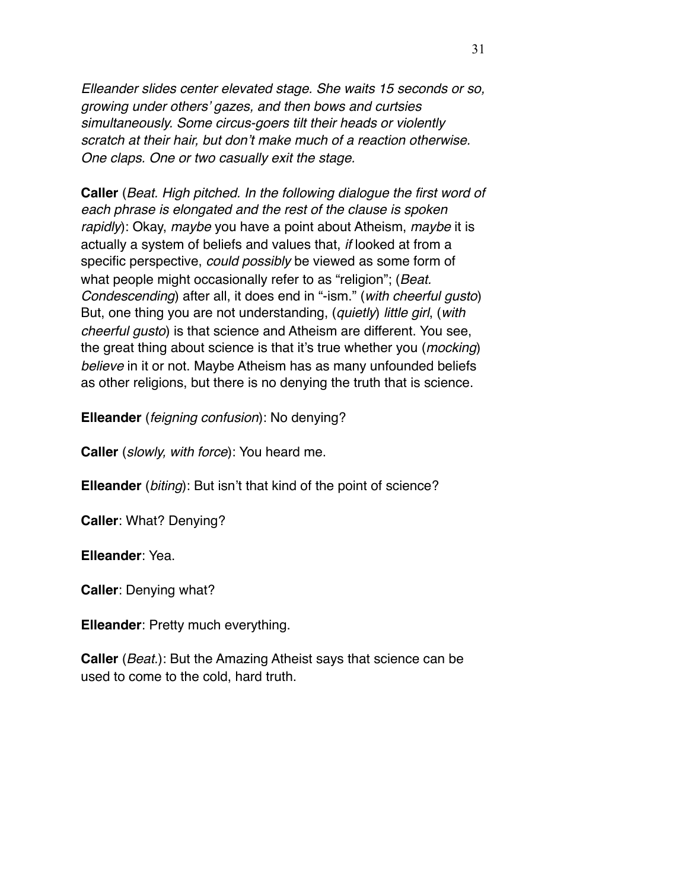*Elleander slides center elevated stage. She waits 15 seconds or so, growing under others' gazes, and then bows and curtsies simultaneously. Some circus-goers tilt their heads or violently scratch at their hair, but don't make much of a reaction otherwise. One claps. One or two casually exit the stage.*

**Caller** (*Beat. High pitched. In the following dialogue the first word of each phrase is elongated and the rest of the clause is spoken rapidly*): Okay, *maybe* you have a point about Atheism, *maybe* it is actually a system of beliefs and values that, *if* looked at from a specific perspective, *could possibly* be viewed as some form of what people might occasionally refer to as "religion"; (*Beat. Condescending*) after all, it does end in "-ism." (*with cheerful gusto*) But, one thing you are not understanding, (*quietly*) *little girl*, (*with cheerful gusto*) is that science and Atheism are different. You see, the great thing about science is that it's true whether you (*mocking*) *believe* in it or not. Maybe Atheism has as many unfounded beliefs as other religions, but there is no denying the truth that is science.

**Elleander** (*feigning confusion*): No denying?

**Caller** (*slowly, with force*): You heard me.

**Elleander** (*biting*): But isn't that kind of the point of science?

**Caller**: What? Denying?

**Elleander**: Yea.

**Caller**: Denying what?

**Elleander**: Pretty much everything.

**Caller** (*Beat.*): But the Amazing Atheist says that science can be used to come to the cold, hard truth.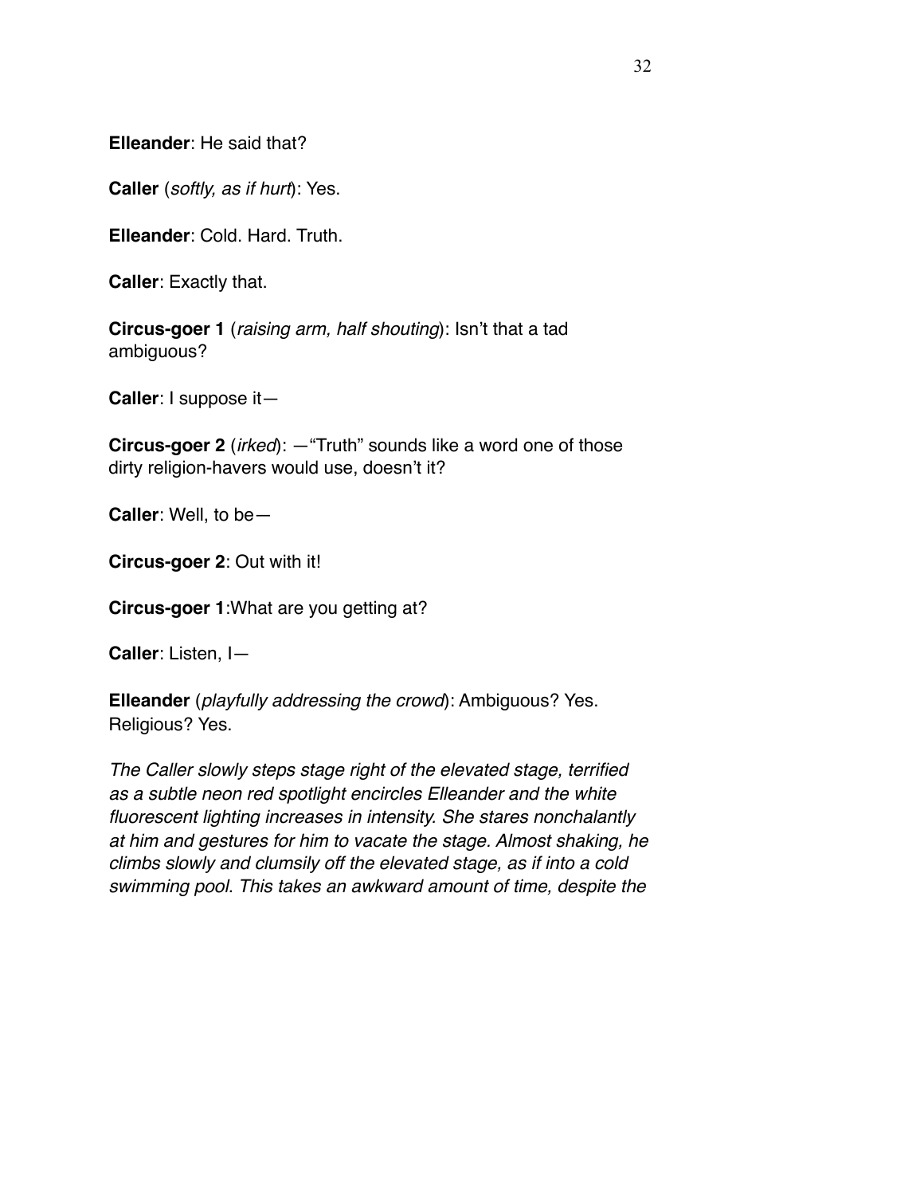**Elleander**: He said that?

**Caller** (*softly, as if hurt*): Yes.

**Elleander**: Cold. Hard. Truth.

**Caller**: Exactly that.

**Circus-goer 1** (*raising arm, half shouting*): Isn't that a tad ambiguous?

**Caller**: I suppose it—

**Circus-goer 2** (*irked*): —"Truth" sounds like a word one of those dirty religion-havers would use, doesn't it?

**Caller**: Well, to be—

**Circus-goer 2**: Out with it!

**Circus-goer 1**:What are you getting at?

**Caller**: Listen, I—

**Elleander** (*playfully addressing the crowd*): Ambiguous? Yes. Religious? Yes.

*The Caller slowly steps stage right of the elevated stage, terrified as a subtle neon red spotlight encircles Elleander and the white fluorescent lighting increases in intensity. She stares nonchalantly at him and gestures for him to vacate the stage. Almost shaking, he climbs slowly and clumsily off the elevated stage, as if into a cold swimming pool. This takes an awkward amount of time, despite the*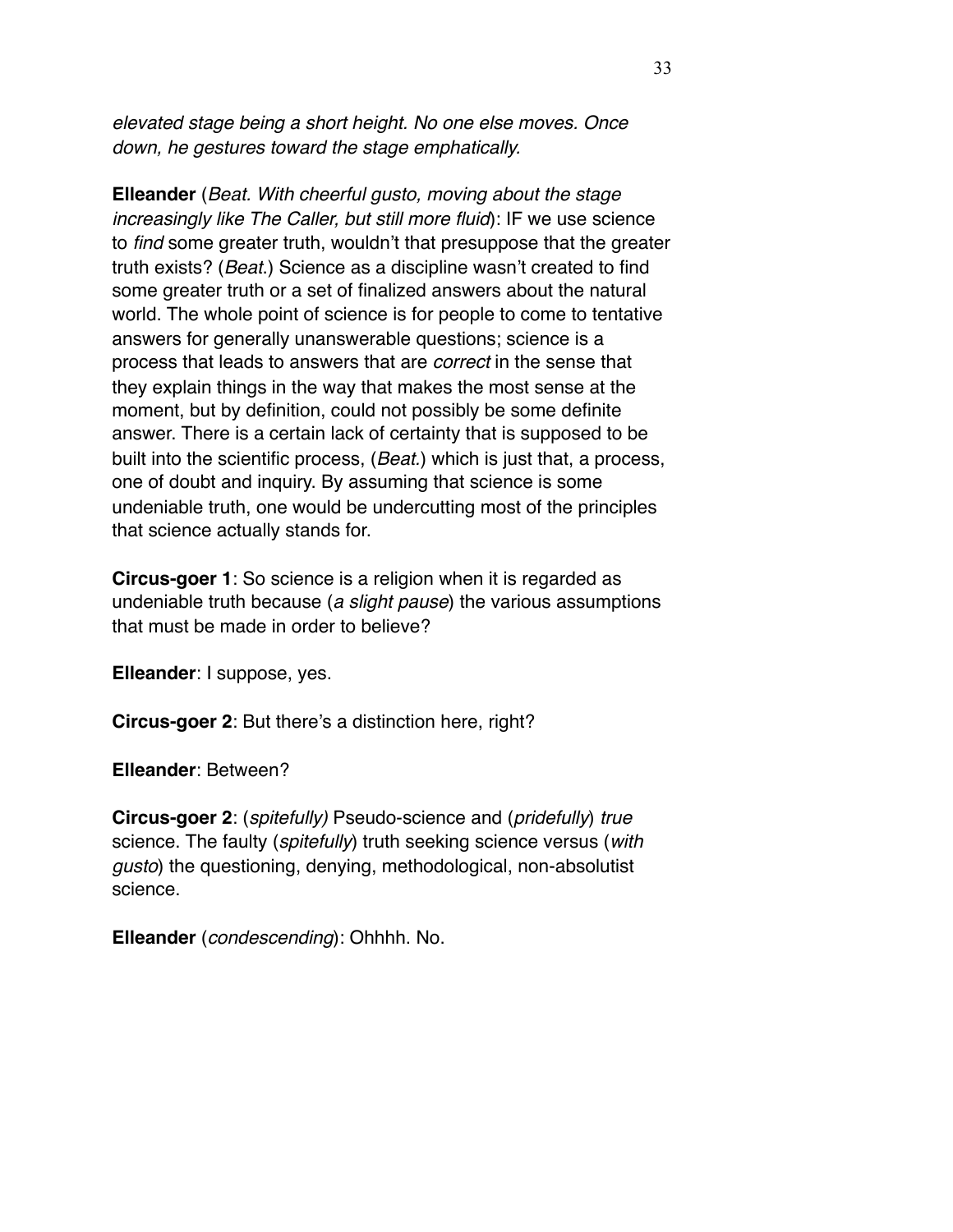*elevated stage being a short height. No one else moves. Once down, he gestures toward the stage emphatically.*

**Elleander** (*Beat. With cheerful gusto, moving about the stage increasingly like The Caller, but still more fluid*): IF we use science to *find* some greater truth, wouldn't that presuppose that the greater truth exists? (*Beat.*) Science as a discipline wasn't created to find some greater truth or a set of finalized answers about the natural world. The whole point of science is for people to come to tentative answers for generally unanswerable questions; science is a process that leads to answers that are *correct* in the sense that they explain things in the way that makes the most sense at the moment, but by definition, could not possibly be some definite answer. There is a certain lack of certainty that is supposed to be built into the scientific process, (*Beat.*) which is just that, a process, one of doubt and inquiry. By assuming that science is some undeniable truth, one would be undercutting most of the principles that science actually stands for.

**Circus-goer 1**: So science is a religion when it is regarded as undeniable truth because (*a slight pause*) the various assumptions that must be made in order to believe?

**Elleander**: I suppose, yes.

**Circus-goer 2**: But there's a distinction here, right?

**Elleander**: Between?

**Circus-goer 2**: (*spitefully)* Pseudo-science and (*pridefully*) *true* science. The faulty (*spitefully*) truth seeking science versus (*with gusto*) the questioning, denying, methodological, non-absolutist science.

**Elleander** (*condescending*): Ohhhh. No.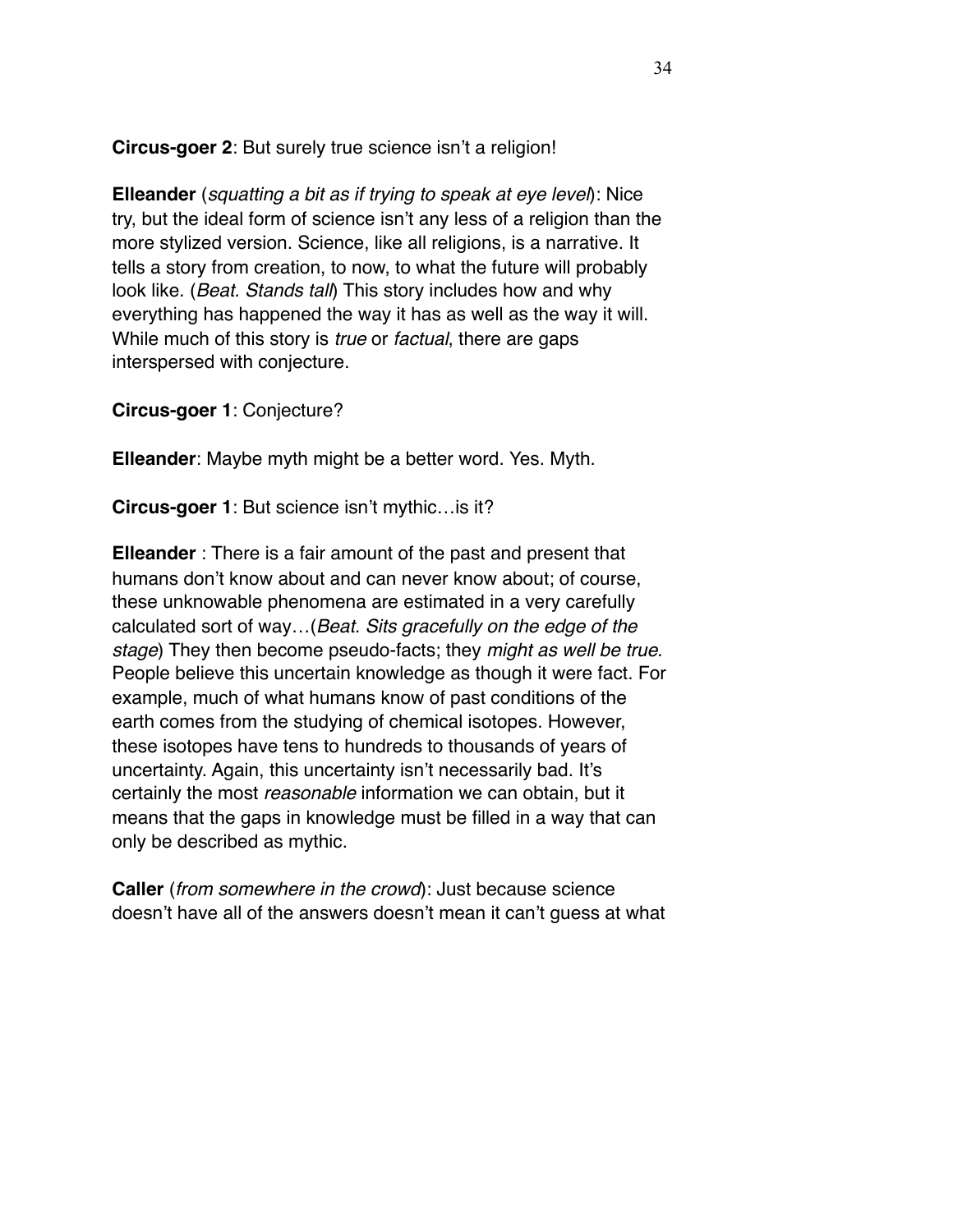**Circus-goer 2**: But surely true science isn't a religion!

**Elleander** (*squatting a bit as if trying to speak at eye level*): Nice try, but the ideal form of science isn't any less of a religion than the more stylized version. Science, like all religions, is a narrative. It tells a story from creation, to now, to what the future will probably look like. (*Beat. Stands tall*) This story includes how and why everything has happened the way it has as well as the way it will. While much of this story is *true* or *factual*, there are gaps interspersed with conjecture.

**Circus-goer 1**: Conjecture?

**Elleander**: Maybe myth might be a better word. Yes. Myth.

**Circus-goer 1**: But science isn't mythic…is it?

**Elleander** : There is a fair amount of the past and present that humans don't know about and can never know about; of course, these unknowable phenomena are estimated in a very carefully calculated sort of way…(*Beat. Sits gracefully on the edge of the stage*) They then become pseudo-facts; they *might as well be true*. People believe this uncertain knowledge as though it were fact. For example, much of what humans know of past conditions of the earth comes from the studying of chemical isotopes. However, these isotopes have tens to hundreds to thousands of years of uncertainty. Again, this uncertainty isn't necessarily bad. It's certainly the most *reasonable* information we can obtain, but it means that the gaps in knowledge must be filled in a way that can only be described as mythic.

**Caller** (*from somewhere in the crowd*): Just because science doesn't have all of the answers doesn't mean it can't guess at what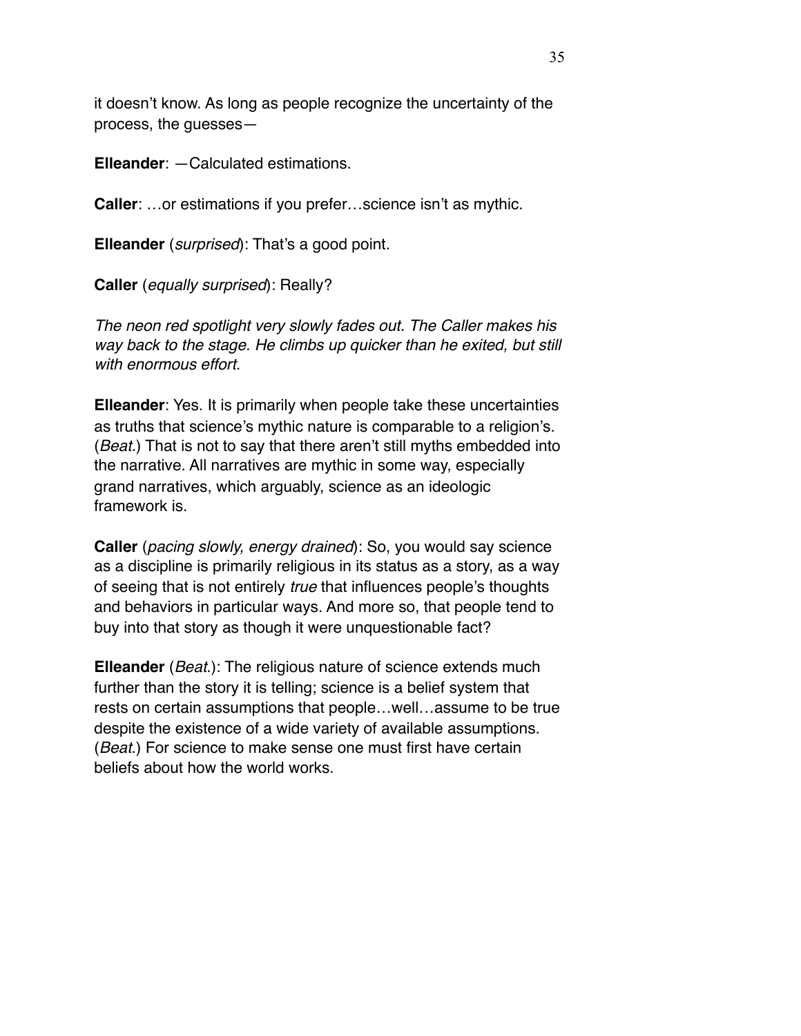it doesn't know. As long as people recognize the uncertainty of the process, the guesses—

**Elleander**: —Calculated estimations.

**Caller**: …or estimations if you prefer…science isn't as mythic.

**Elleander** (*surprised*): That's a good point.

**Caller** (*equally surprised*): Really?

*The neon red spotlight very slowly fades out. The Caller makes his way back to the stage. He climbs up quicker than he exited, but still with enormous effort.*

**Elleander**: Yes. It is primarily when people take these uncertainties as truths that science's mythic nature is comparable to a religion's. (*Beat.*) That is not to say that there aren't still myths embedded into the narrative. All narratives are mythic in some way, especially grand narratives, which arguably, science as an ideologic framework is.

**Caller** (*pacing slowly, energy drained*): So, you would say science as a discipline is primarily religious in its status as a story, as a way of seeing that is not entirely *true* that influences people's thoughts and behaviors in particular ways. And more so, that people tend to buy into that story as though it were unquestionable fact?

**Elleander** (*Beat.*): The religious nature of science extends much further than the story it is telling; science is a belief system that rests on certain assumptions that people…well…assume to be true despite the existence of a wide variety of available assumptions. (*Beat.*) For science to make sense one must first have certain beliefs about how the world works.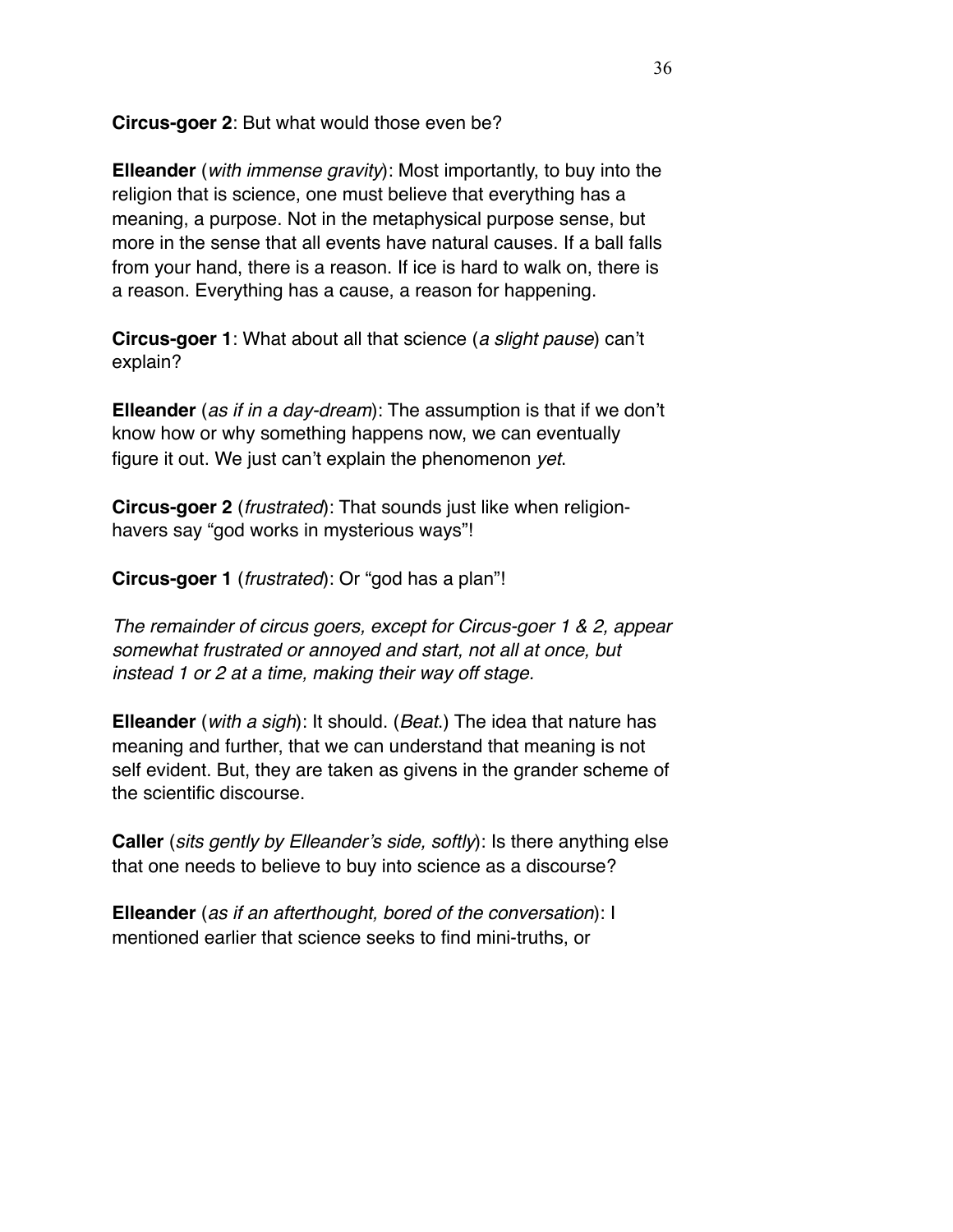**Circus-goer 2**: But what would those even be?

**Elleander** (*with immense gravity*): Most importantly, to buy into the religion that is science, one must believe that everything has a meaning, a purpose. Not in the metaphysical purpose sense, but more in the sense that all events have natural causes. If a ball falls from your hand, there is a reason. If ice is hard to walk on, there is a reason. Everything has a cause, a reason for happening.

**Circus-goer 1**: What about all that science (*a slight pause*) can't explain?

**Elleander** (*as if in a day-dream*): The assumption is that if we don't know how or why something happens now, we can eventually figure it out. We just can't explain the phenomenon *yet*.

**Circus-goer 2** (*frustrated*): That sounds just like when religion-havers say "god works in mysterious ways"!

**Circus-goer 1** (*frustrated*): Or "god has a plan"!

*The remainder of circus goers, except for Circus-goer 1 & 2, appear somewhat frustrated or annoyed and start, not all at once, but instead 1 or 2 at a time, making their way off stage.*

**Elleander** (*with a sigh*): It should. (*Beat.*) The idea that nature has meaning and further, that we can understand that meaning is not self evident. But, they are taken as givens in the grander scheme of the scientific discourse.

**Caller** (*sits gently by Elleander's side, softly*): Is there anything else that one needs to believe to buy into science as a discourse?

**Elleander** (*as if an afterthought, bored of the conversation*): I mentioned earlier that science seeks to find mini-truths, or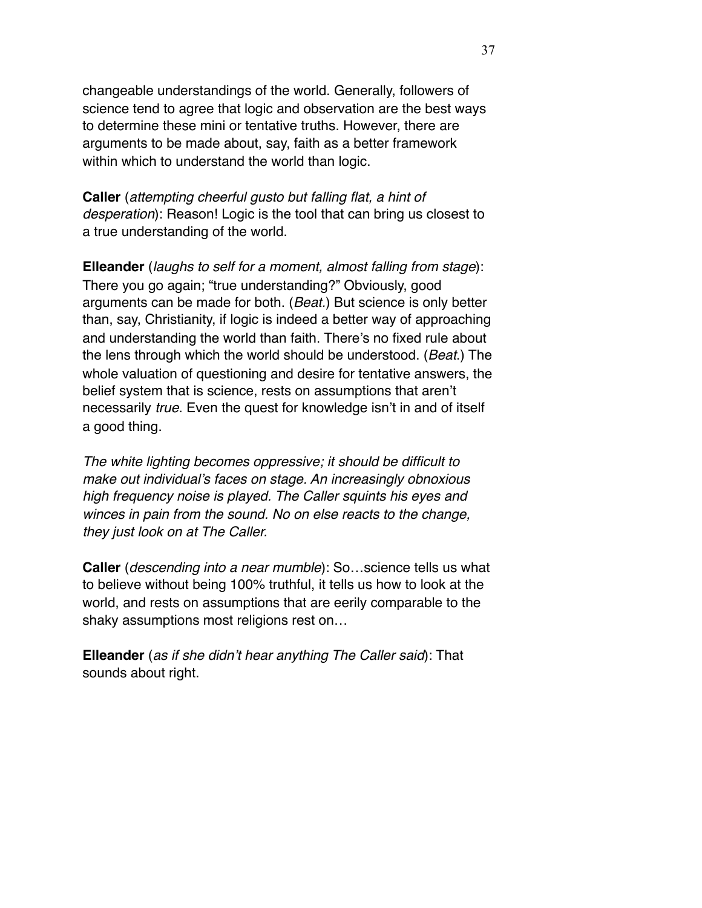changeable understandings of the world. Generally, followers of science tend to agree that logic and observation are the best ways to determine these mini or tentative truths. However, there are arguments to be made about, say, faith as a better framework within which to understand the world than logic.

**Caller** (*attempting cheerful gusto but falling flat, a hint of desperation*): Reason! Logic is the tool that can bring us closest to a true understanding of the world.

**Elleander** (*laughs to self for a moment, almost falling from stage*): There you go again; "true understanding?" Obviously, good arguments can be made for both. (*Beat.*) But science is only better than, say, Christianity, if logic is indeed a better way of approaching and understanding the world than faith. There's no fixed rule about the lens through which the world should be understood. (*Beat.*) The whole valuation of questioning and desire for tentative answers, the belief system that is science, rests on assumptions that aren't necessarily *true*. Even the quest for knowledge isn't in and of itself a good thing.

*The white lighting becomes oppressive; it should be difficult to make out individual's faces on stage. An increasingly obnoxious high frequency noise is played. The Caller squints his eyes and winces in pain from the sound. No on else reacts to the change, they just look on at The Caller.*

**Caller** (*descending into a near mumble*): So…science tells us what to believe without being 100% truthful, it tells us how to look at the world, and rests on assumptions that are eerily comparable to the shaky assumptions most religions rest on…

**Elleander** (*as if she didn't hear anything The Caller said*): That sounds about right.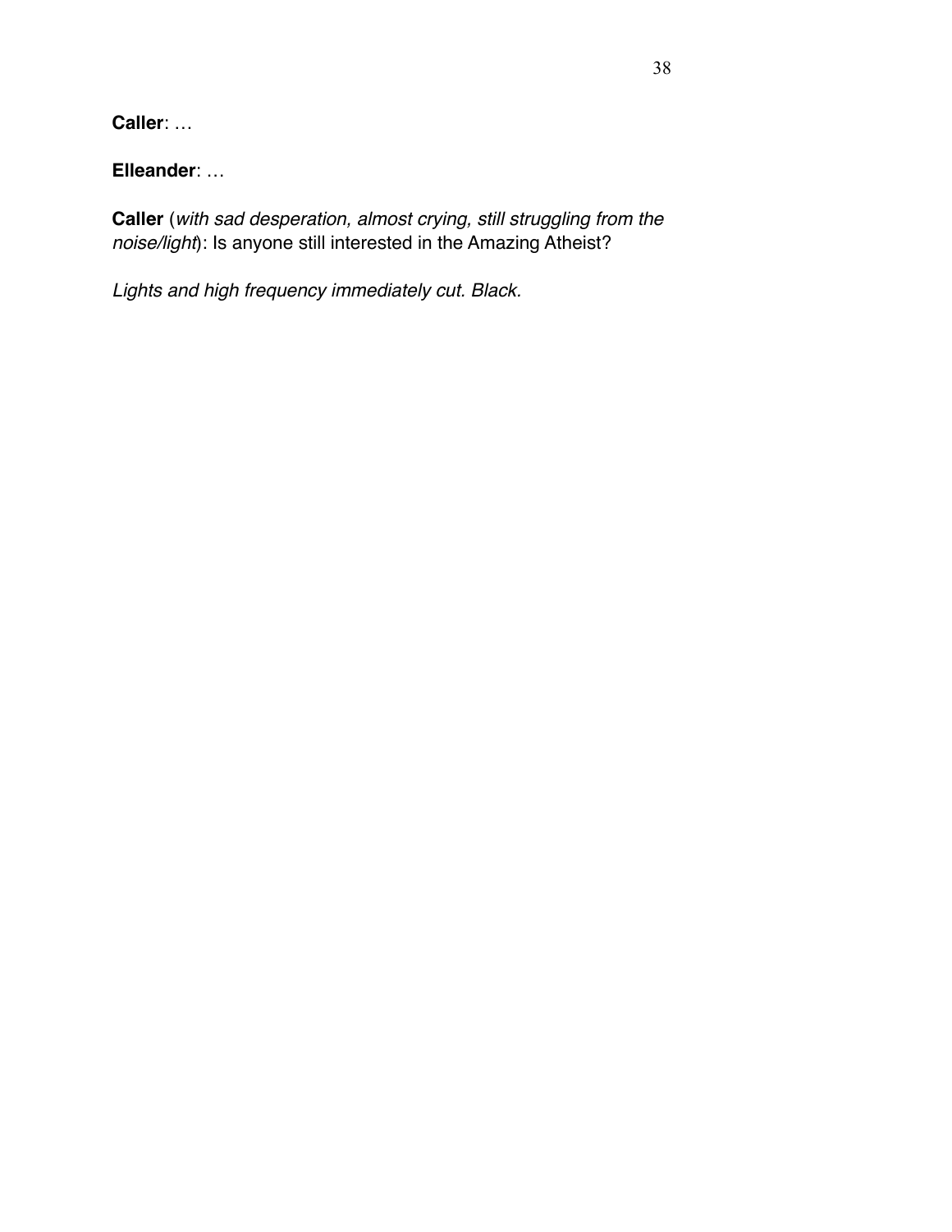**Caller**: …

**Elleander**: …

**Caller** (*with sad desperation, almost crying, still struggling from the noise/light*): Is anyone still interested in the Amazing Atheist?

*Lights and high frequency immediately cut. Black.*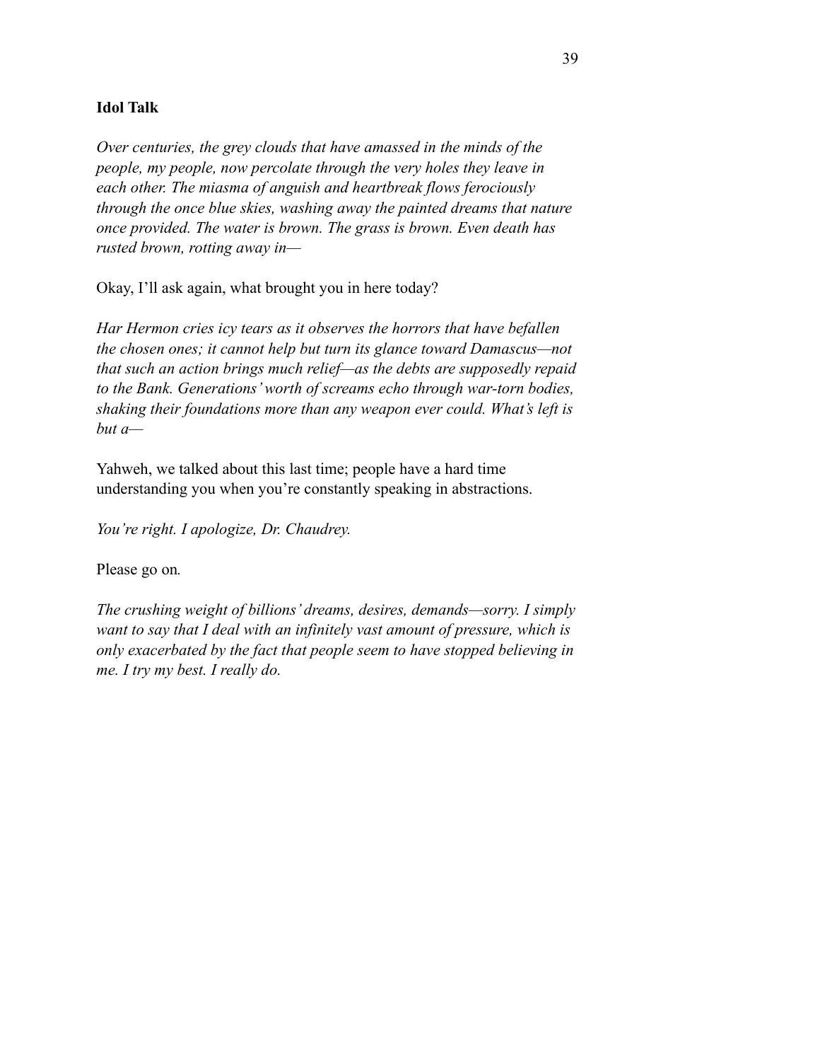**Idol Talk**

*Over centuries, the grey clouds that have amassed in the minds of the people, my people, now percolate through the very holes they leave in each other. The miasma of anguish and heartbreak flows ferociously through the once blue skies, washing away the painted dreams that nature once provided. The water is brown. The grass is brown. Even death has rusted brown, rotting away in—*

Okay, I'll ask again, what brought you in here today?

*Har Hermon cries icy tears as it observes the horrors that have befallen the chosen ones; it cannot help but turn its glance toward Damascus—not that such an action brings much relief—as the debts are supposedly repaid to the Bank. Generations' worth of screams echo through war-torn bodies, shaking their foundations more than any weapon ever could. What's left is but a—*

Yahweh, we talked about this last time; people have a hard time understanding you when you're constantly speaking in abstractions.

*You're right. I apologize, Dr. Chaudrey.*

Please go on.

*The crushing weight of billions' dreams, desires, demands—sorry. I simply want to say that I deal with an infinitely vast amount of pressure, which is only exacerbated by the fact that people seem to have stopped believing in me. I try my best. I really do.*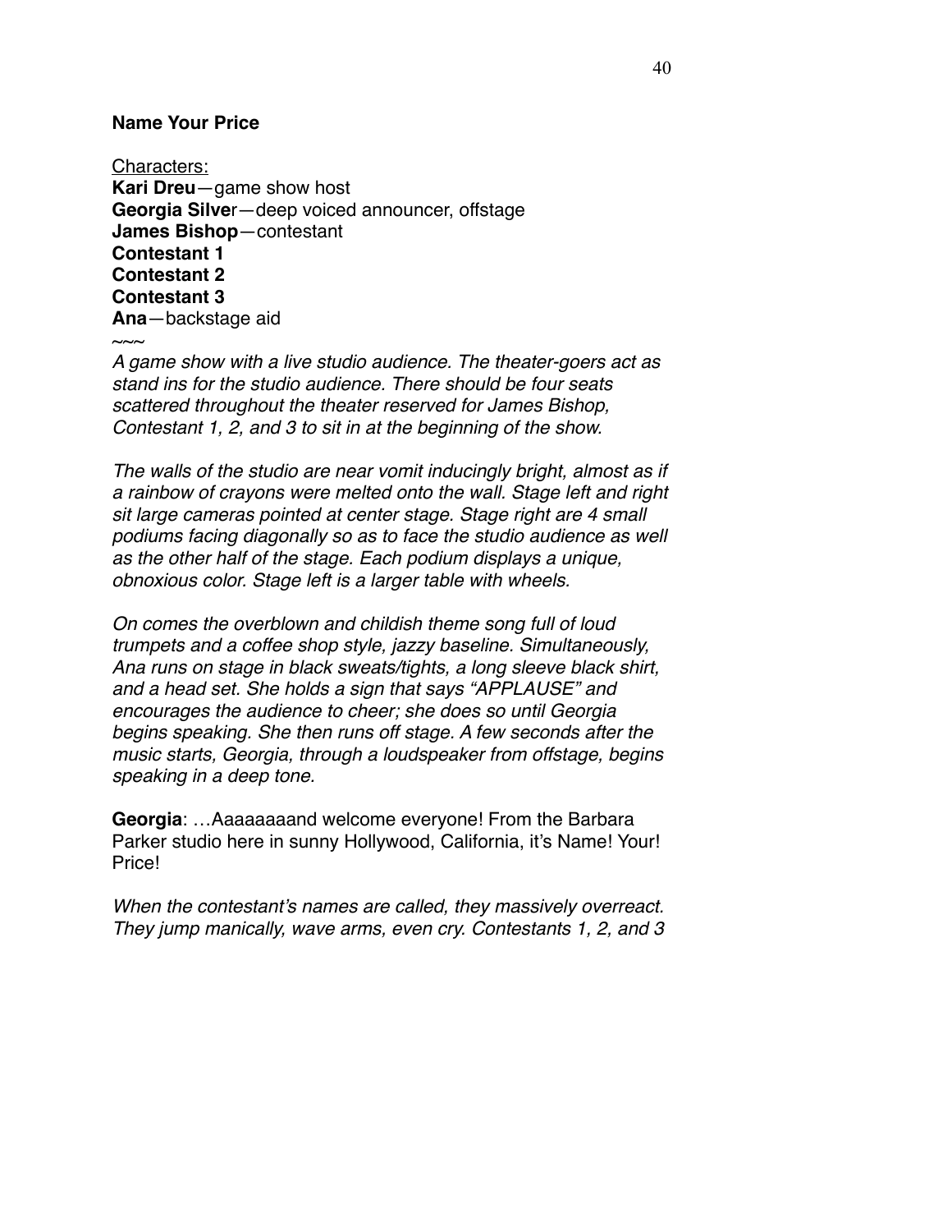**Name Your Price**

Characters:
**Kari Dreu**—game show host
**Georgia Silve**r—deep voiced announcer, offstage
**James Bishop**—contestant
**Contestant 1**
**Contestant 2**
**Contestant 3**
**Ana**—backstage aid
~~~

*A game show with a live studio audience. The theater-goers act as stand ins for the studio audience. There should be four seats scattered throughout the theater reserved for James Bishop, Contestant 1, 2, and 3 to sit in at the beginning of the show.*

*The walls of the studio are near vomit inducingly bright, almost as if a rainbow of crayons were melted onto the wall. Stage left and right sit large cameras pointed at center stage. Stage right are 4 small podiums facing diagonally so as to face the studio audience as well as the other half of the stage. Each podium displays a unique, obnoxious color. Stage left is a larger table with wheels.*

*On comes the overblown and childish theme song full of loud trumpets and a coffee shop style, jazzy baseline. Simultaneously, Ana runs on stage in black sweats/tights, a long sleeve black shirt, and a head set. She holds a sign that says "APPLAUSE" and encourages the audience to cheer; she does so until Georgia begins speaking. She then runs off stage. A few seconds after the music starts, Georgia, through a loudspeaker from offstage, begins speaking in a deep tone.*

**Georgia**: …Aaaaaaaand welcome everyone! From the Barbara Parker studio here in sunny Hollywood, California, it's Name! Your! Price!

*When the contestant's names are called, they massively overreact. They jump manically, wave arms, even cry. Contestants 1, 2, and 3*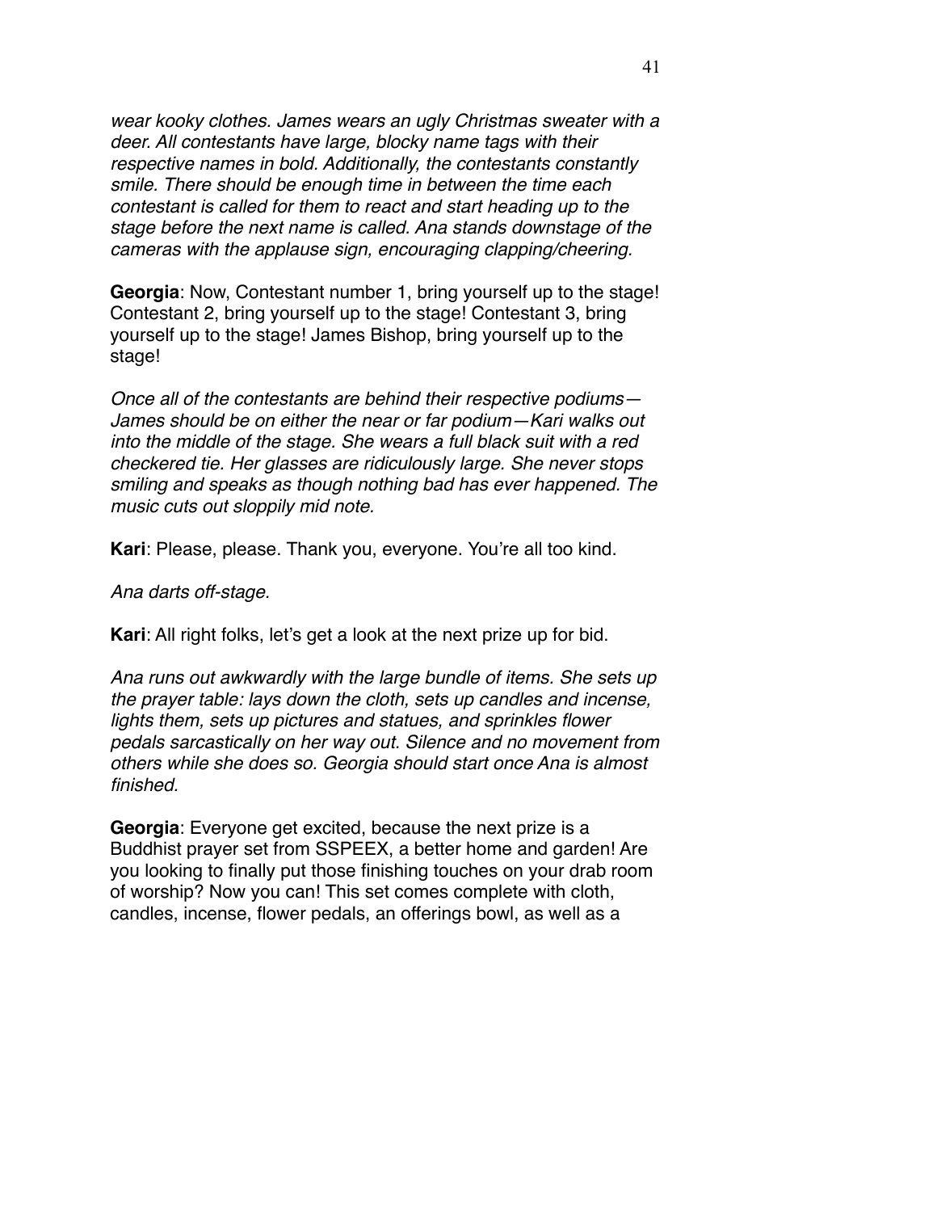*wear kooky clothes. James wears an ugly Christmas sweater with a deer. All contestants have large, blocky name tags with their respective names in bold. Additionally, the contestants constantly smile. There should be enough time in between the time each contestant is called for them to react and start heading up to the stage before the next name is called. Ana stands downstage of the cameras with the applause sign, encouraging clapping/cheering.*

**Georgia**: Now, Contestant number 1, bring yourself up to the stage! Contestant 2, bring yourself up to the stage! Contestant 3, bring yourself up to the stage! James Bishop, bring yourself up to the stage!

*Once all of the contestants are behind their respective podiums—James should be on either the near or far podium—Kari walks out into the middle of the stage. She wears a full black suit with a red checkered tie. Her glasses are ridiculously large. She never stops smiling and speaks as though nothing bad has ever happened. The music cuts out sloppily mid note.*

**Kari**: Please, please. Thank you, everyone. You're all too kind.

*Ana darts off-stage.*

**Kari**: All right folks, let's get a look at the next prize up for bid.

*Ana runs out awkwardly with the large bundle of items. She sets up the prayer table: lays down the cloth, sets up candles and incense, lights them, sets up pictures and statues, and sprinkles flower pedals sarcastically on her way out. Silence and no movement from others while she does so. Georgia should start once Ana is almost finished.*

**Georgia**: Everyone get excited, because the next prize is a Buddhist prayer set from SSPEEX, a better home and garden! Are you looking to finally put those finishing touches on your drab room of worship? Now you can! This set comes complete with cloth, candles, incense, flower pedals, an offerings bowl, as well as a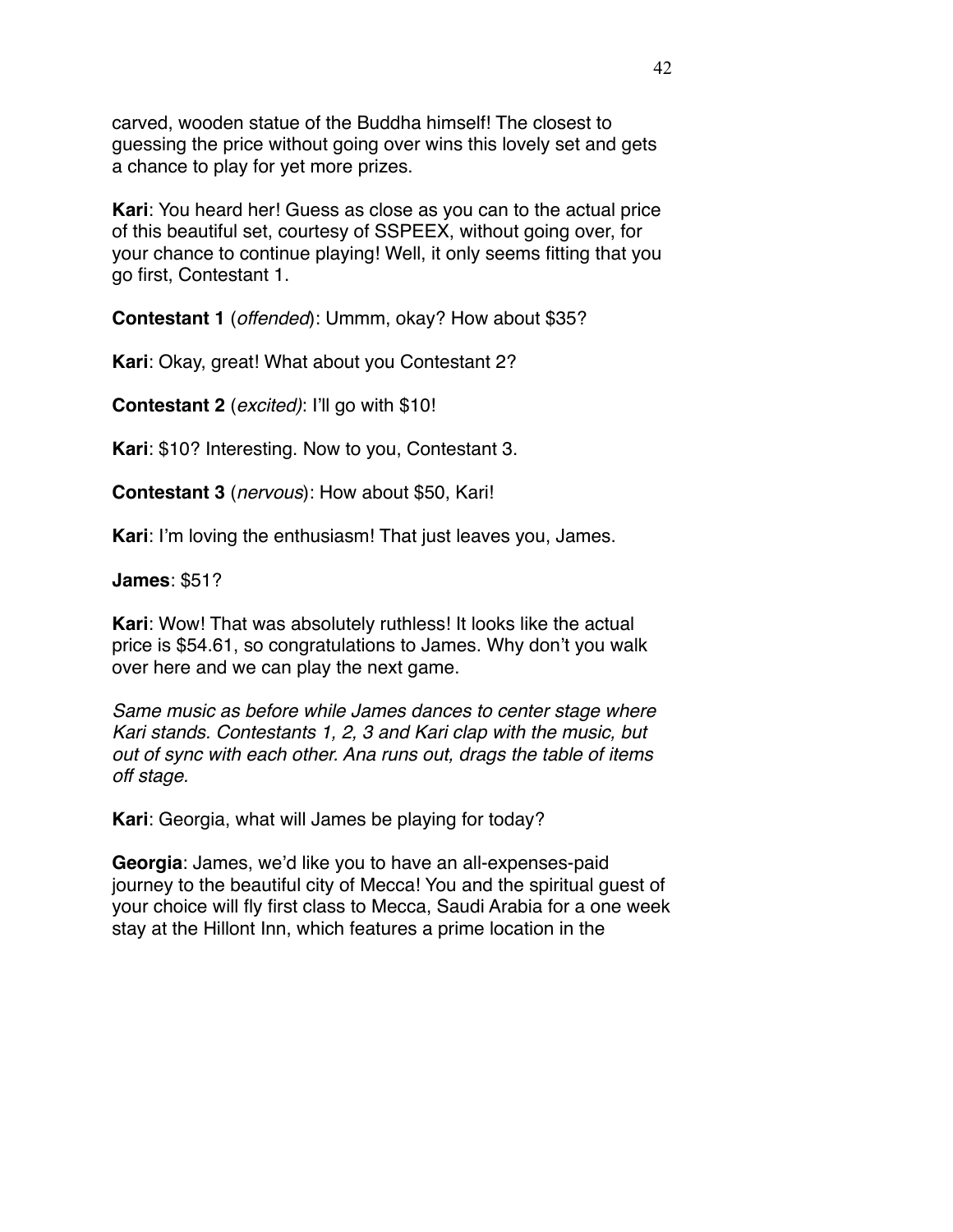carved, wooden statue of the Buddha himself! The closest to guessing the price without going over wins this lovely set and gets a chance to play for yet more prizes.

**Kari**: You heard her! Guess as close as you can to the actual price of this beautiful set, courtesy of SSPEEX, without going over, for your chance to continue playing! Well, it only seems fitting that you go first, Contestant 1.

**Contestant 1** (*offended*): Ummm, okay? How about $35?

**Kari**: Okay, great! What about you Contestant 2?

**Contestant 2** (*excited)*: I'll go with $10!

**Kari**: $10? Interesting. Now to you, Contestant 3.

**Contestant 3** (*nervous*): How about $50, Kari!

**Kari**: I'm loving the enthusiasm! That just leaves you, James.

**James**: $51?

**Kari**: Wow! That was absolutely ruthless! It looks like the actual price is $54.61, so congratulations to James. Why don't you walk over here and we can play the next game.

*Same music as before while James dances to center stage where Kari stands. Contestants 1, 2, 3 and Kari clap with the music, but out of sync with each other. Ana runs out, drags the table of items off stage.*

**Kari**: Georgia, what will James be playing for today?

**Georgia**: James, we'd like you to have an all-expenses-paid journey to the beautiful city of Mecca! You and the spiritual guest of your choice will fly first class to Mecca, Saudi Arabia for a one week stay at the Hillont Inn, which features a prime location in the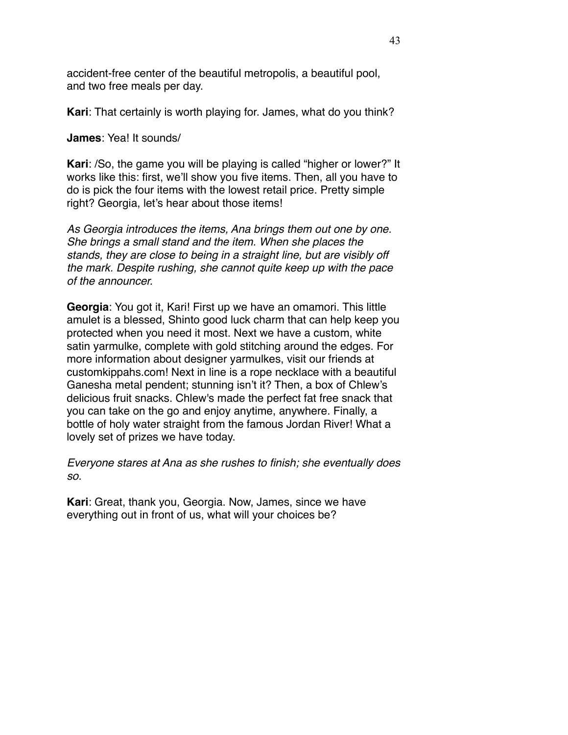accident-free center of the beautiful metropolis, a beautiful pool, and two free meals per day.

**Kari**: That certainly is worth playing for. James, what do you think?

**James**: Yea! It sounds/

**Kari**: /So, the game you will be playing is called "higher or lower?" It works like this: first, we'll show you five items. Then, all you have to do is pick the four items with the lowest retail price. Pretty simple right? Georgia, let's hear about those items!

*As Georgia introduces the items, Ana brings them out one by one. She brings a small stand and the item. When she places the stands, they are close to being in a straight line, but are visibly off the mark. Despite rushing, she cannot quite keep up with the pace of the announcer.*

**Georgia**: You got it, Kari! First up we have an omamori. This little amulet is a blessed, Shinto good luck charm that can help keep you protected when you need it most. Next we have a custom, white satin yarmulke, complete with gold stitching around the edges. For more information about designer yarmulkes, visit our friends at customkippahs.com! Next in line is a rope necklace with a beautiful Ganesha metal pendent; stunning isn't it? Then, a box of Chlew's delicious fruit snacks. Chlew's made the perfect fat free snack that you can take on the go and enjoy anytime, anywhere. Finally, a bottle of holy water straight from the famous Jordan River! What a lovely set of prizes we have today.

*Everyone stares at Ana as she rushes to finish; she eventually does so.*

**Kari**: Great, thank you, Georgia. Now, James, since we have everything out in front of us, what will your choices be?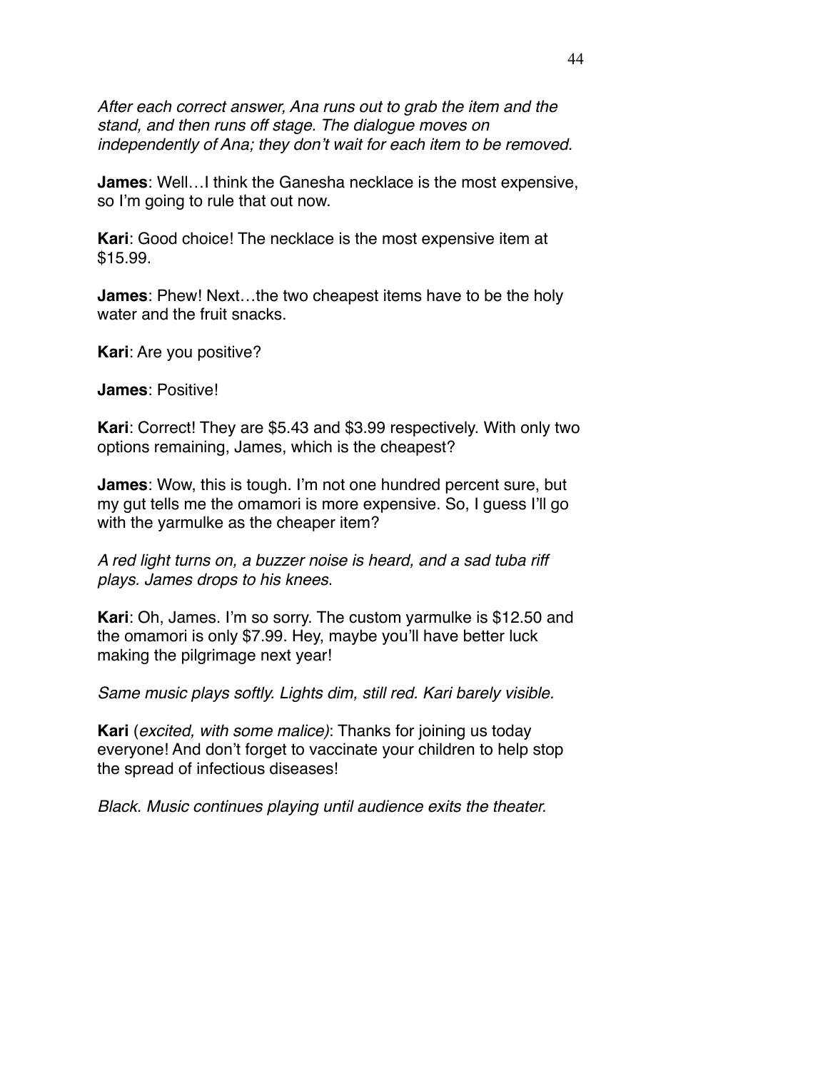*After each correct answer, Ana runs out to grab the item and the stand, and then runs off stage. The dialogue moves on independently of Ana; they don't wait for each item to be removed.*

**James**: Well…I think the Ganesha necklace is the most expensive, so I'm going to rule that out now.

**Kari**: Good choice! The necklace is the most expensive item at $15.99.

**James**: Phew! Next…the two cheapest items have to be the holy water and the fruit snacks.

**Kari**: Are you positive?

**James**: Positive!

**Kari**: Correct! They are $5.43 and $3.99 respectively. With only two options remaining, James, which is the cheapest?

**James**: Wow, this is tough. I'm not one hundred percent sure, but my gut tells me the omamori is more expensive. So, I guess I'll go with the yarmulke as the cheaper item?

*A red light turns on, a buzzer noise is heard, and a sad tuba riff plays. James drops to his knees*.

**Kari**: Oh, James. I'm so sorry. The custom yarmulke is $12.50 and the omamori is only $7.99. Hey, maybe you'll have better luck making the pilgrimage next year!

*Same music plays softly. Lights dim, still red. Kari barely visible.*

**Kari** (*excited, with some malice)*: Thanks for joining us today everyone! And don't forget to vaccinate your children to help stop the spread of infectious diseases!

*Black. Music continues playing until audience exits the theater.*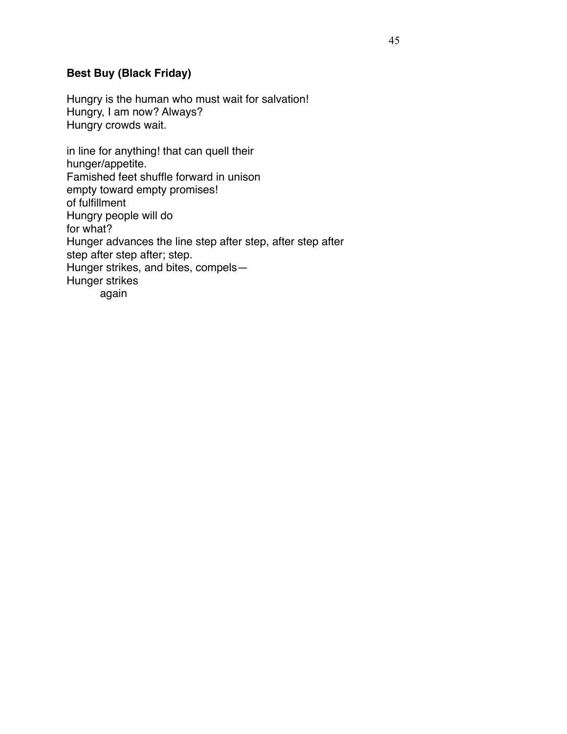**Best Buy (Black Friday)**

Hungry is the human who must wait for salvation!  
Hungry, I am now? Always?  
Hungry crowds wait.

in line for anything! that can quell their  
hunger/appetite.  
Famished feet shuffle forward in unison  
empty toward empty promises!  
of fulfillment  
Hungry people will do  
for what?  
Hunger advances the line step after step, after step after  
step after step after; step.  
Hunger strikes, and bites, compels—  
Hunger strikes  
&nbsp;&nbsp;&nbsp;&nbsp;&nbsp;&nbsp;&nbsp;&nbsp;again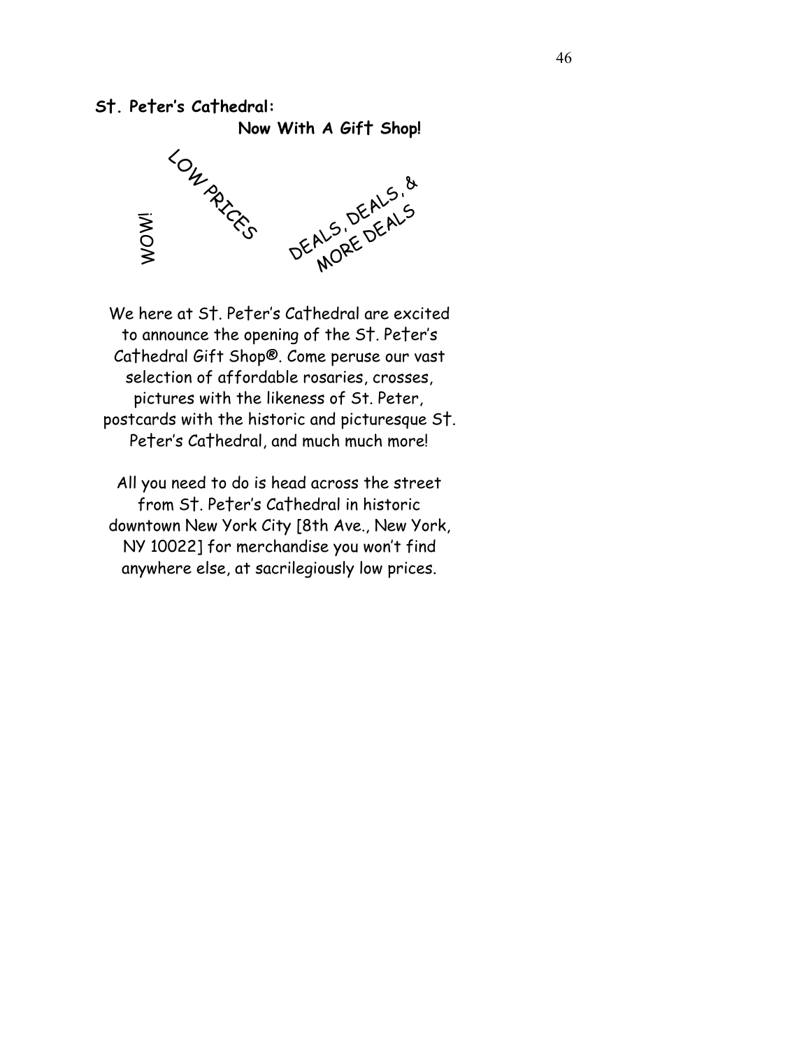**St. Peter's Cathedral:**

**Now With A Gift Shop!**

WOW!

LOW PRICES

DEALS, DEALS, & MORE DEALS

We here at St. Peter's Cathedral are excited to announce the opening of the St. Peter's Cathedral Gift Shop®. Come peruse our vast selection of affordable rosaries, crosses, pictures with the likeness of St. Peter, postcards with the historic and picturesque St. Peter's Cathedral, and much much more!

All you need to do is head across the street from St. Peter's Cathedral in historic downtown New York City [8th Ave., New York, NY 10022] for merchandise you won't find anywhere else, at sacrilegiously low prices.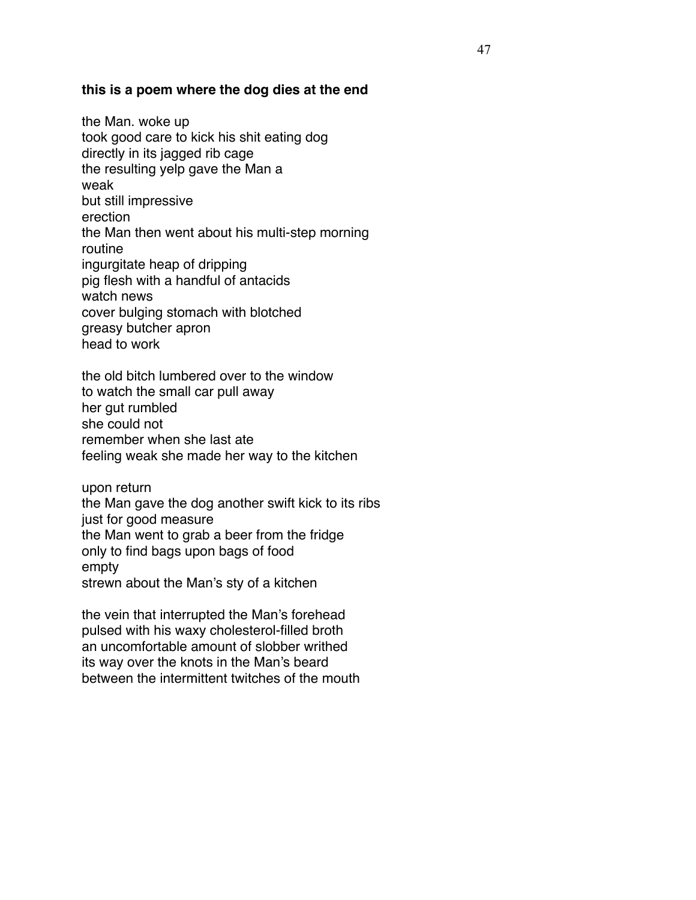**this is a poem where the dog dies at the end**

the Man. woke up  
took good care to kick his shit eating dog  
directly in its jagged rib cage  
the resulting yelp gave the Man a  
weak  
but still impressive  
erection  
the Man then went about his multi-step morning  
routine  
ingurgitate heap of dripping  
pig flesh with a handful of antacids  
watch news  
cover bulging stomach with blotched  
greasy butcher apron  
head to work

the old bitch lumbered over to the window  
to watch the small car pull away  
her gut rumbled  
she could not  
remember when she last ate  
feeling weak she made her way to the kitchen

upon return  
the Man gave the dog another swift kick to its ribs  
just for good measure  
the Man went to grab a beer from the fridge  
only to find bags upon bags of food  
empty  
strewn about the Man's sty of a kitchen

the vein that interrupted the Man's forehead  
pulsed with his waxy cholesterol-filled broth  
an uncomfortable amount of slobber writhed  
its way over the knots in the Man's beard  
between the intermittent twitches of the mouth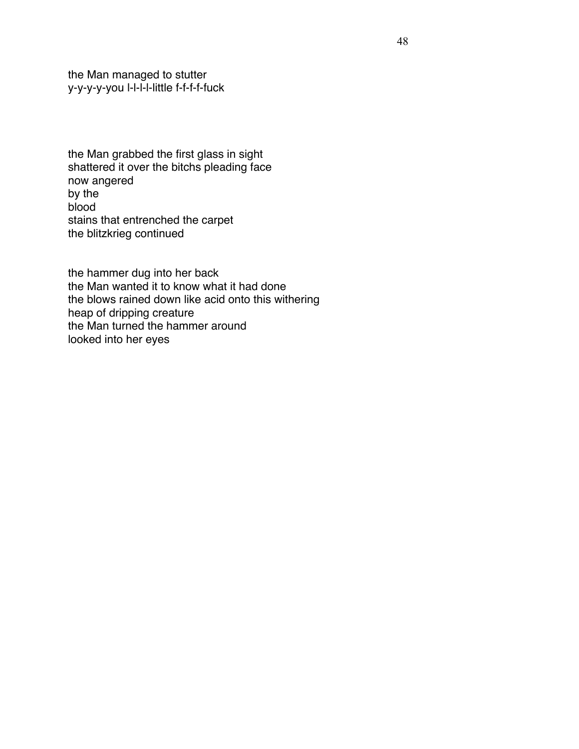the Man managed to stutter
y-y-y-y-you l-l-l-l-little f-f-f-f-fuck

the Man grabbed the first glass in sight
shattered it over the bitchs pleading face
now angered
by the
blood
stains that entrenched the carpet
the blitzkrieg continued

the hammer dug into her back
the Man wanted it to know what it had done
the blows rained down like acid onto this withering
heap of dripping creature
the Man turned the hammer around
looked into her eyes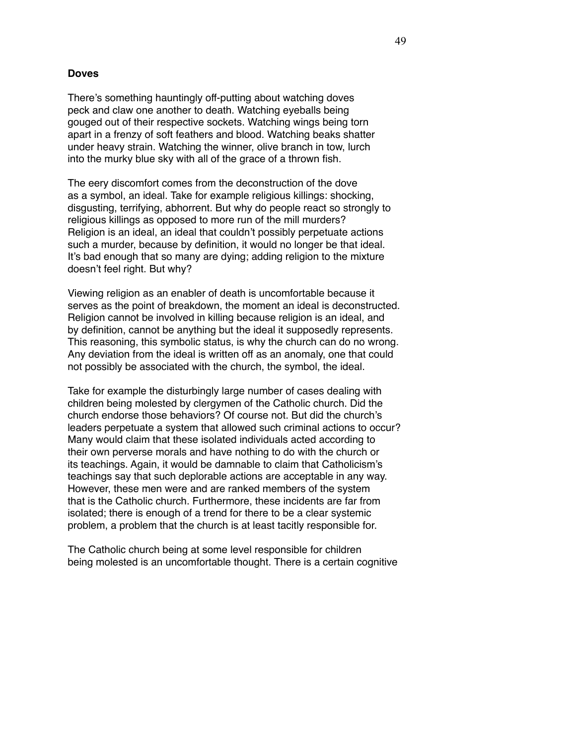**Doves**

There's something hauntingly off-putting about watching doves peck and claw one another to death. Watching eyeballs being gouged out of their respective sockets. Watching wings being torn apart in a frenzy of soft feathers and blood. Watching beaks shatter under heavy strain. Watching the winner, olive branch in tow, lurch into the murky blue sky with all of the grace of a thrown fish.

The eery discomfort comes from the deconstruction of the dove as a symbol, an ideal. Take for example religious killings: shocking, disgusting, terrifying, abhorrent. But why do people react so strongly to religious killings as opposed to more run of the mill murders? Religion is an ideal, an ideal that couldn't possibly perpetuate actions such a murder, because by definition, it would no longer be that ideal. It's bad enough that so many are dying; adding religion to the mixture doesn't feel right. But why?

Viewing religion as an enabler of death is uncomfortable because it serves as the point of breakdown, the moment an ideal is deconstructed. Religion cannot be involved in killing because religion is an ideal, and by definition, cannot be anything but the ideal it supposedly represents. This reasoning, this symbolic status, is why the church can do no wrong. Any deviation from the ideal is written off as an anomaly, one that could not possibly be associated with the church, the symbol, the ideal.

Take for example the disturbingly large number of cases dealing with children being molested by clergymen of the Catholic church. Did the church endorse those behaviors? Of course not. But did the church's leaders perpetuate a system that allowed such criminal actions to occur? Many would claim that these isolated individuals acted according to their own perverse morals and have nothing to do with the church or its teachings. Again, it would be damnable to claim that Catholicism's teachings say that such deplorable actions are acceptable in any way. However, these men were and are ranked members of the system that is the Catholic church. Furthermore, these incidents are far from isolated; there is enough of a trend for there to be a clear systemic problem, a problem that the church is at least tacitly responsible for.

The Catholic church being at some level responsible for children being molested is an uncomfortable thought. There is a certain cognitive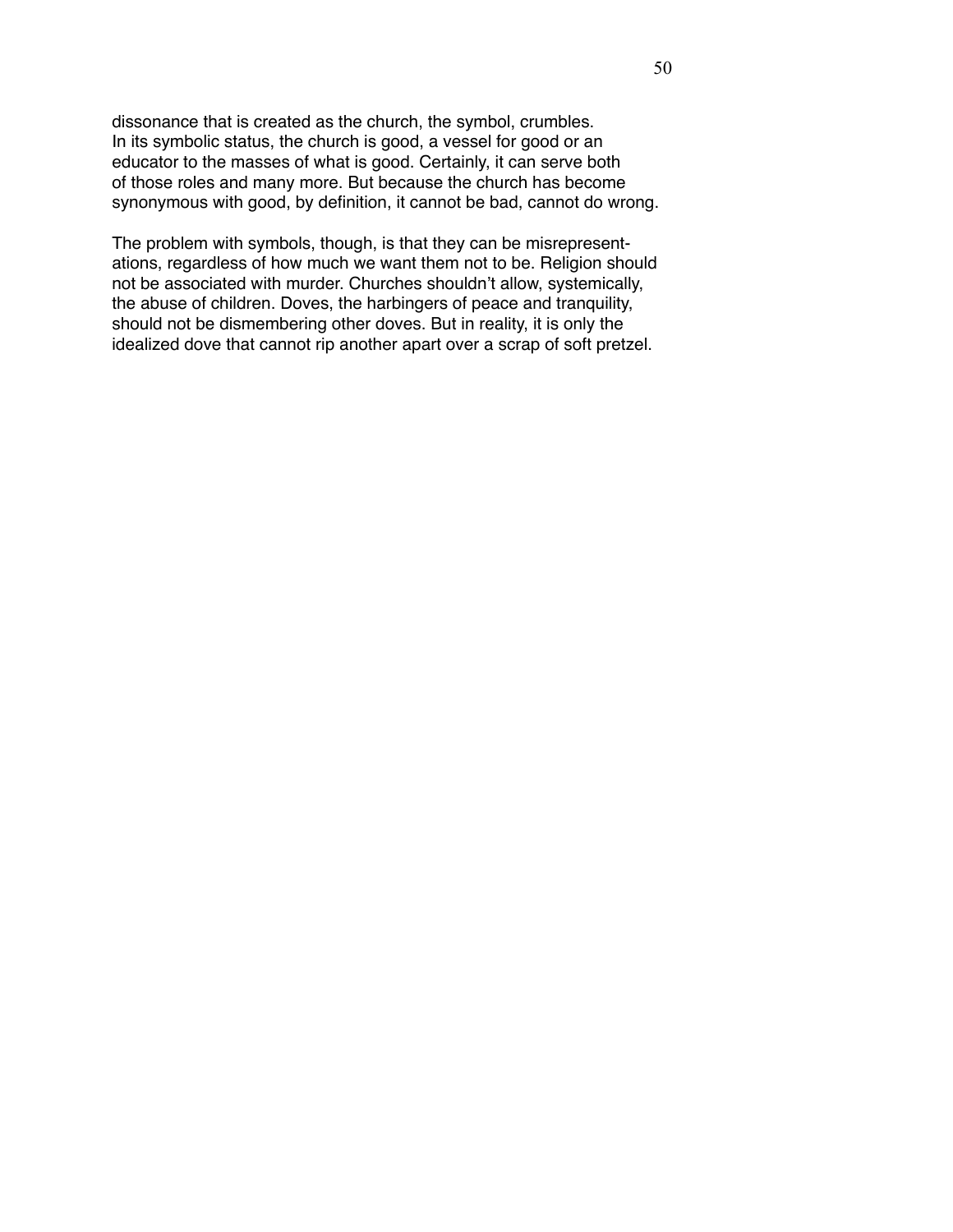dissonance that is created as the church, the symbol, crumbles. In its symbolic status, the church is good, a vessel for good or an educator to the masses of what is good. Certainly, it can serve both of those roles and many more. But because the church has become synonymous with good, by definition, it cannot be bad, cannot do wrong.

The problem with symbols, though, is that they can be misrepresentations, regardless of how much we want them not to be. Religion should not be associated with murder. Churches shouldn't allow, systemically, the abuse of children. Doves, the harbingers of peace and tranquility, should not be dismembering other doves. But in reality, it is only the idealized dove that cannot rip another apart over a scrap of soft pretzel.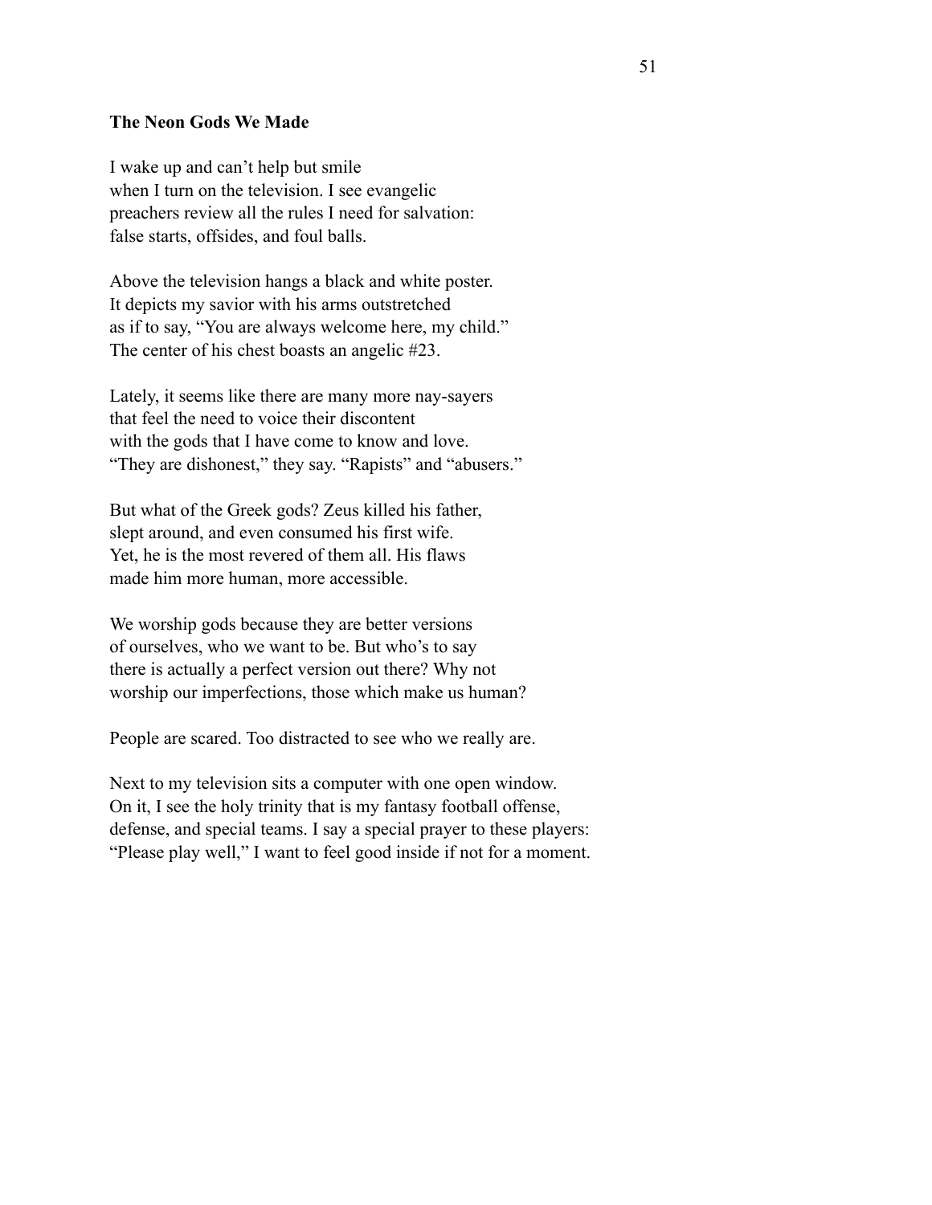**The Neon Gods We Made**

I wake up and can't help but smile
when I turn on the television. I see evangelic
preachers review all the rules I need for salvation:
false starts, offsides, and foul balls.

Above the television hangs a black and white poster.
It depicts my savior with his arms outstretched
as if to say, "You are always welcome here, my child."
The center of his chest boasts an angelic #23.

Lately, it seems like there are many more nay-sayers
that feel the need to voice their discontent
with the gods that I have come to know and love.
"They are dishonest," they say. "Rapists" and "abusers."

But what of the Greek gods? Zeus killed his father,
slept around, and even consumed his first wife.
Yet, he is the most revered of them all. His flaws
made him more human, more accessible.

We worship gods because they are better versions
of ourselves, who we want to be. But who's to say
there is actually a perfect version out there? Why not
worship our imperfections, those which make us human?

People are scared. Too distracted to see who we really are.

Next to my television sits a computer with one open window.
On it, I see the holy trinity that is my fantasy football offense,
defense, and special teams. I say a special prayer to these players:
"Please play well," I want to feel good inside if not for a moment.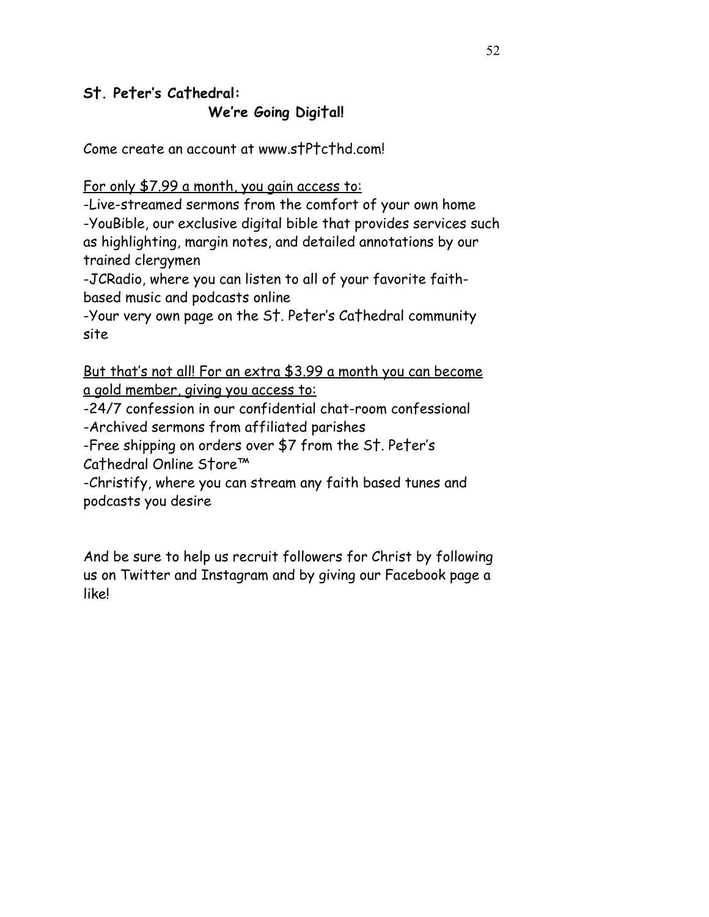**St. Peter's Cathedral:**

**We're Going Digital!**

Come create an account at www.stPtcthd.com!

<u>For only $7.99 a month, you gain access to:</u>

-Live-streamed sermons from the comfort of your own home
-YouBible, our exclusive digital bible that provides services such as highlighting, margin notes, and detailed annotations by our trained clergymen
-JCRadio, where you can listen to all of your favorite faith-based music and podcasts online
-Your very own page on the St. Peter's Cathedral community site

<u>But that's not all! For an extra $3.99 a month you can become a gold member, giving you access to:</u>

-24/7 confession in our confidential chat-room confessional
-Archived sermons from affiliated parishes
-Free shipping on orders over $7 from the St. Peter's Cathedral Online Store™
-Christify, where you can stream any faith based tunes and podcasts you desire

And be sure to help us recruit followers for Christ by following us on Twitter and Instagram and by giving our Facebook page a like!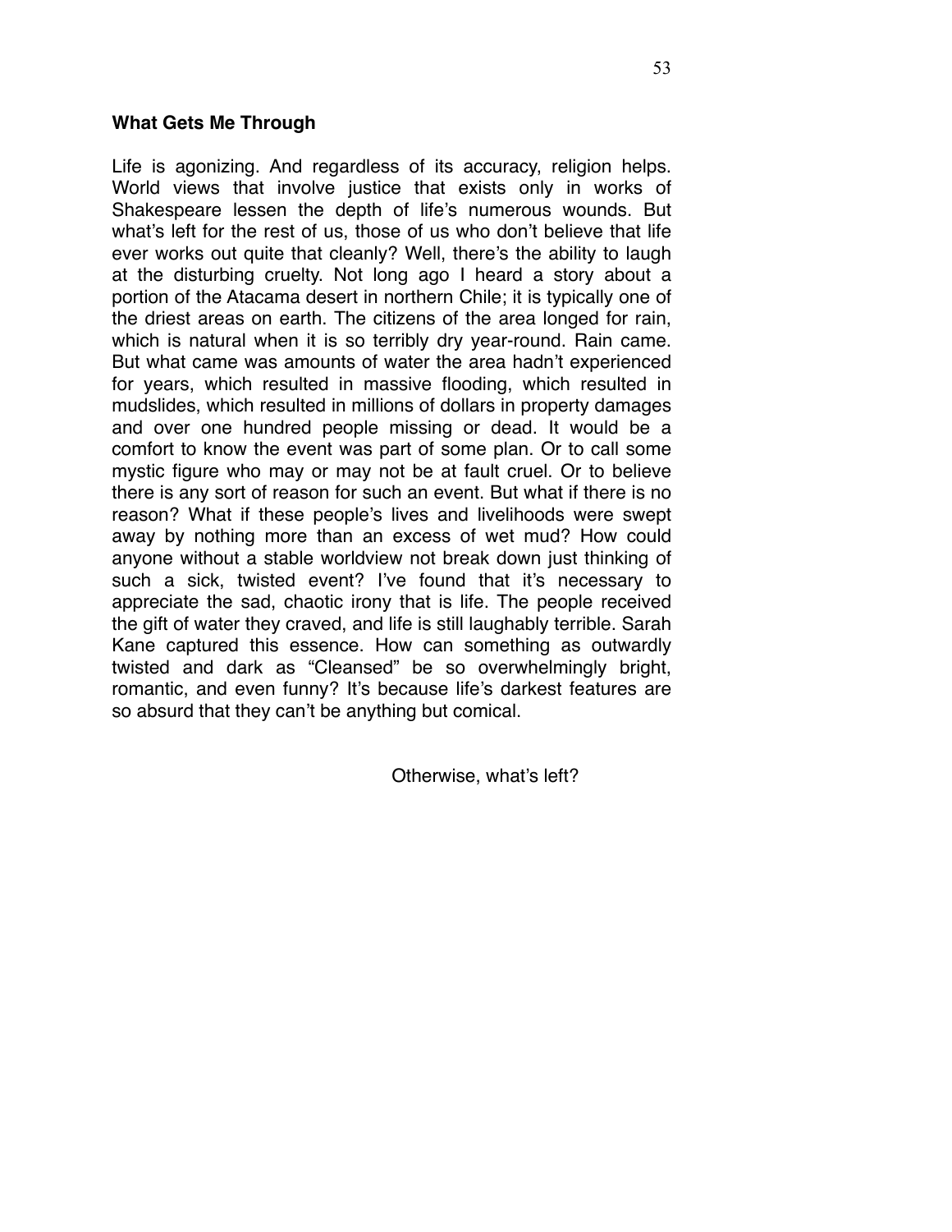**What Gets Me Through**

Life is agonizing. And regardless of its accuracy, religion helps. World views that involve justice that exists only in works of Shakespeare lessen the depth of life's numerous wounds. But what's left for the rest of us, those of us who don't believe that life ever works out quite that cleanly? Well, there's the ability to laugh at the disturbing cruelty. Not long ago I heard a story about a portion of the Atacama desert in northern Chile; it is typically one of the driest areas on earth. The citizens of the area longed for rain, which is natural when it is so terribly dry year-round. Rain came. But what came was amounts of water the area hadn't experienced for years, which resulted in massive flooding, which resulted in mudslides, which resulted in millions of dollars in property damages and over one hundred people missing or dead. It would be a comfort to know the event was part of some plan. Or to call some mystic figure who may or may not be at fault cruel. Or to believe there is any sort of reason for such an event. But what if there is no reason? What if these people's lives and livelihoods were swept away by nothing more than an excess of wet mud? How could anyone without a stable worldview not break down just thinking of such a sick, twisted event? I've found that it's necessary to appreciate the sad, chaotic irony that is life. The people received the gift of water they craved, and life is still laughably terrible. Sarah Kane captured this essence. How can something as outwardly twisted and dark as "Cleansed" be so overwhelmingly bright, romantic, and even funny? It's because life's darkest features are so absurd that they can't be anything but comical.

Otherwise, what's left?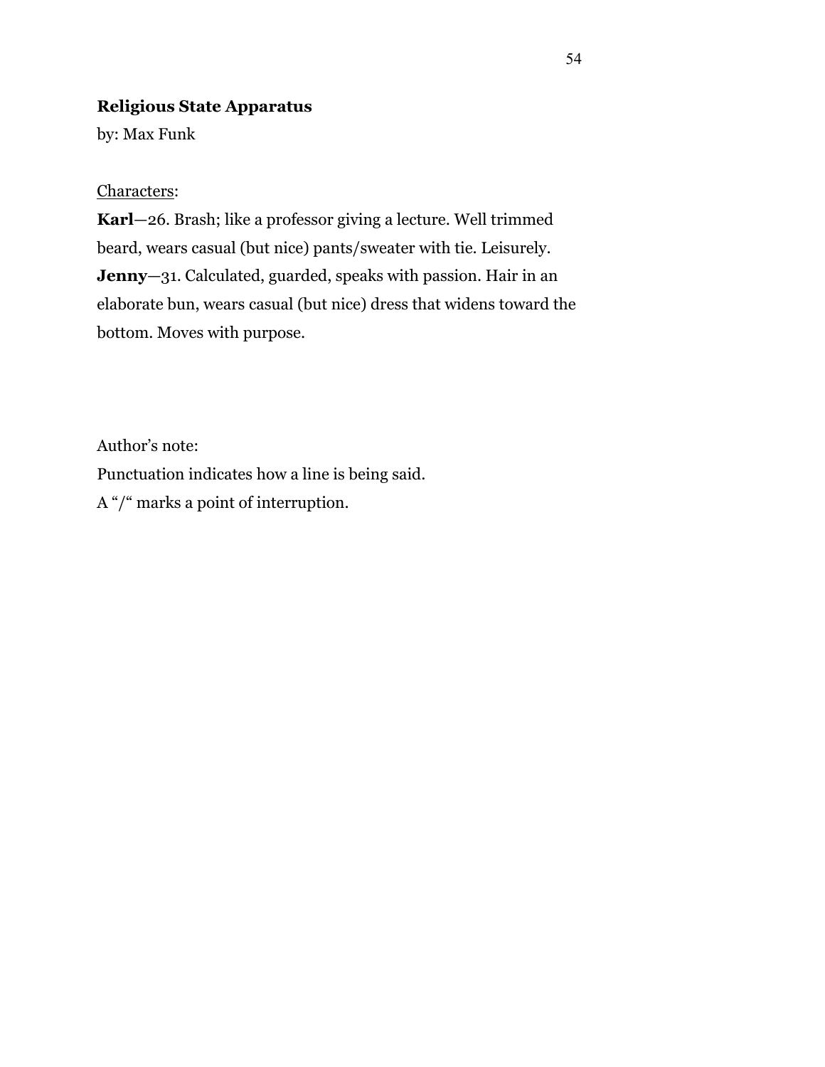**Religious State Apparatus**

by: Max Funk

<u>Characters</u>:

**Karl**—26. Brash; like a professor giving a lecture. Well trimmed beard, wears casual (but nice) pants/sweater with tie. Leisurely.

**Jenny**—31. Calculated, guarded, speaks with passion. Hair in an elaborate bun, wears casual (but nice) dress that widens toward the bottom. Moves with purpose.

Author's note:

Punctuation indicates how a line is being said.

A "/" marks a point of interruption.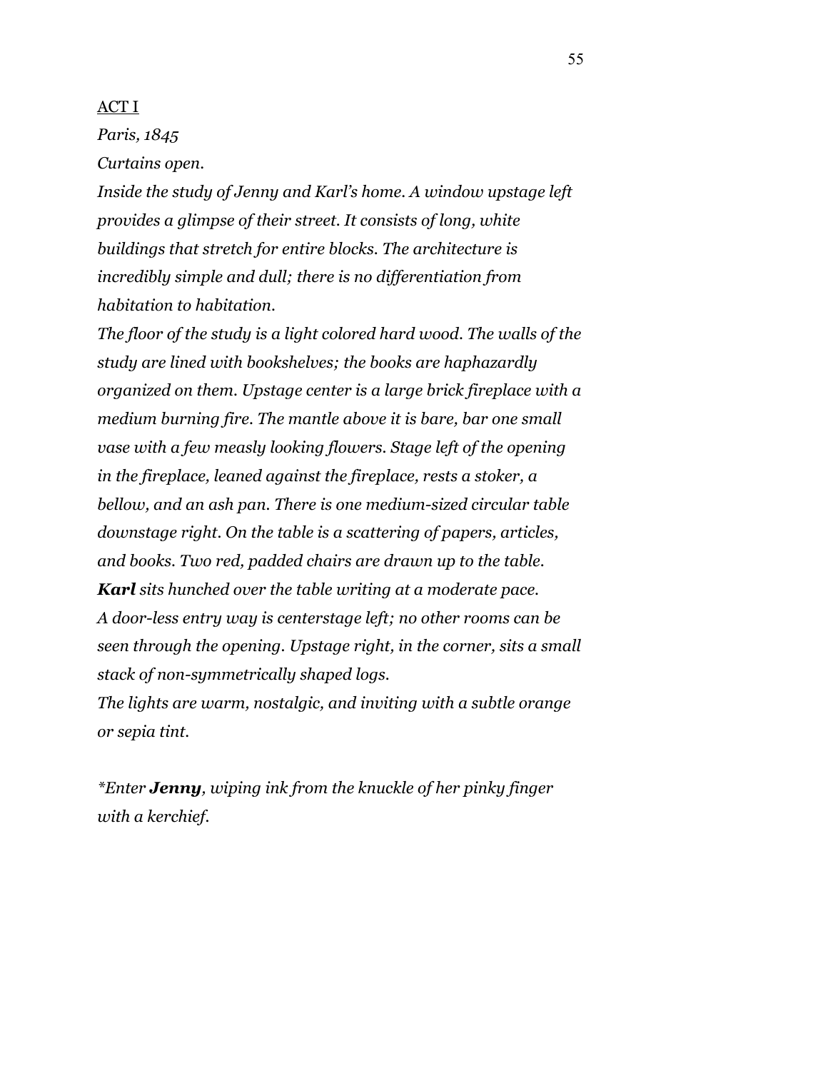<u>ACT I</u>

*Paris, 1845*

*Curtains open.*

*Inside the study of Jenny and Karl's home. A window upstage left provides a glimpse of their street. It consists of long, white buildings that stretch for entire blocks. The architecture is incredibly simple and dull; there is no differentiation from habitation to habitation.*

*The floor of the study is a light colored hard wood. The walls of the study are lined with bookshelves; the books are haphazardly organized on them. Upstage center is a large brick fireplace with a medium burning fire. The mantle above it is bare, bar one small vase with a few measly looking flowers. Stage left of the opening in the fireplace, leaned against the fireplace, rests a stoker, a bellow, and an ash pan. There is one medium-sized circular table downstage right. On the table is a scattering of papers, articles, and books. Two red, padded chairs are drawn up to the table.*

***Karl** sits hunched over the table writing at a moderate pace.*

*A door-less entry way is centerstage left; no other rooms can be seen through the opening. Upstage right, in the corner, sits a small stack of non-symmetrically shaped logs.*

*The lights are warm, nostalgic, and inviting with a subtle orange or sepia tint.*

**Enter **Jenny**, wiping ink from the knuckle of her pinky finger with a kerchief.*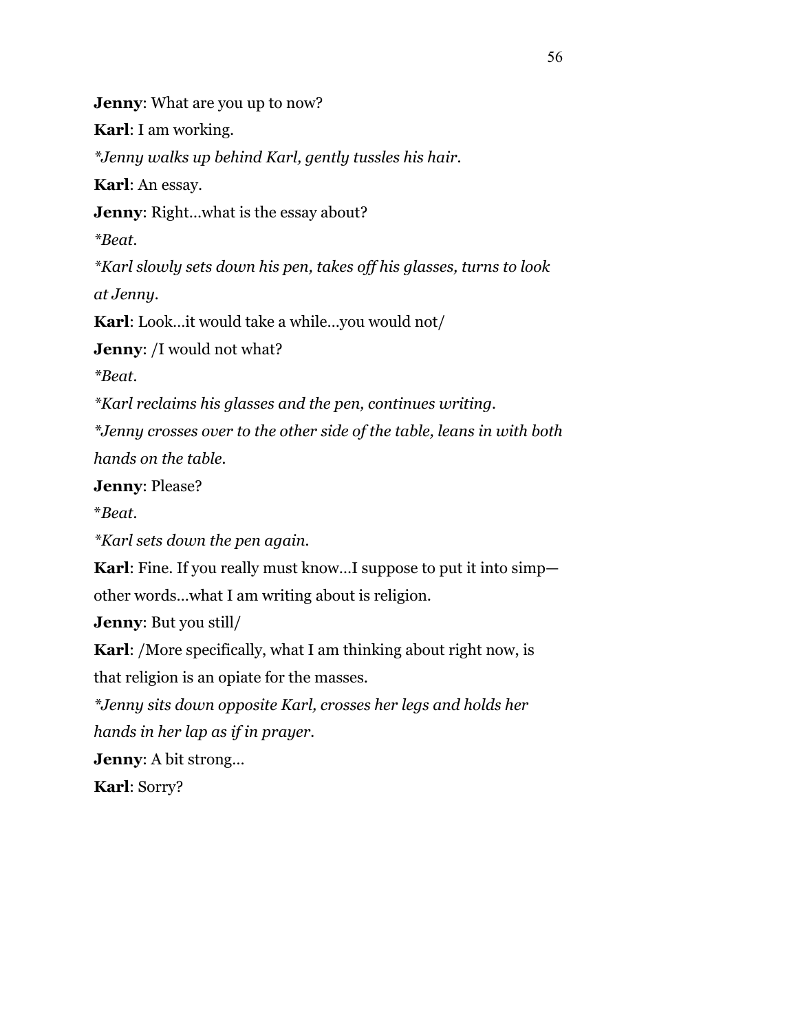**Jenny**: What are you up to now?

**Karl**: I am working.

*Jenny walks up behind Karl, gently tussles his hair.*

**Karl**: An essay.

**Jenny**: Right…what is the essay about?

*Beat.*

*Karl slowly sets down his pen, takes off his glasses, turns to look at Jenny.*

**Karl**: Look…it would take a while…you would not/

**Jenny**: /I would not what?

*Beat.*

*Karl reclaims his glasses and the pen, continues writing.*

*Jenny crosses over to the other side of the table, leans in with both hands on the table.*

**Jenny**: Please?

*Beat.*

*Karl sets down the pen again.*

**Karl**: Fine. If you really must know…I suppose to put it into simp—other words…what I am writing about is religion.

**Jenny**: But you still/

**Karl**: /More specifically, what I am thinking about right now, is that religion is an opiate for the masses.

*Jenny sits down opposite Karl, crosses her legs and holds her hands in her lap as if in prayer.*

**Jenny**: A bit strong…

**Karl**: Sorry?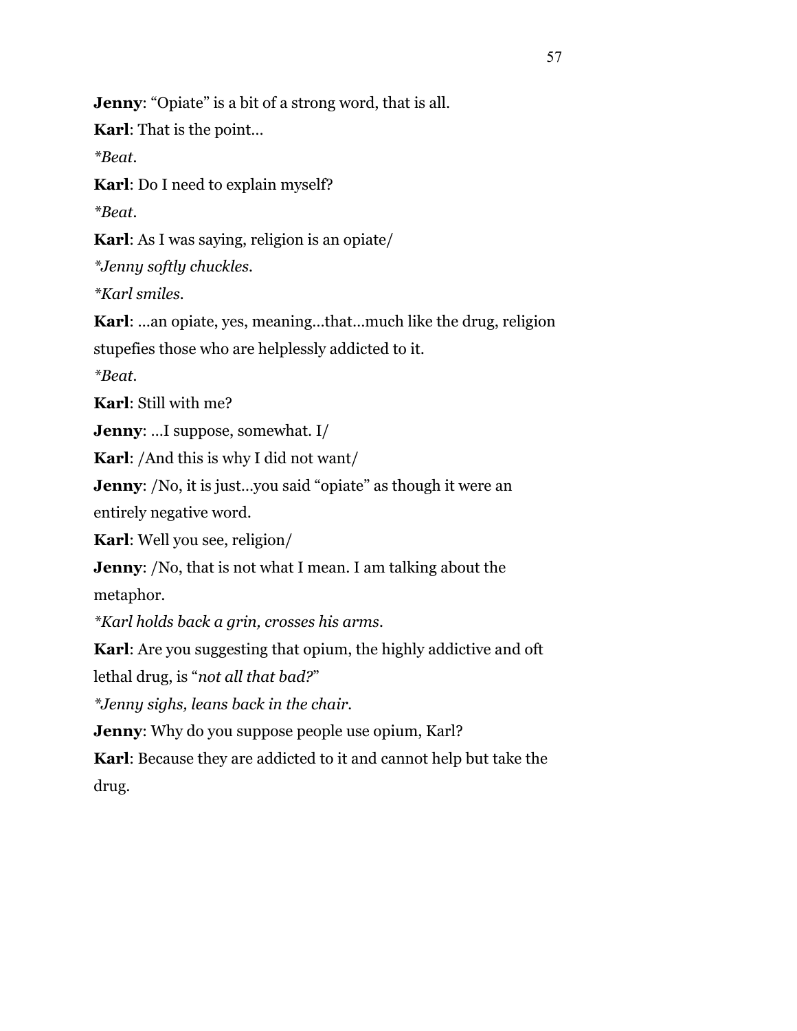**Jenny**: "Opiate" is a bit of a strong word, that is all.

**Karl**: That is the point…

*\*Beat.*

**Karl**: Do I need to explain myself?

*\*Beat.*

**Karl**: As I was saying, religion is an opiate/

*\*Jenny softly chuckles.*

*\*Karl smiles.*

**Karl**: …an opiate, yes, meaning…that…much like the drug, religion stupefies those who are helplessly addicted to it.

*\*Beat.*

**Karl**: Still with me?

**Jenny**: …I suppose, somewhat. I/

**Karl**: /And this is why I did not want/

**Jenny**: /No, it is just…you said "opiate" as though it were an entirely negative word.

**Karl**: Well you see, religion/

**Jenny**: /No, that is not what I mean. I am talking about the metaphor.

*\*Karl holds back a grin, crosses his arms.*

**Karl**: Are you suggesting that opium, the highly addictive and oft lethal drug, is "*not all that bad?*"

*\*Jenny sighs, leans back in the chair.*

**Jenny**: Why do you suppose people use opium, Karl?

**Karl**: Because they are addicted to it and cannot help but take the drug.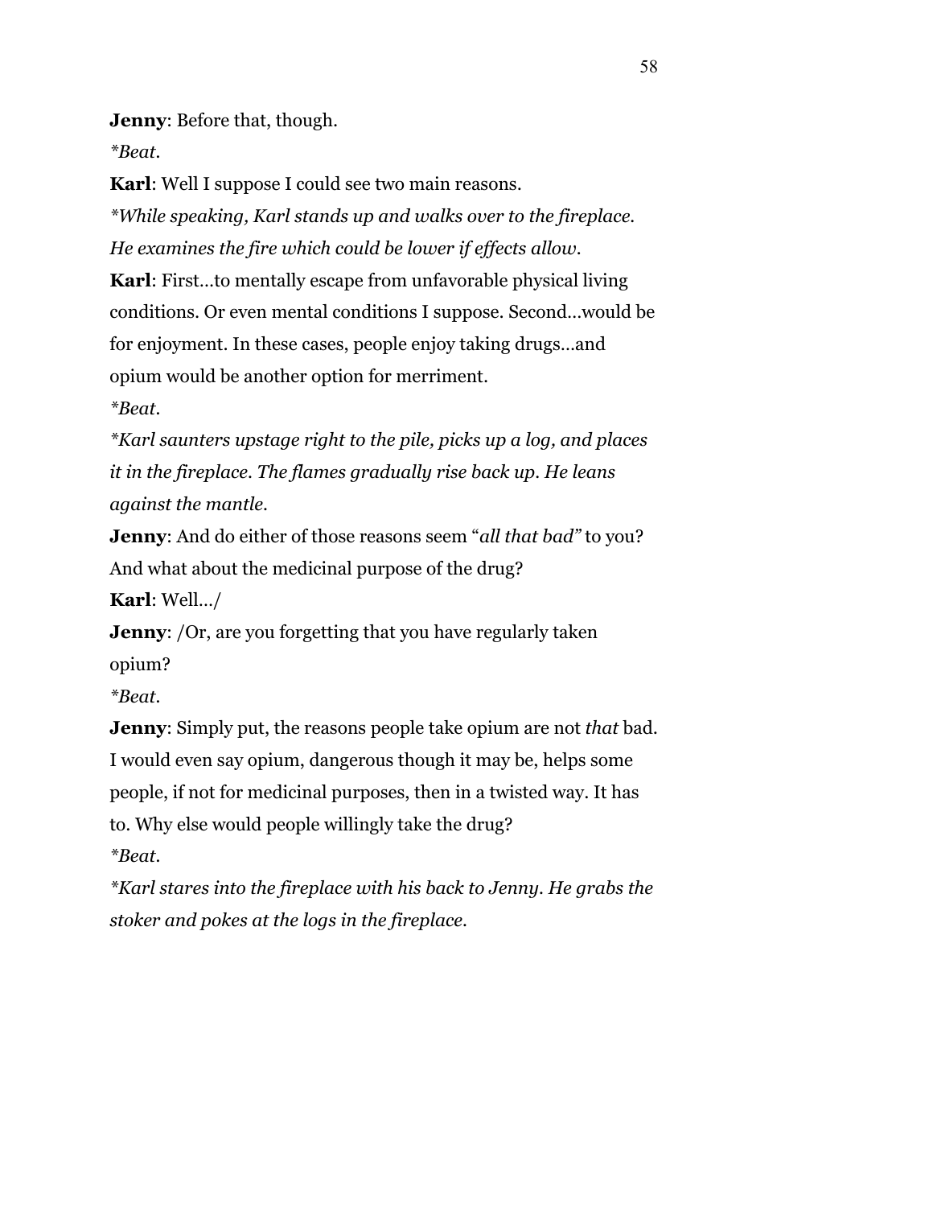**Jenny**: Before that, though.

*\*Beat.*

**Karl**: Well I suppose I could see two main reasons.

*\*While speaking, Karl stands up and walks over to the fireplace. He examines the fire which could be lower if effects allow.*

**Karl**: First…to mentally escape from unfavorable physical living conditions. Or even mental conditions I suppose. Second…would be for enjoyment. In these cases, people enjoy taking drugs…and opium would be another option for merriment.

*\*Beat.*

*\*Karl saunters upstage right to the pile, picks up a log, and places it in the fireplace. The flames gradually rise back up. He leans against the mantle.*

**Jenny**: And do either of those reasons seem "*all that bad"* to you? And what about the medicinal purpose of the drug?

**Karl**: Well…/

**Jenny**: /Or, are you forgetting that you have regularly taken opium?

*\*Beat.*

**Jenny**: Simply put, the reasons people take opium are not *that* bad. I would even say opium, dangerous though it may be, helps some people, if not for medicinal purposes, then in a twisted way. It has to. Why else would people willingly take the drug?

*\*Beat.*

*\*Karl stares into the fireplace with his back to Jenny. He grabs the stoker and pokes at the logs in the fireplace.*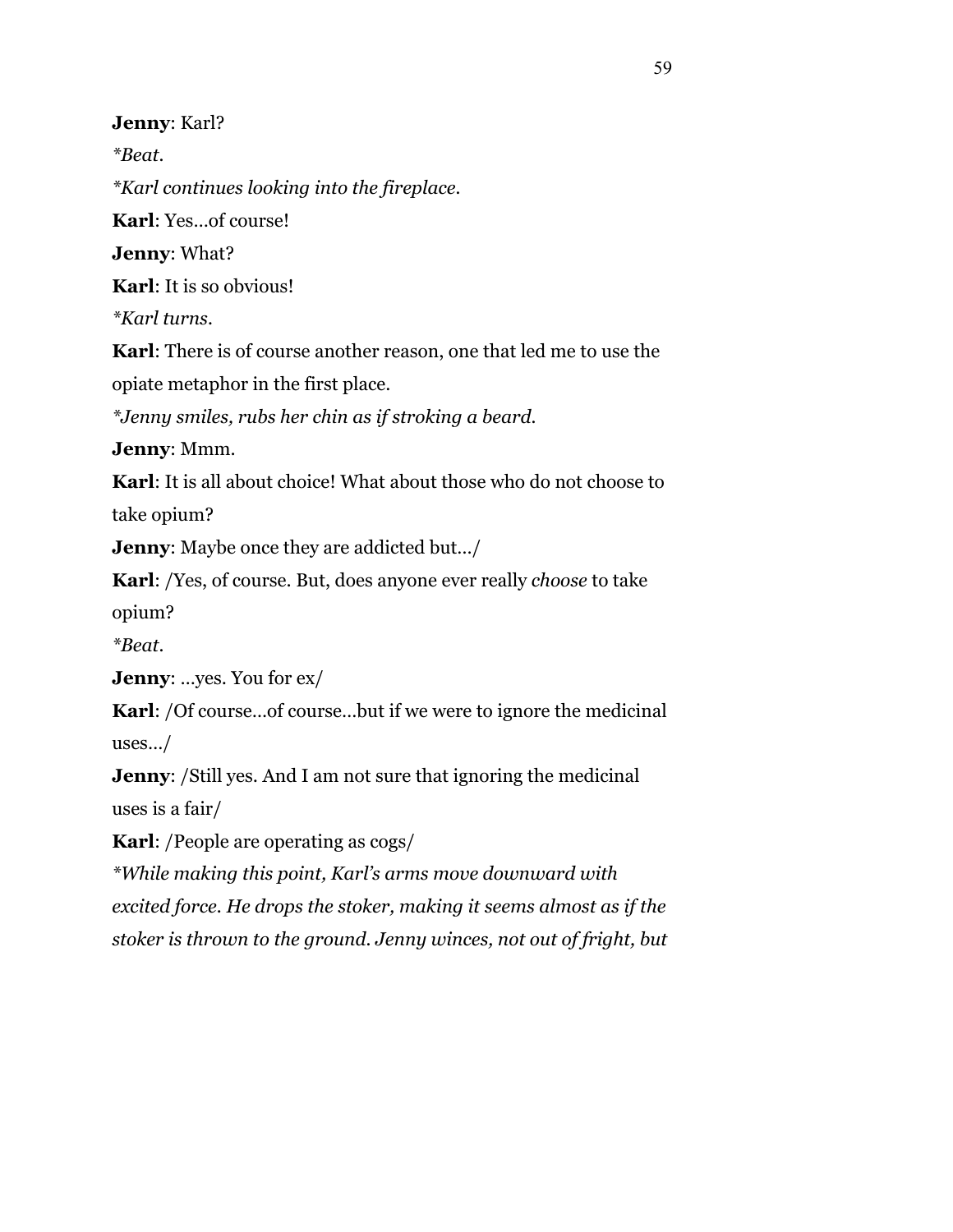**Jenny**: Karl?

*\*Beat.*

*\*Karl continues looking into the fireplace.*

**Karl**: Yes…of course!

**Jenny**: What?

**Karl**: It is so obvious!

*\*Karl turns.*

**Karl**: There is of course another reason, one that led me to use the opiate metaphor in the first place.

*\*Jenny smiles, rubs her chin as if stroking a beard.*

**Jenny**: Mmm.

**Karl**: It is all about choice! What about those who do not choose to take opium?

**Jenny**: Maybe once they are addicted but…/

**Karl**: /Yes, of course. But, does anyone ever really *choose* to take opium?

*\*Beat.*

**Jenny**: …yes. You for ex/

**Karl**: /Of course…of course…but if we were to ignore the medicinal uses…/

**Jenny**: /Still yes. And I am not sure that ignoring the medicinal uses is a fair/

**Karl**: /People are operating as cogs/

*\*While making this point, Karl's arms move downward with excited force. He drops the stoker, making it seems almost as if the stoker is thrown to the ground. Jenny winces, not out of fright, but*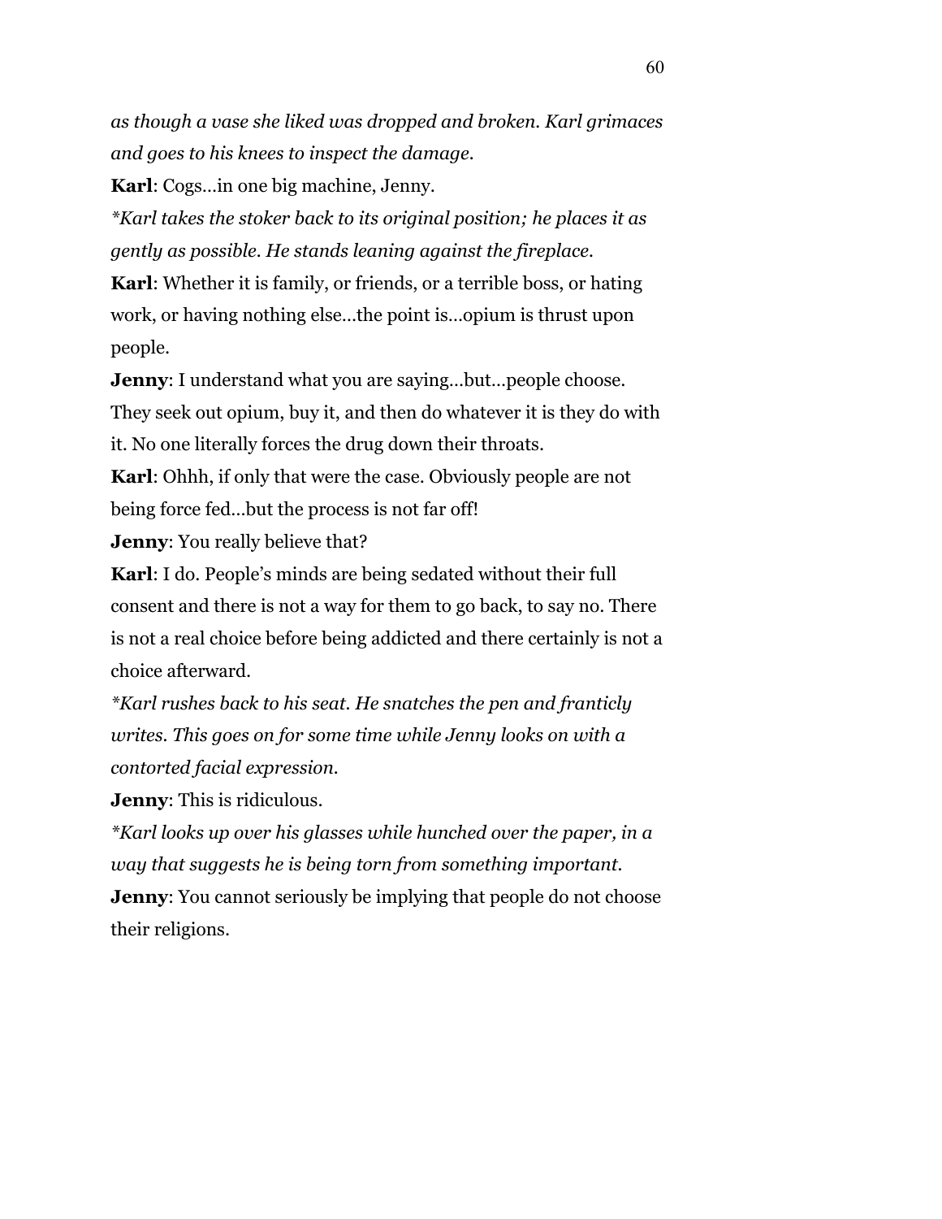*as though a vase she liked was dropped and broken. Karl grimaces and goes to his knees to inspect the damage.*

**Karl**: Cogs…in one big machine, Jenny.

*\*Karl takes the stoker back to its original position; he places it as gently as possible. He stands leaning against the fireplace.*

**Karl**: Whether it is family, or friends, or a terrible boss, or hating work, or having nothing else…the point is…opium is thrust upon people.

**Jenny**: I understand what you are saying…but…people choose. They seek out opium, buy it, and then do whatever it is they do with it. No one literally forces the drug down their throats.

**Karl**: Ohhh, if only that were the case. Obviously people are not being force fed…but the process is not far off!

**Jenny**: You really believe that?

**Karl**: I do. People's minds are being sedated without their full consent and there is not a way for them to go back, to say no. There is not a real choice before being addicted and there certainly is not a choice afterward.

*\*Karl rushes back to his seat. He snatches the pen and franticly writes. This goes on for some time while Jenny looks on with a contorted facial expression.*

**Jenny**: This is ridiculous.

*\*Karl looks up over his glasses while hunched over the paper, in a way that suggests he is being torn from something important.*

**Jenny**: You cannot seriously be implying that people do not choose their religions.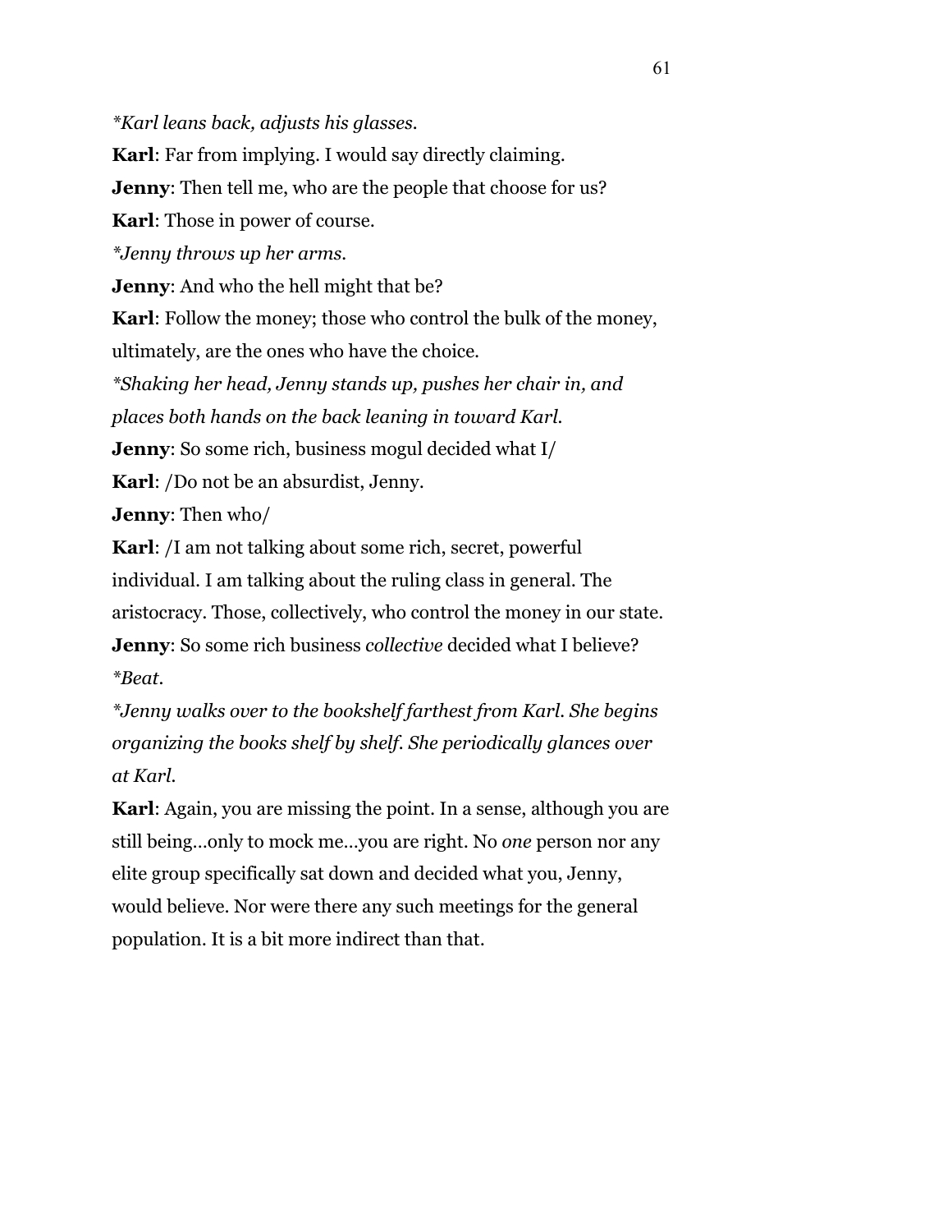*\*Karl leans back, adjusts his glasses.*

**Karl**: Far from implying. I would say directly claiming.

**Jenny**: Then tell me, who are the people that choose for us?

**Karl**: Those in power of course.

*\*Jenny throws up her arms.*

**Jenny**: And who the hell might that be?

**Karl**: Follow the money; those who control the bulk of the money, ultimately, are the ones who have the choice.

*\*Shaking her head, Jenny stands up, pushes her chair in, and places both hands on the back leaning in toward Karl.*

**Jenny**: So some rich, business mogul decided what I/

**Karl**: /Do not be an absurdist, Jenny.

**Jenny**: Then who/

**Karl**: /I am not talking about some rich, secret, powerful individual. I am talking about the ruling class in general. The aristocracy. Those, collectively, who control the money in our state.

**Jenny**: So some rich business *collective* decided what I believe?

*\*Beat.*

*\*Jenny walks over to the bookshelf farthest from Karl. She begins organizing the books shelf by shelf. She periodically glances over at Karl.*

**Karl**: Again, you are missing the point. In a sense, although you are still being…only to mock me…you are right. No *one* person nor any elite group specifically sat down and decided what you, Jenny, would believe. Nor were there any such meetings for the general population. It is a bit more indirect than that.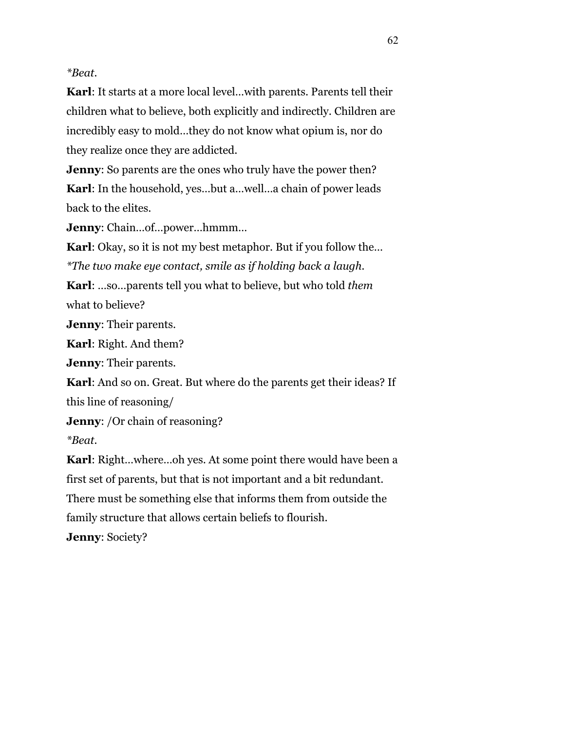*\*Beat.*

**Karl**: It starts at a more local level…with parents. Parents tell their children what to believe, both explicitly and indirectly. Children are incredibly easy to mold…they do not know what opium is, nor do they realize once they are addicted.

**Jenny**: So parents are the ones who truly have the power then?

**Karl**: In the household, yes…but a…well…a chain of power leads back to the elites.

**Jenny**: Chain…of…power…hmmm…

**Karl**: Okay, so it is not my best metaphor. But if you follow the…

*\*The two make eye contact, smile as if holding back a laugh.*

**Karl**: …so…parents tell you what to believe, but who told *them* what to believe?

**Jenny**: Their parents.

**Karl**: Right. And them?

**Jenny**: Their parents.

**Karl**: And so on. Great. But where do the parents get their ideas? If this line of reasoning/

**Jenny**: /Or chain of reasoning?

*\*Beat.*

**Karl**: Right…where…oh yes. At some point there would have been a first set of parents, but that is not important and a bit redundant. There must be something else that informs them from outside the family structure that allows certain beliefs to flourish.

**Jenny**: Society?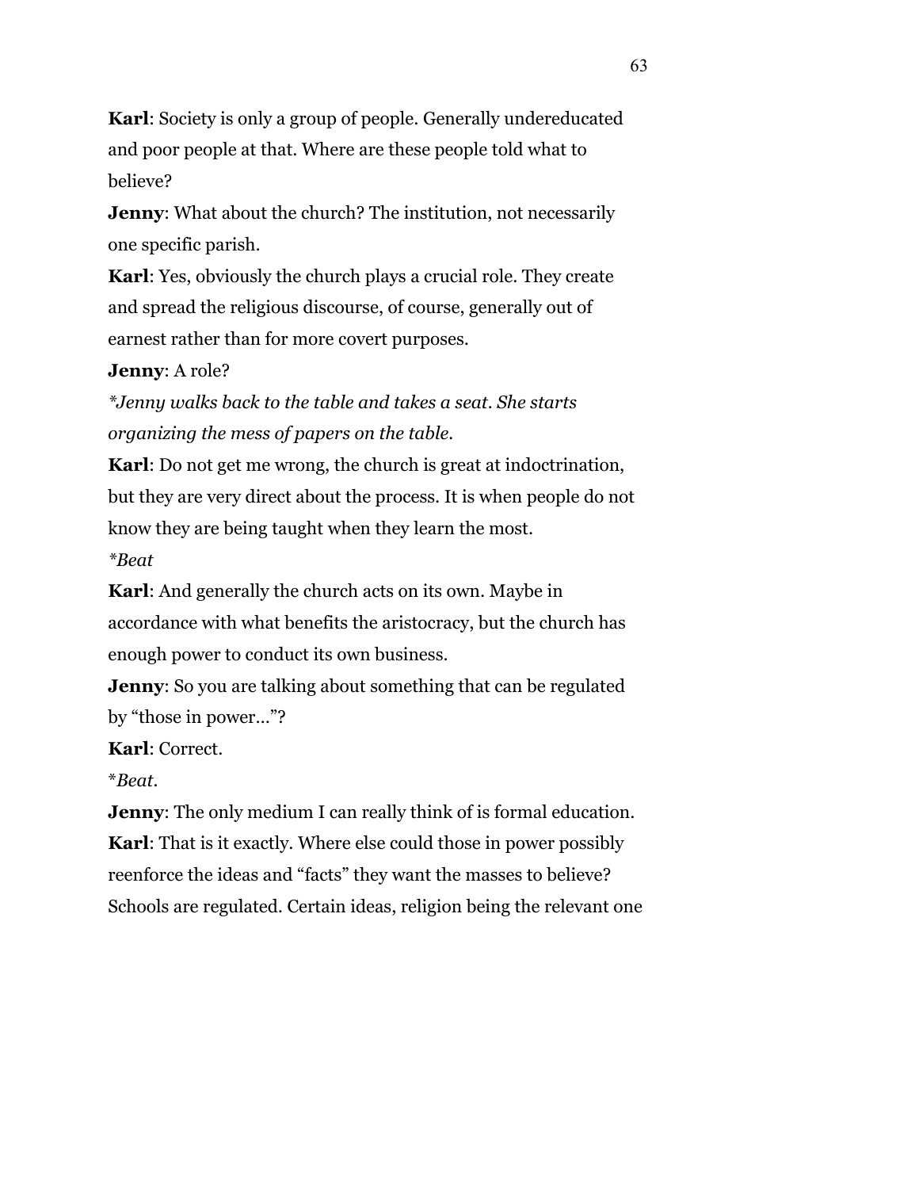**Karl**: Society is only a group of people. Generally undereducated and poor people at that. Where are these people told what to believe?

**Jenny**: What about the church? The institution, not necessarily one specific parish.

**Karl**: Yes, obviously the church plays a crucial role. They create and spread the religious discourse, of course, generally out of earnest rather than for more covert purposes.

**Jenny**: A role?

*\*Jenny walks back to the table and takes a seat. She starts organizing the mess of papers on the table.*

**Karl**: Do not get me wrong, the church is great at indoctrination, but they are very direct about the process. It is when people do not know they are being taught when they learn the most.

*\*Beat*

**Karl**: And generally the church acts on its own. Maybe in accordance with what benefits the aristocracy, but the church has enough power to conduct its own business.

**Jenny**: So you are talking about something that can be regulated by "those in power…"?

**Karl**: Correct.

\**Beat*.

**Jenny**: The only medium I can really think of is formal education.

**Karl**: That is it exactly. Where else could those in power possibly reenforce the ideas and "facts" they want the masses to believe? Schools are regulated. Certain ideas, religion being the relevant one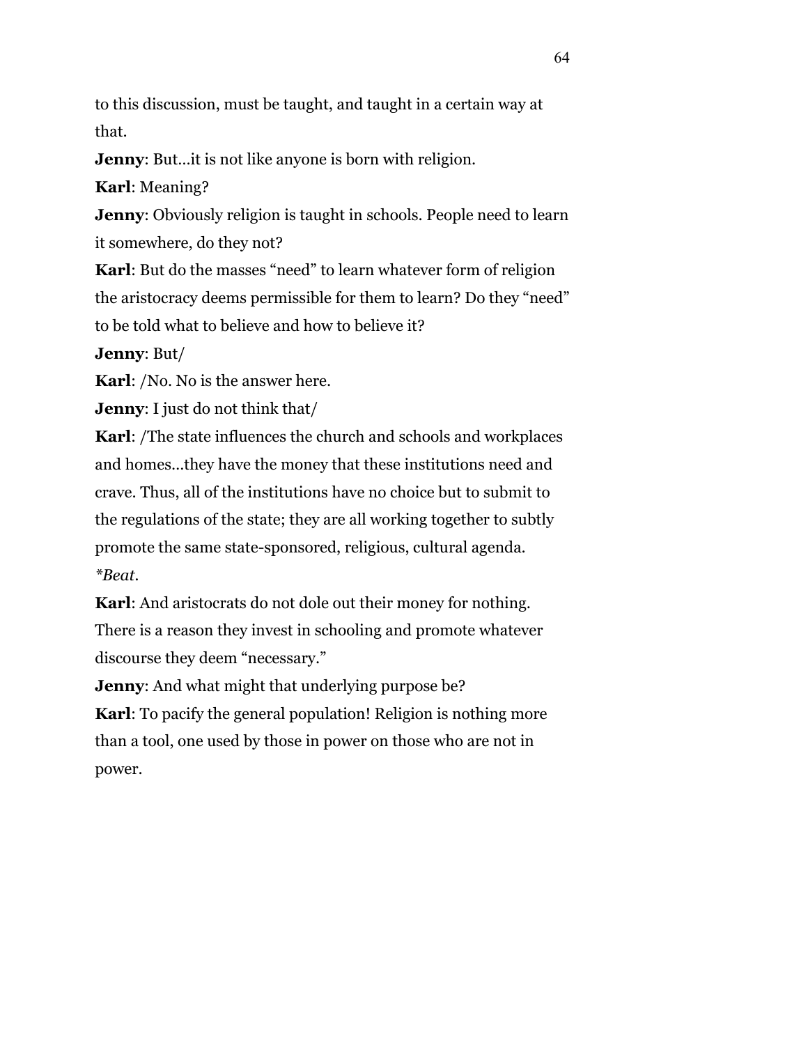to this discussion, must be taught, and taught in a certain way at that.

**Jenny**: But…it is not like anyone is born with religion.

**Karl**: Meaning?

**Jenny**: Obviously religion is taught in schools. People need to learn it somewhere, do they not?

**Karl**: But do the masses "need" to learn whatever form of religion the aristocracy deems permissible for them to learn? Do they "need" to be told what to believe and how to believe it?

**Jenny**: But/

**Karl**: /No. No is the answer here.

**Jenny**: I just do not think that/

**Karl**: /The state influences the church and schools and workplaces and homes…they have the money that these institutions need and crave. Thus, all of the institutions have no choice but to submit to the regulations of the state; they are all working together to subtly promote the same state-sponsored, religious, cultural agenda.

*\*Beat.*

**Karl**: And aristocrats do not dole out their money for nothing. There is a reason they invest in schooling and promote whatever discourse they deem "necessary."

**Jenny**: And what might that underlying purpose be?

**Karl**: To pacify the general population! Religion is nothing more than a tool, one used by those in power on those who are not in power.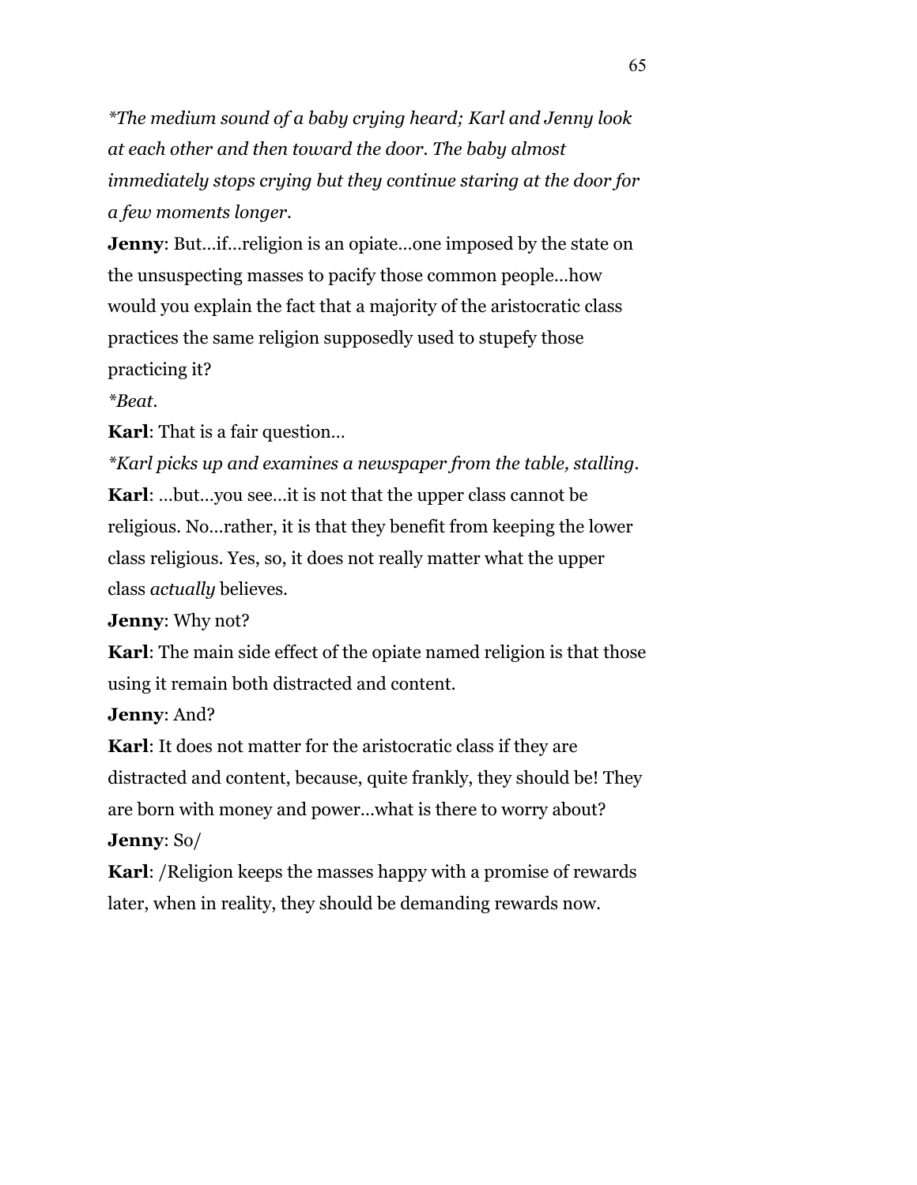*\*The medium sound of a baby crying heard; Karl and Jenny look at each other and then toward the door. The baby almost immediately stops crying but they continue staring at the door for a few moments longer.*

**Jenny**: But…if…religion is an opiate…one imposed by the state on the unsuspecting masses to pacify those common people…how would you explain the fact that a majority of the aristocratic class practices the same religion supposedly used to stupefy those practicing it?

*\*Beat.*

**Karl**: That is a fair question…

*\*Karl picks up and examines a newspaper from the table, stalling.*

**Karl**: …but…you see…it is not that the upper class cannot be religious. No…rather, it is that they benefit from keeping the lower class religious. Yes, so, it does not really matter what the upper class *actually* believes.

**Jenny**: Why not?

**Karl**: The main side effect of the opiate named religion is that those using it remain both distracted and content.

**Jenny**: And?

**Karl**: It does not matter for the aristocratic class if they are distracted and content, because, quite frankly, they should be! They are born with money and power…what is there to worry about?

**Jenny**: So/

**Karl**: /Religion keeps the masses happy with a promise of rewards later, when in reality, they should be demanding rewards now.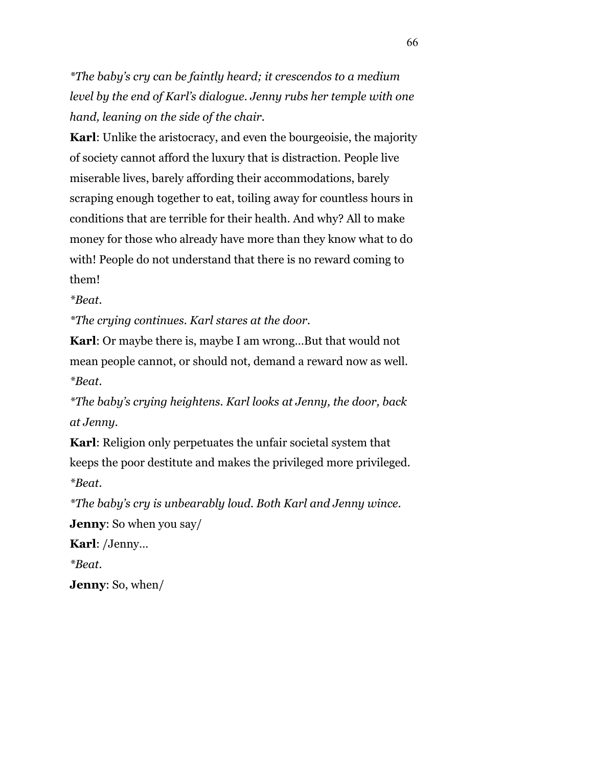*\*The baby's cry can be faintly heard; it crescendos to a medium level by the end of Karl's dialogue. Jenny rubs her temple with one hand, leaning on the side of the chair.*

**Karl**: Unlike the aristocracy, and even the bourgeoisie, the majority of society cannot afford the luxury that is distraction. People live miserable lives, barely affording their accommodations, barely scraping enough together to eat, toiling away for countless hours in conditions that are terrible for their health. And why? All to make money for those who already have more than they know what to do with! People do not understand that there is no reward coming to them!

*\*Beat.*

*\*The crying continues. Karl stares at the door.*

**Karl**: Or maybe there is, maybe I am wrong…But that would not mean people cannot, or should not, demand a reward now as well.

*\*Beat.*

*\*The baby's crying heightens. Karl looks at Jenny, the door, back at Jenny.*

**Karl**: Religion only perpetuates the unfair societal system that keeps the poor destitute and makes the privileged more privileged.

*\*Beat.*

*\*The baby's cry is unbearably loud. Both Karl and Jenny wince.*

**Jenny**: So when you say/

**Karl**: /Jenny…

*\*Beat.*

**Jenny**: So, when/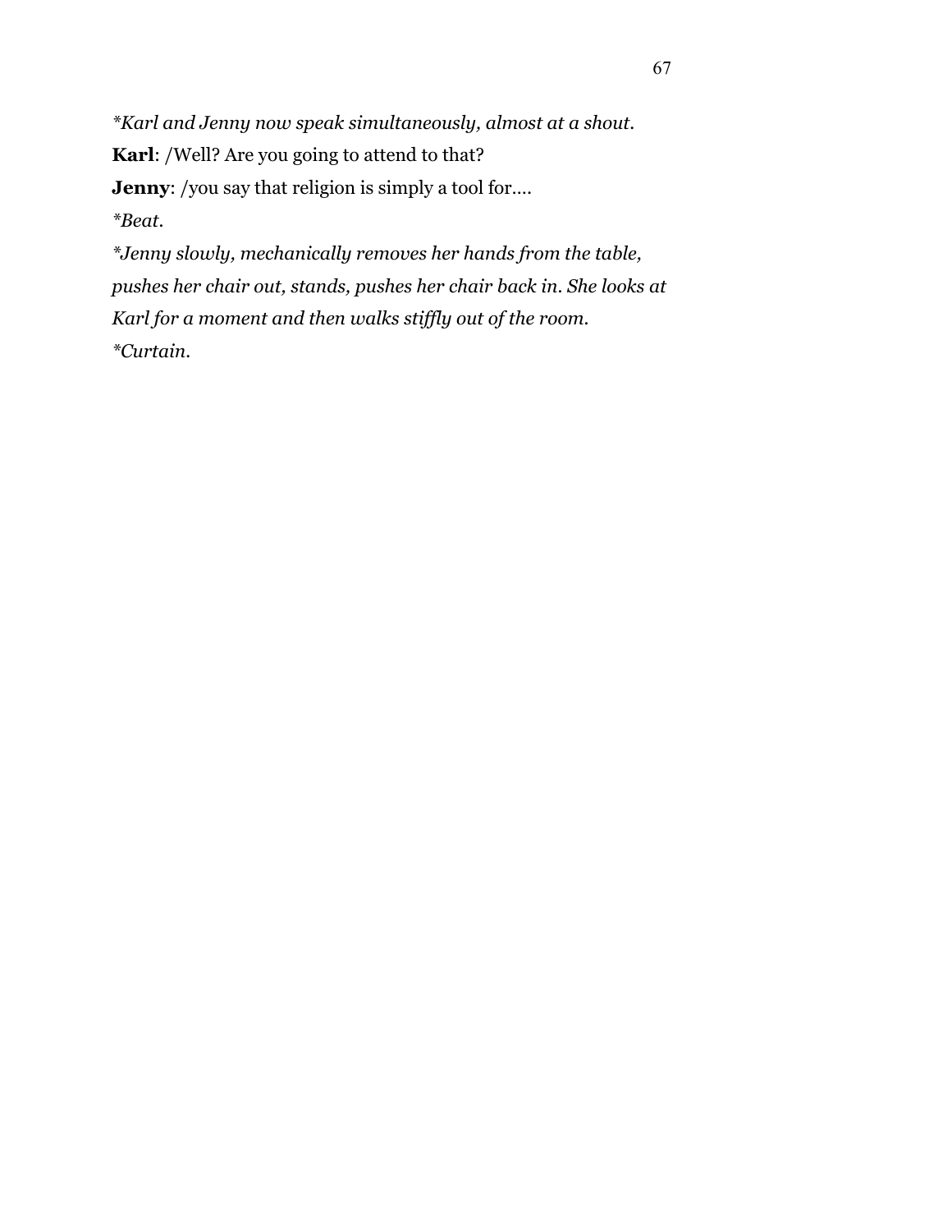*\*Karl and Jenny now speak simultaneously, almost at a shout.*

**Karl**: /Well? Are you going to attend to that?

**Jenny**: /you say that religion is simply a tool for....

*\*Beat.*

*\*Jenny slowly, mechanically removes her hands from the table, pushes her chair out, stands, pushes her chair back in. She looks at Karl for a moment and then walks stiffly out of the room.*

*\*Curtain.*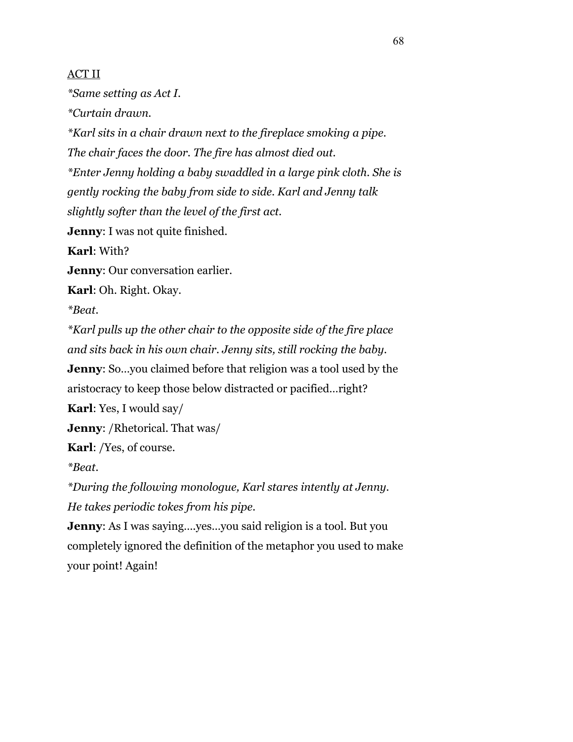<u>ACT II</u>

*\*Same setting as Act I.*

*\*Curtain drawn.*

*\*Karl sits in a chair drawn next to the fireplace smoking a pipe. The chair faces the door. The fire has almost died out.*

*\*Enter Jenny holding a baby swaddled in a large pink cloth. She is gently rocking the baby from side to side. Karl and Jenny talk slightly softer than the level of the first act.*

**Jenny**: I was not quite finished.

**Karl**: With?

**Jenny**: Our conversation earlier.

**Karl**: Oh. Right. Okay.

*\*Beat.*

*\*Karl pulls up the other chair to the opposite side of the fire place and sits back in his own chair. Jenny sits, still rocking the baby.*

**Jenny**: So…you claimed before that religion was a tool used by the aristocracy to keep those below distracted or pacified…right?

**Karl**: Yes, I would say/

**Jenny**: /Rhetorical. That was/

**Karl**: /Yes, of course.

*\*Beat.*

*\*During the following monologue, Karl stares intently at Jenny. He takes periodic tokes from his pipe.*

**Jenny**: As I was saying….yes…you said religion is a tool. But you completely ignored the definition of the metaphor you used to make your point! Again!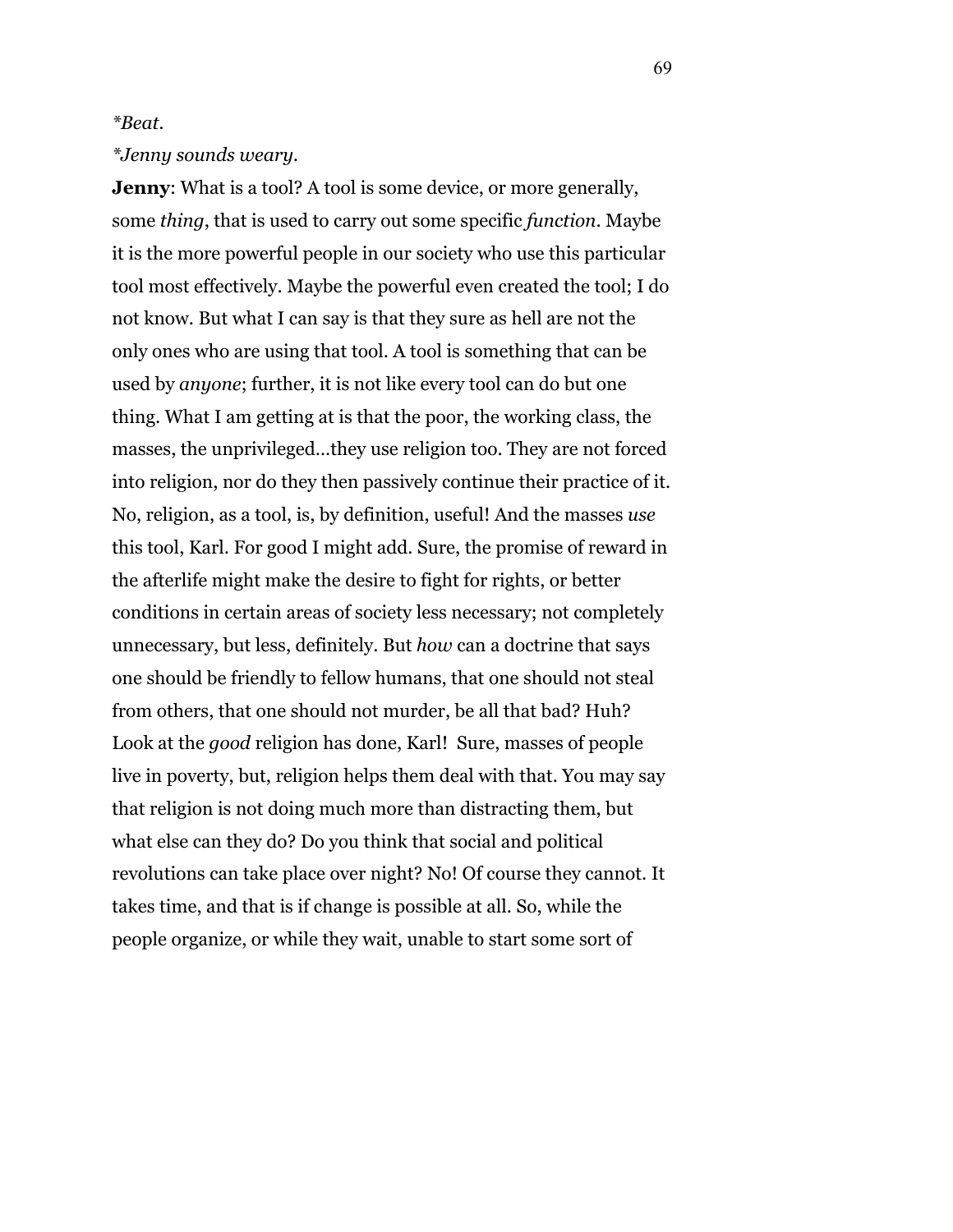*\*Beat.*

*\*Jenny sounds weary.*

**Jenny**: What is a tool? A tool is some device, or more generally, some *thing*, that is used to carry out some specific *function*. Maybe it is the more powerful people in our society who use this particular tool most effectively. Maybe the powerful even created the tool; I do not know. But what I can say is that they sure as hell are not the only ones who are using that tool. A tool is something that can be used by *anyone*; further, it is not like every tool can do but one thing. What I am getting at is that the poor, the working class, the masses, the unprivileged…they use religion too. They are not forced into religion, nor do they then passively continue their practice of it. No, religion, as a tool, is, by definition, useful! And the masses *use* this tool, Karl. For good I might add. Sure, the promise of reward in the afterlife might make the desire to fight for rights, or better conditions in certain areas of society less necessary; not completely unnecessary, but less, definitely. But *how* can a doctrine that says one should be friendly to fellow humans, that one should not steal from others, that one should not murder, be all that bad? Huh? Look at the *good* religion has done, Karl! Sure, masses of people live in poverty, but, religion helps them deal with that. You may say that religion is not doing much more than distracting them, but what else can they do? Do you think that social and political revolutions can take place over night? No! Of course they cannot. It takes time, and that is if change is possible at all. So, while the people organize, or while they wait, unable to start some sort of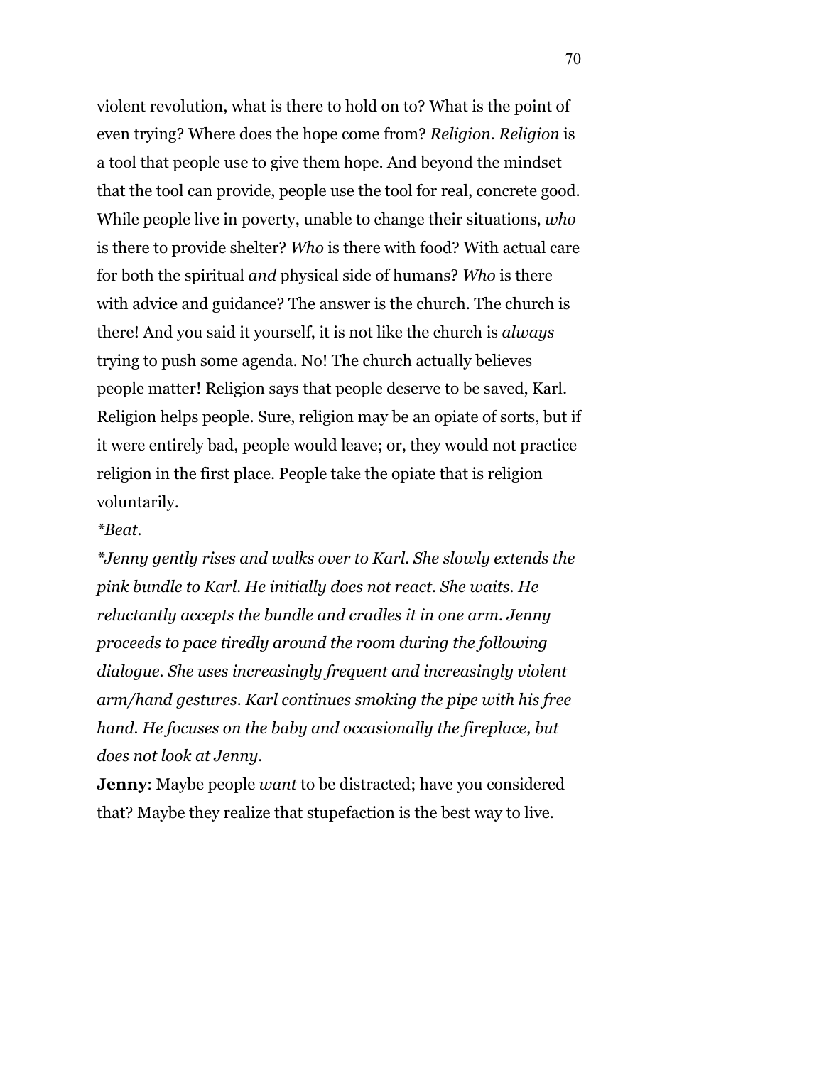violent revolution, what is there to hold on to? What is the point of even trying? Where does the hope come from? *Religion*. *Religion* is a tool that people use to give them hope. And beyond the mindset that the tool can provide, people use the tool for real, concrete good. While people live in poverty, unable to change their situations, *who* is there to provide shelter? *Who* is there with food? With actual care for both the spiritual *and* physical side of humans? *Who* is there with advice and guidance? The answer is the church. The church is there! And you said it yourself, it is not like the church is *always* trying to push some agenda. No! The church actually believes people matter! Religion says that people deserve to be saved, Karl. Religion helps people. Sure, religion may be an opiate of sorts, but if it were entirely bad, people would leave; or, they would not practice religion in the first place. People take the opiate that is religion voluntarily.

*\*Beat.*

*\*Jenny gently rises and walks over to Karl. She slowly extends the pink bundle to Karl. He initially does not react. She waits. He reluctantly accepts the bundle and cradles it in one arm. Jenny proceeds to pace tiredly around the room during the following dialogue. She uses increasingly frequent and increasingly violent arm/hand gestures. Karl continues smoking the pipe with his free hand. He focuses on the baby and occasionally the fireplace, but does not look at Jenny.*

**Jenny**: Maybe people *want* to be distracted; have you considered that? Maybe they realize that stupefaction is the best way to live.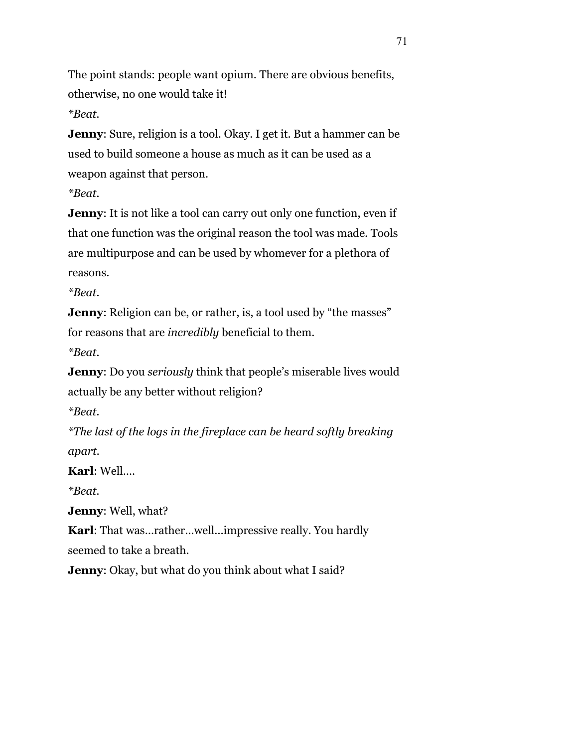The point stands: people want opium. There are obvious benefits, otherwise, no one would take it!

*\*Beat.*

**Jenny**: Sure, religion is a tool. Okay. I get it. But a hammer can be used to build someone a house as much as it can be used as a weapon against that person.

*\*Beat.*

**Jenny**: It is not like a tool can carry out only one function, even if that one function was the original reason the tool was made. Tools are multipurpose and can be used by whomever for a plethora of reasons.

*\*Beat.*

**Jenny**: Religion can be, or rather, is, a tool used by "the masses" for reasons that are *incredibly* beneficial to them.

*\*Beat.*

**Jenny**: Do you *seriously* think that people's miserable lives would actually be any better without religion?

*\*Beat.*

*\*The last of the logs in the fireplace can be heard softly breaking apart.*

**Karl**: Well….

*\*Beat.*

**Jenny**: Well, what?

**Karl**: That was…rather…well…impressive really. You hardly seemed to take a breath.

**Jenny**: Okay, but what do you think about what I said?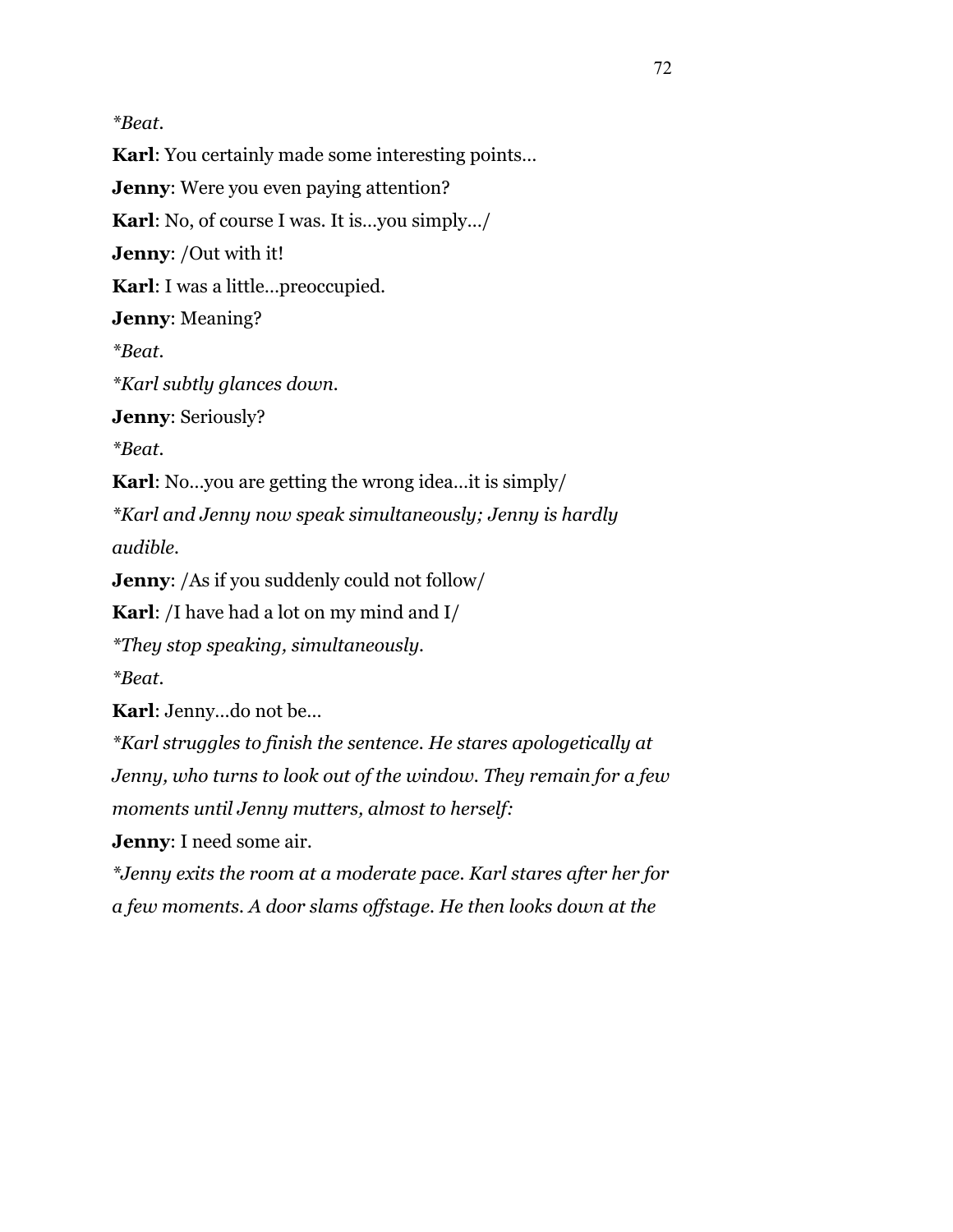*\*Beat.*

**Karl**: You certainly made some interesting points…

**Jenny**: Were you even paying attention?

**Karl**: No, of course I was. It is…you simply…/

**Jenny**: /Out with it!

**Karl**: I was a little…preoccupied.

**Jenny**: Meaning?

*\*Beat.*

*\*Karl subtly glances down.*

**Jenny**: Seriously?

*\*Beat.*

**Karl**: No…you are getting the wrong idea…it is simply/

*\*Karl and Jenny now speak simultaneously; Jenny is hardly audible.*

**Jenny**: /As if you suddenly could not follow/

**Karl**: /I have had a lot on my mind and I/

*\*They stop speaking, simultaneously.*

*\*Beat.*

**Karl**: Jenny…do not be…

*\*Karl struggles to finish the sentence. He stares apologetically at Jenny, who turns to look out of the window. They remain for a few moments until Jenny mutters, almost to herself:*

**Jenny**: I need some air.

*\*Jenny exits the room at a moderate pace. Karl stares after her for a few moments. A door slams offstage. He then looks down at the*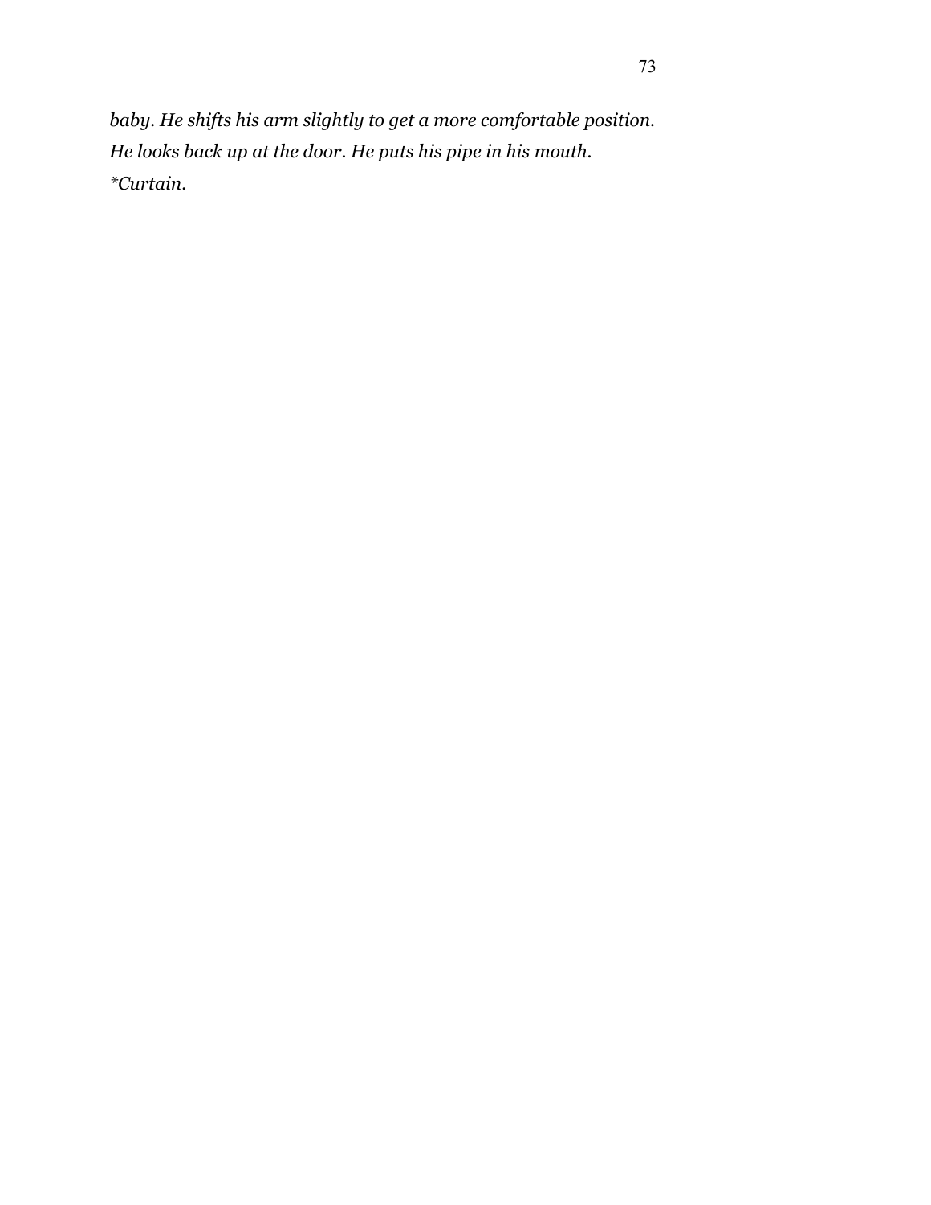*baby. He shifts his arm slightly to get a more comfortable position. He looks back up at the door. He puts his pipe in his mouth.*

*\*Curtain.*